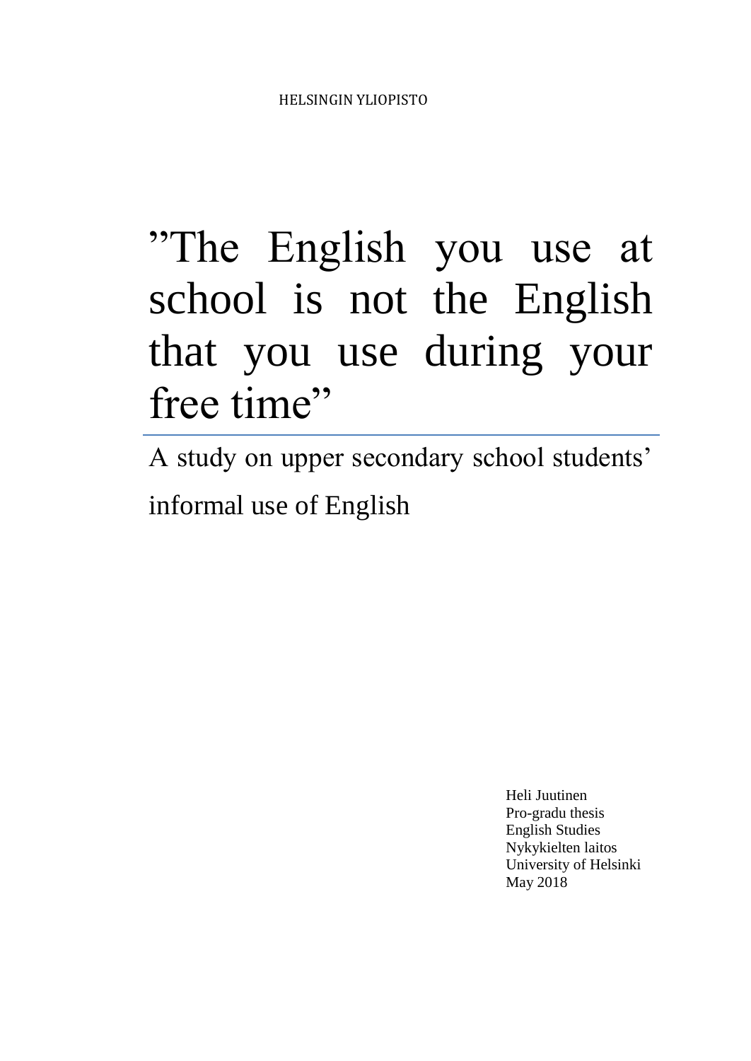HELSINGIN YLIOPISTO

# ”The English you use at school is not the English that you use during your free time”

## A study on upper secondary school students' informal use of English

Heli Juutinen
Pro-gradu thesis
English Studies
Nykykielten laitos
University of Helsinki
May 2018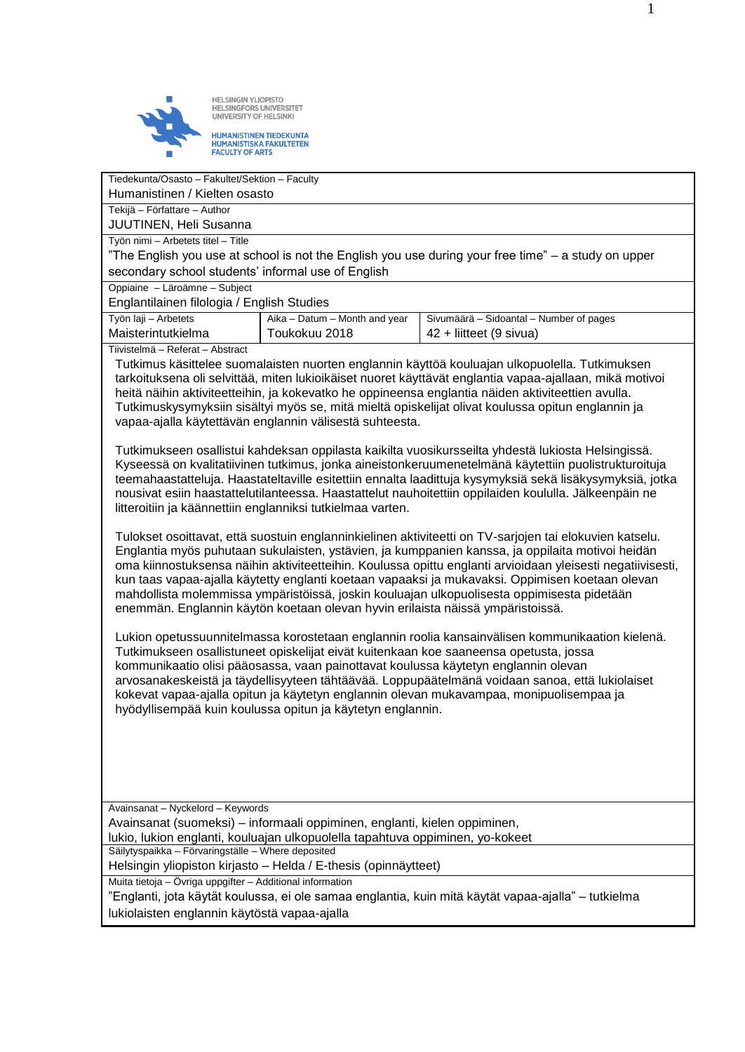HELSINGIN YLIOPISTO
HELSINGFORS UNIVERSITET
UNIVERSITY OF HELSINKI

HUMANISTINEN TIEDEKUNTA
HUMANISTISKA FAKULTETEN
FACULTY OF ARTS

| Tiedekunta/Osasto – Fakultet/Sektion – Faculty | | |
|---|---|---|
| Humanistinen / Kielten osasto | | |
| **Tekijä – Författare – Author** | | |
| JUUTINEN, Heli Susanna | | |
| **Työn nimi – Arbetets titel – Title** | | |
| "The English you use at school is not the English you use during your free time" – a study on upper secondary school students' informal use of English | | |
| **Oppiaine – Läroämne – Subject** | | |
| Englantilainen filologia / English Studies | | |
| **Työn laji – Arbetets** | **Aika – Datum – Month and year** | **Sivumäärä – Sidoantal – Number of pages** |
| Maisterintutkielma | Toukokuu 2018 | 42 + liitteet (9 sivua) |

**Tiivistelmä – Referat – Abstract**

Tutkimus käsittelee suomalaisten nuorten englannin käyttöä kouluajan ulkopuolella. Tutkimuksen tarkoituksena oli selvittää, miten lukioikäiset nuoret käyttävät englantia vapaa-ajallaan, mikä motivoi heitä näihin aktiviteetteihin, ja kokevatko he oppineensa englantia näiden aktiviteettien avulla. Tutkimuskysymyksiin sisältyi myös se, mitä mieltä opiskelijat olivat koulussa opitun englannin ja vapaa-ajalla käytettävän englannin välisestä suhteesta.

Tutkimukseen osallistui kahdeksan oppilasta kaikilta vuosikursseilta yhdestä lukiosta Helsingissä. Kyseessä on kvalitatiivinen tutkimus, jonka aineistonkeruumenetelmänä käytettiin puolistrukturoituja teemahaastatteluja. Haastateltaville esitettiin ennalta laadittuja kysymyksiä sekä lisäkysymyksiä, jotka nousivat esiin haastattelutilanteessa. Haastattelut nauhoitettiin oppilaiden koululla. Jälkeenpäin ne litteroitiin ja käännettiin englanniksi tutkielmaa varten.

Tulokset osoittavat, että suosituin englanninkielinen aktiviteetti on TV-sarjojen tai elokuvien katselu. Englantia myös puhutaan sukulaisten, ystävien, ja kumppanien kanssa, ja oppilaita motivoi heidän oma kiinnostuksensa näihin aktiviteetteihin. Koulussa opittu englanti arvioidaan yleisesti negatiivisesti, kun taas vapaa-ajalla käytetty englanti koetaan vapaaksi ja mukavaksi. Oppimisen koetaan olevan mahdollista molemmissa ympäristöissä, joskin kouluajan ulkopuolisesta oppimisesta pidetään enemmän. Englannin käytön koetaan olevan hyvin erilaista näissä ympäristöissä.

Lukion opetussuunnitelmassa korostetaan englannin roolia kansainvälisen kommunikaation kielenä. Tutkimukseen osallistuneet opiskelijat eivät kuitenkaan koe saaneensa opetusta, jossa kommunikaatio olisi pääosassa, vaan painottavat koulussa käytetyn englannin olevan arvosanakeskeistä ja täydellisyyteen tähtäävää. Loppupäätelmänä voidaan sanoa, että lukiolaiset kokevat vapaa-ajalla opitun ja käytetyn englannin olevan mukavampaa, monipuolisempaa ja hyödyllisempää kuin koulussa opitun ja käytetyn englannin.

**Avainsanat – Nyckelord – Keywords**

Avainsanat (suomeksi) – informaali oppiminen, englanti, kielen oppiminen, lukio, lukion englanti, kouluajan ulkopuolella tapahtuva oppiminen, yo-kokeet

**Säilytyspaikka – Förvaringställe – Where deposited**

Helsingin yliopiston kirjasto – Helda / E-thesis (opinnäytteet)

**Muita tietoja – Övriga uppgifter – Additional information**

"Englanti, jota käytät koulussa, ei ole samaa englantia, kuin mitä käytät vapaa-ajalla" – tutkielma lukiolaisten englannin käytöstä vapaa-ajalla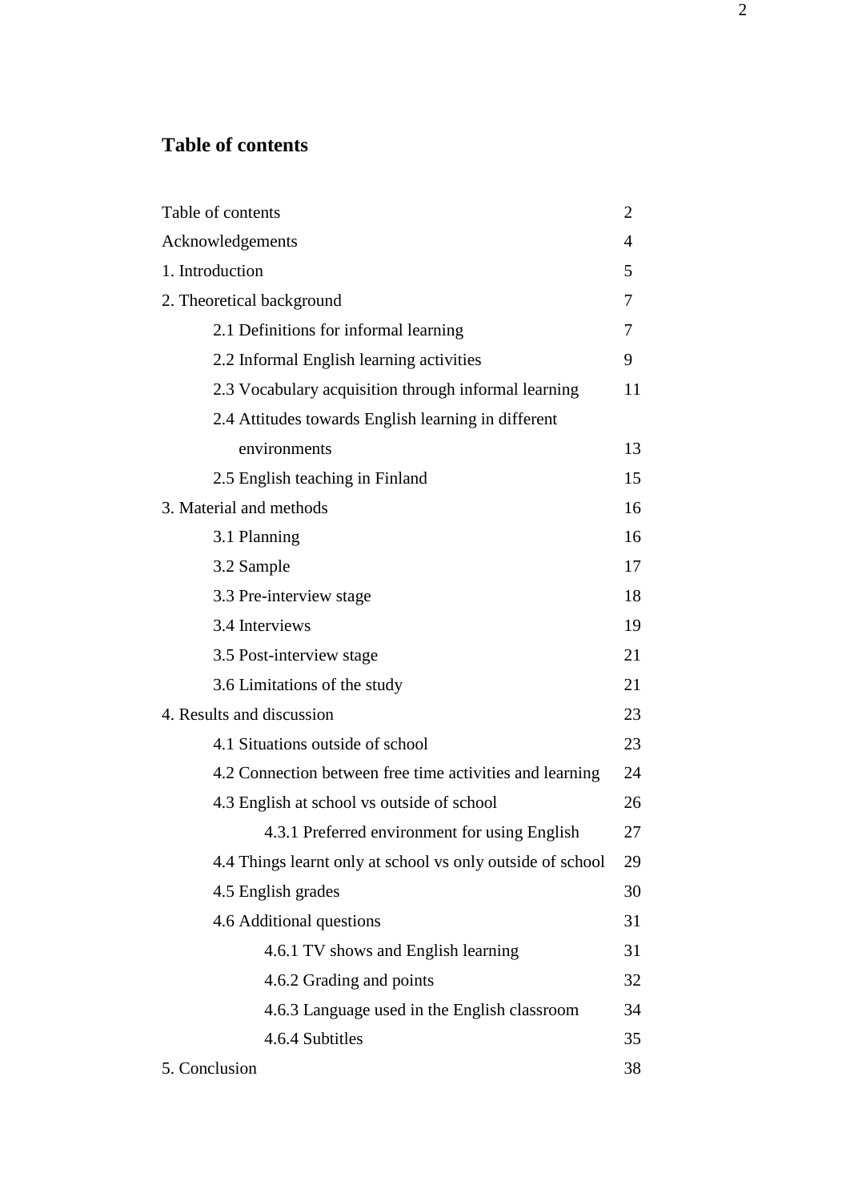## Table of contents

| | |
|---|---|
| Table of contents | 2 |
| Acknowledgements | 4 |
| 1. Introduction | 5 |
| 2. Theoretical background | 7 |
| 2.1 Definitions for informal learning | 7 |
| 2.2 Informal English learning activities | 9 |
| 2.3 Vocabulary acquisition through informal learning | 11 |
| 2.4 Attitudes towards English learning in different environments | 13 |
| 2.5 English teaching in Finland | 15 |
| 3. Material and methods | 16 |
| 3.1 Planning | 16 |
| 3.2 Sample | 17 |
| 3.3 Pre-interview stage | 18 |
| 3.4 Interviews | 19 |
| 3.5 Post-interview stage | 21 |
| 3.6 Limitations of the study | 21 |
| 4. Results and discussion | 23 |
| 4.1 Situations outside of school | 23 |
| 4.2 Connection between free time activities and learning | 24 |
| 4.3 English at school vs outside of school | 26 |
| 4.3.1 Preferred environment for using English | 27 |
| 4.4 Things learnt only at school vs only outside of school | 29 |
| 4.5 English grades | 30 |
| 4.6 Additional questions | 31 |
| 4.6.1 TV shows and English learning | 31 |
| 4.6.2 Grading and points | 32 |
| 4.6.3 Language used in the English classroom | 34 |
| 4.6.4 Subtitles | 35 |
| 5. Conclusion | 38 |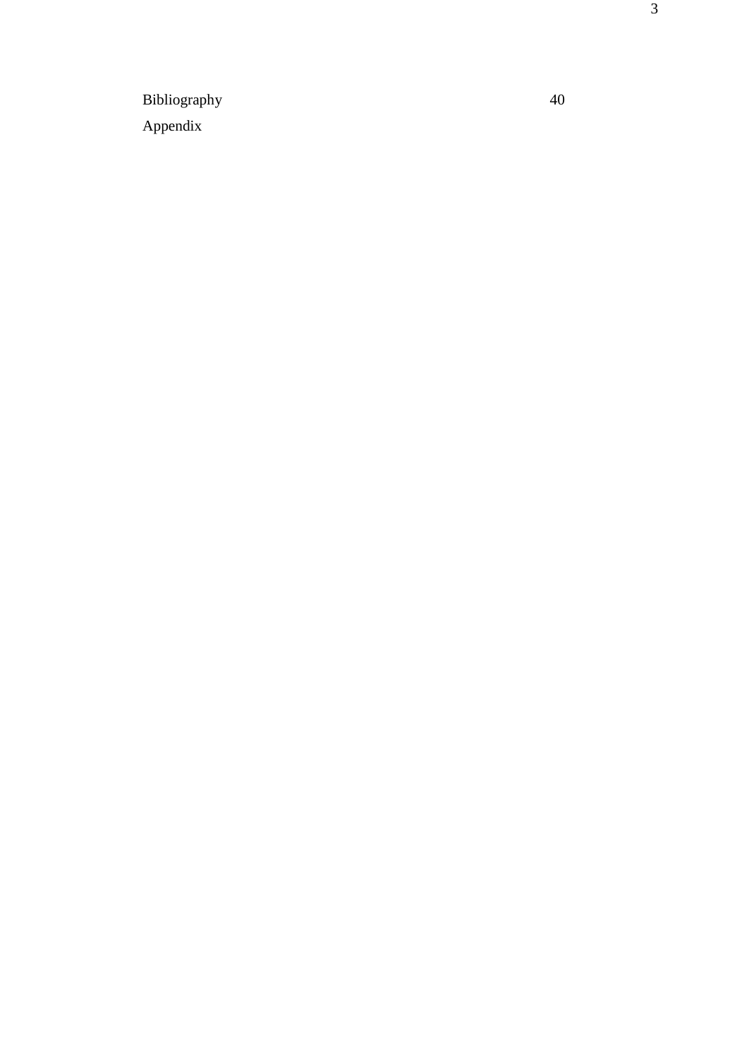Bibliography 40

Appendix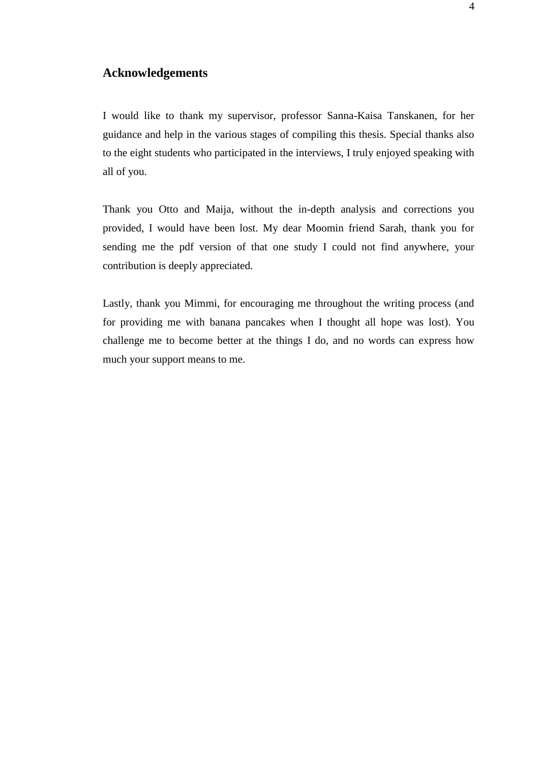## Acknowledgements

I would like to thank my supervisor, professor Sanna-Kaisa Tanskanen, for her guidance and help in the various stages of compiling this thesis. Special thanks also to the eight students who participated in the interviews, I truly enjoyed speaking with all of you.

Thank you Otto and Maija, without the in-depth analysis and corrections you provided, I would have been lost. My dear Moomin friend Sarah, thank you for sending me the pdf version of that one study I could not find anywhere, your contribution is deeply appreciated.

Lastly, thank you Mimmi, for encouraging me throughout the writing process (and for providing me with banana pancakes when I thought all hope was lost). You challenge me to become better at the things I do, and no words can express how much your support means to me.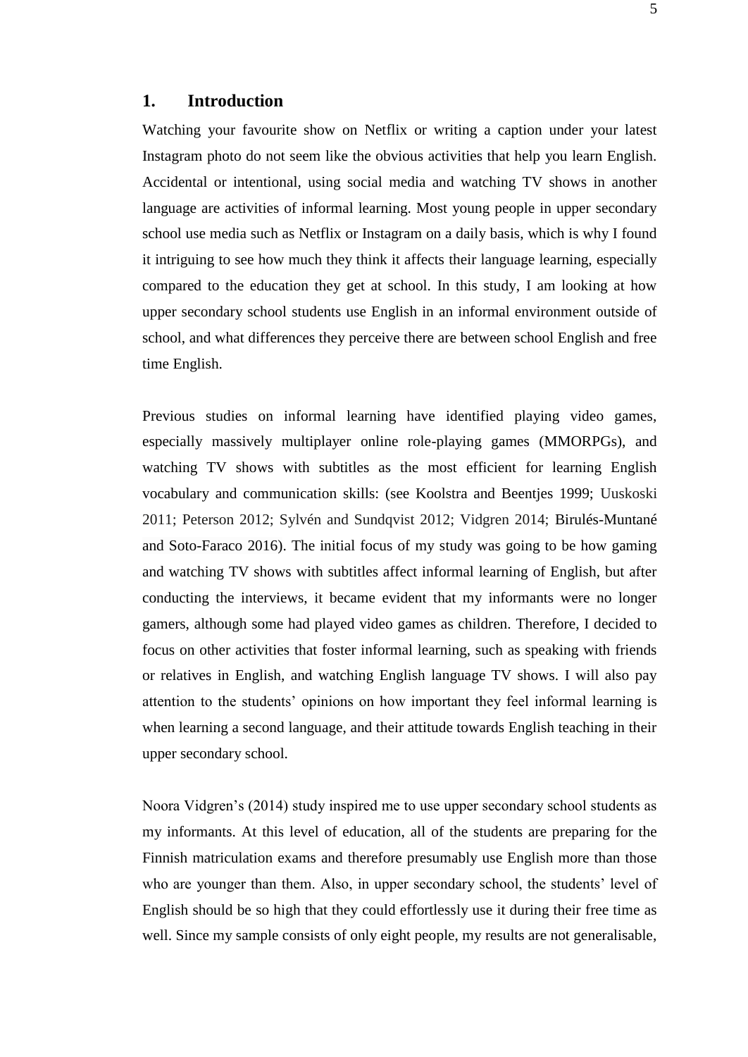# 1. Introduction

Watching your favourite show on Netflix or writing a caption under your latest Instagram photo do not seem like the obvious activities that help you learn English. Accidental or intentional, using social media and watching TV shows in another language are activities of informal learning. Most young people in upper secondary school use media such as Netflix or Instagram on a daily basis, which is why I found it intriguing to see how much they think it affects their language learning, especially compared to the education they get at school. In this study, I am looking at how upper secondary school students use English in an informal environment outside of school, and what differences they perceive there are between school English and free time English.

Previous studies on informal learning have identified playing video games, especially massively multiplayer online role-playing games (MMORPGs), and watching TV shows with subtitles as the most efficient for learning English vocabulary and communication skills: (see Koolstra and Beentjes 1999; Uuskoski 2011; Peterson 2012; Sylvén and Sundqvist 2012; Vidgren 2014; Birulés-Muntané and Soto-Faraco 2016). The initial focus of my study was going to be how gaming and watching TV shows with subtitles affect informal learning of English, but after conducting the interviews, it became evident that my informants were no longer gamers, although some had played video games as children. Therefore, I decided to focus on other activities that foster informal learning, such as speaking with friends or relatives in English, and watching English language TV shows. I will also pay attention to the students' opinions on how important they feel informal learning is when learning a second language, and their attitude towards English teaching in their upper secondary school.

Noora Vidgren's (2014) study inspired me to use upper secondary school students as my informants. At this level of education, all of the students are preparing for the Finnish matriculation exams and therefore presumably use English more than those who are younger than them. Also, in upper secondary school, the students' level of English should be so high that they could effortlessly use it during their free time as well. Since my sample consists of only eight people, my results are not generalisable,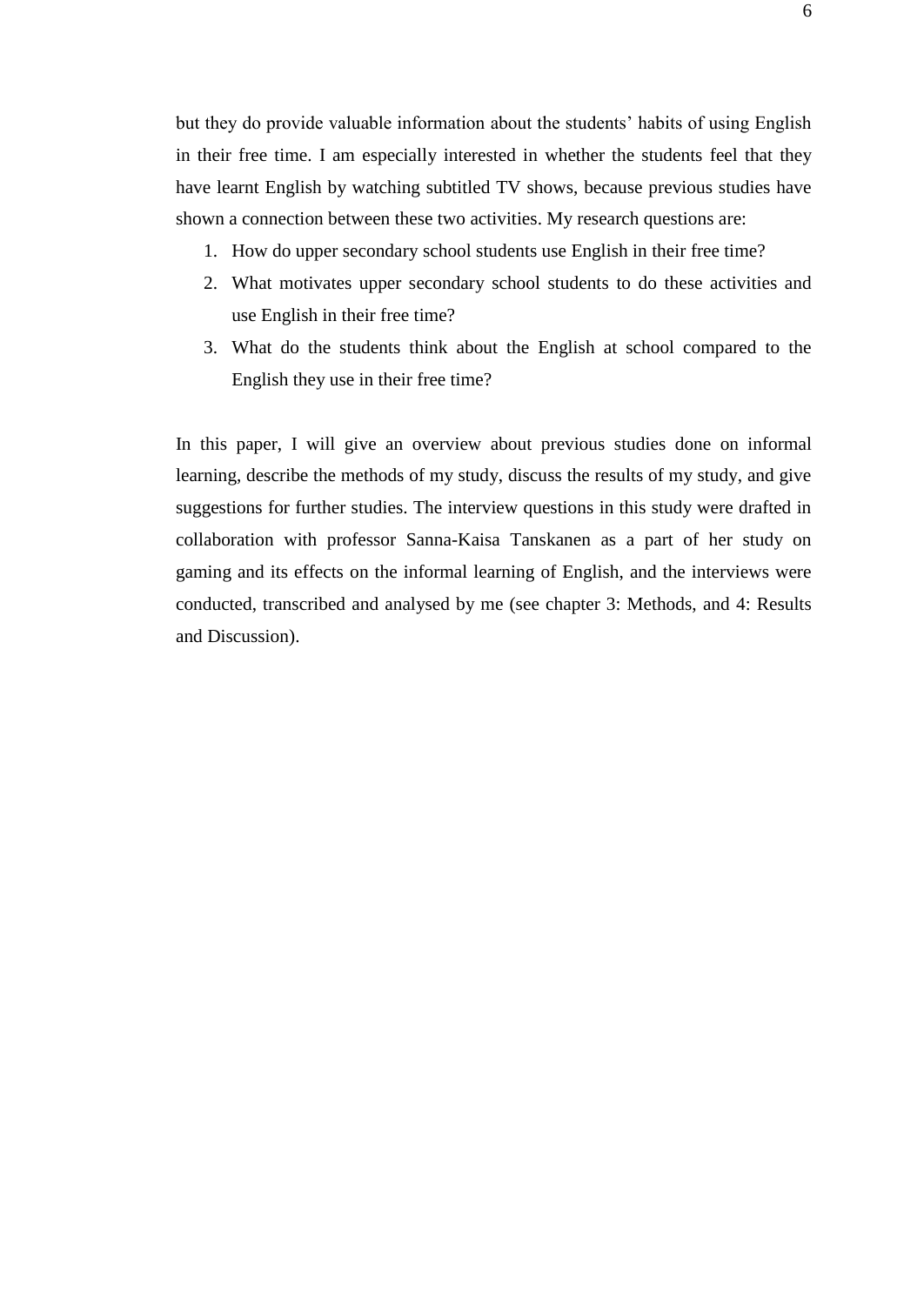but they do provide valuable information about the students' habits of using English in their free time. I am especially interested in whether the students feel that they have learnt English by watching subtitled TV shows, because previous studies have shown a connection between these two activities. My research questions are:

1. How do upper secondary school students use English in their free time?
2. What motivates upper secondary school students to do these activities and use English in their free time?
3. What do the students think about the English at school compared to the English they use in their free time?

In this paper, I will give an overview about previous studies done on informal learning, describe the methods of my study, discuss the results of my study, and give suggestions for further studies. The interview questions in this study were drafted in collaboration with professor Sanna-Kaisa Tanskanen as a part of her study on gaming and its effects on the informal learning of English, and the interviews were conducted, transcribed and analysed by me (see chapter 3: Methods, and 4: Results and Discussion).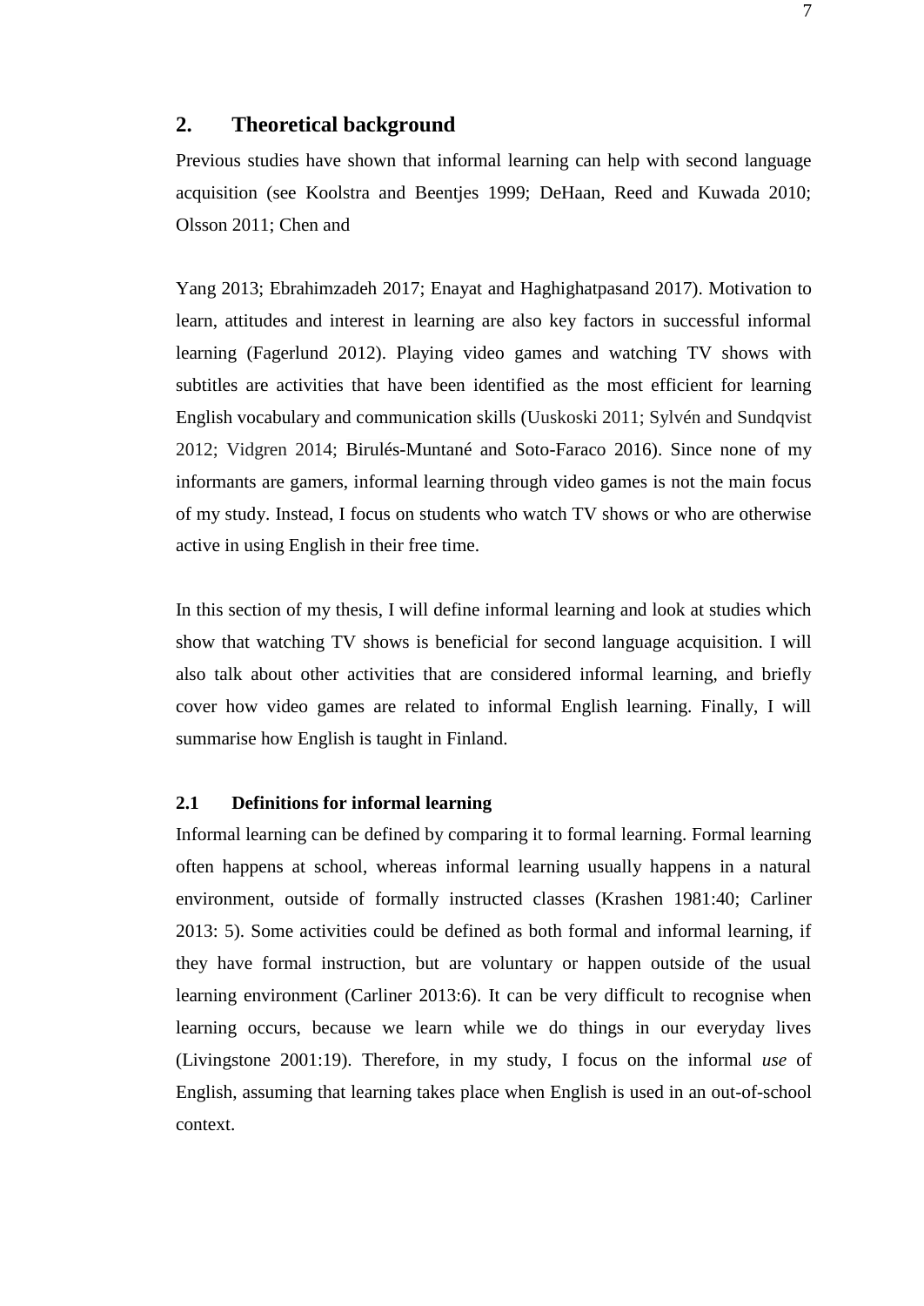## 2. Theoretical background

Previous studies have shown that informal learning can help with second language acquisition (see Koolstra and Beentjes 1999; DeHaan, Reed and Kuwada 2010; Olsson 2011; Chen and

Yang 2013; Ebrahimzadeh 2017; Enayat and Haghighatpasand 2017). Motivation to learn, attitudes and interest in learning are also key factors in successful informal learning (Fagerlund 2012). Playing video games and watching TV shows with subtitles are activities that have been identified as the most efficient for learning English vocabulary and communication skills (Uuskoski 2011; Sylvén and Sundqvist 2012; Vidgren 2014; Birulés-Muntané and Soto-Faraco 2016). Since none of my informants are gamers, informal learning through video games is not the main focus of my study. Instead, I focus on students who watch TV shows or who are otherwise active in using English in their free time.

In this section of my thesis, I will define informal learning and look at studies which show that watching TV shows is beneficial for second language acquisition. I will also talk about other activities that are considered informal learning, and briefly cover how video games are related to informal English learning. Finally, I will summarise how English is taught in Finland.

### 2.1 Definitions for informal learning

Informal learning can be defined by comparing it to formal learning. Formal learning often happens at school, whereas informal learning usually happens in a natural environment, outside of formally instructed classes (Krashen 1981:40; Carliner 2013: 5). Some activities could be defined as both formal and informal learning, if they have formal instruction, but are voluntary or happen outside of the usual learning environment (Carliner 2013:6). It can be very difficult to recognise when learning occurs, because we learn while we do things in our everyday lives (Livingstone 2001:19). Therefore, in my study, I focus on the informal *use* of English, assuming that learning takes place when English is used in an out-of-school context.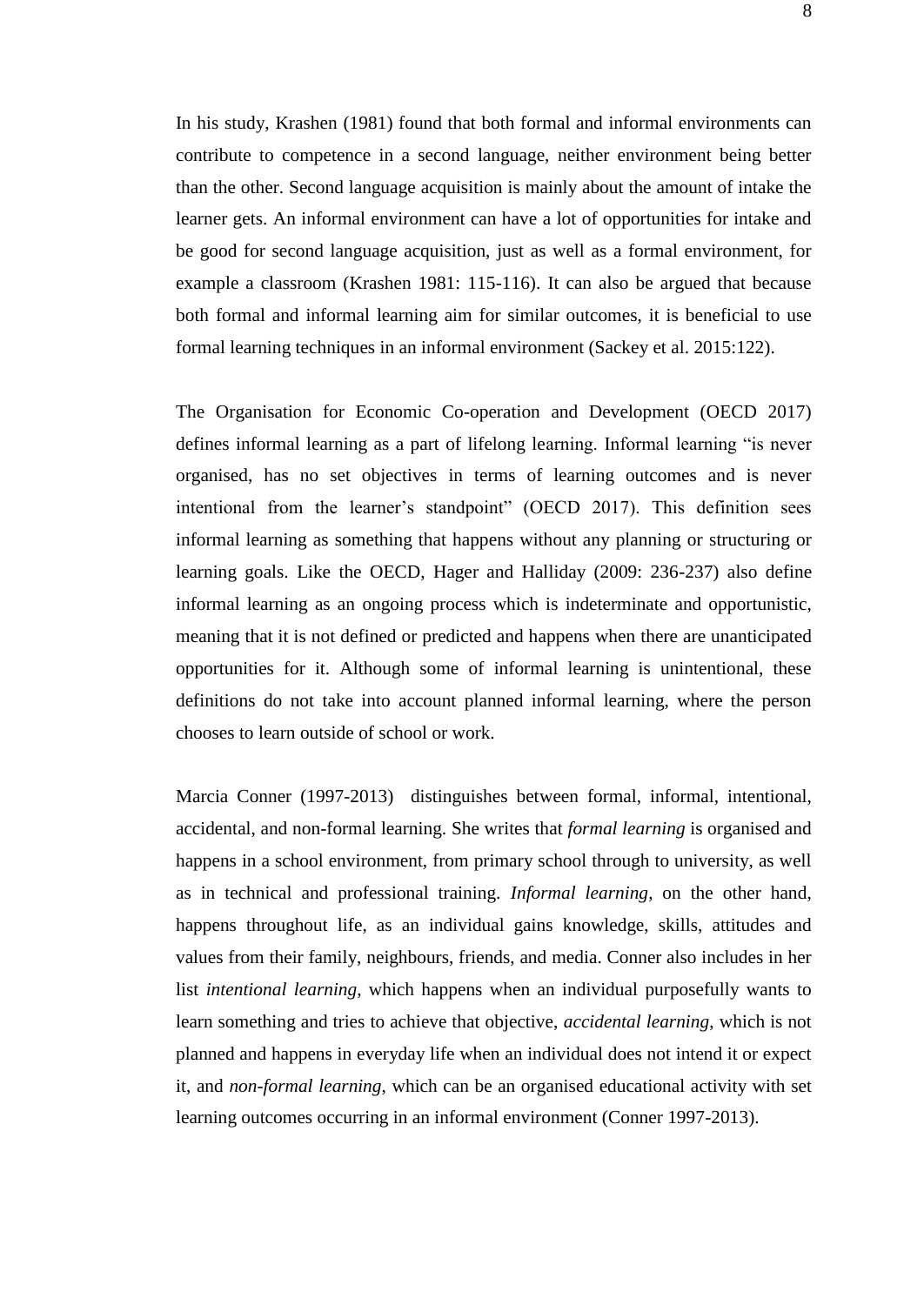In his study, Krashen (1981) found that both formal and informal environments can contribute to competence in a second language, neither environment being better than the other. Second language acquisition is mainly about the amount of intake the learner gets. An informal environment can have a lot of opportunities for intake and be good for second language acquisition, just as well as a formal environment, for example a classroom (Krashen 1981: 115-116). It can also be argued that because both formal and informal learning aim for similar outcomes, it is beneficial to use formal learning techniques in an informal environment (Sackey et al. 2015:122).

The Organisation for Economic Co-operation and Development (OECD 2017) defines informal learning as a part of lifelong learning. Informal learning "is never organised, has no set objectives in terms of learning outcomes and is never intentional from the learner's standpoint" (OECD 2017). This definition sees informal learning as something that happens without any planning or structuring or learning goals. Like the OECD, Hager and Halliday (2009: 236-237) also define informal learning as an ongoing process which is indeterminate and opportunistic, meaning that it is not defined or predicted and happens when there are unanticipated opportunities for it. Although some of informal learning is unintentional, these definitions do not take into account planned informal learning, where the person chooses to learn outside of school or work.

Marcia Conner (1997-2013) distinguishes between formal, informal, intentional, accidental, and non-formal learning. She writes that *formal learning* is organised and happens in a school environment, from primary school through to university, as well as in technical and professional training. *Informal learning*, on the other hand, happens throughout life, as an individual gains knowledge, skills, attitudes and values from their family, neighbours, friends, and media. Conner also includes in her list *intentional learning,* which happens when an individual purposefully wants to learn something and tries to achieve that objective, *accidental learning*, which is not planned and happens in everyday life when an individual does not intend it or expect it, and *non-formal learning*, which can be an organised educational activity with set learning outcomes occurring in an informal environment (Conner 1997-2013).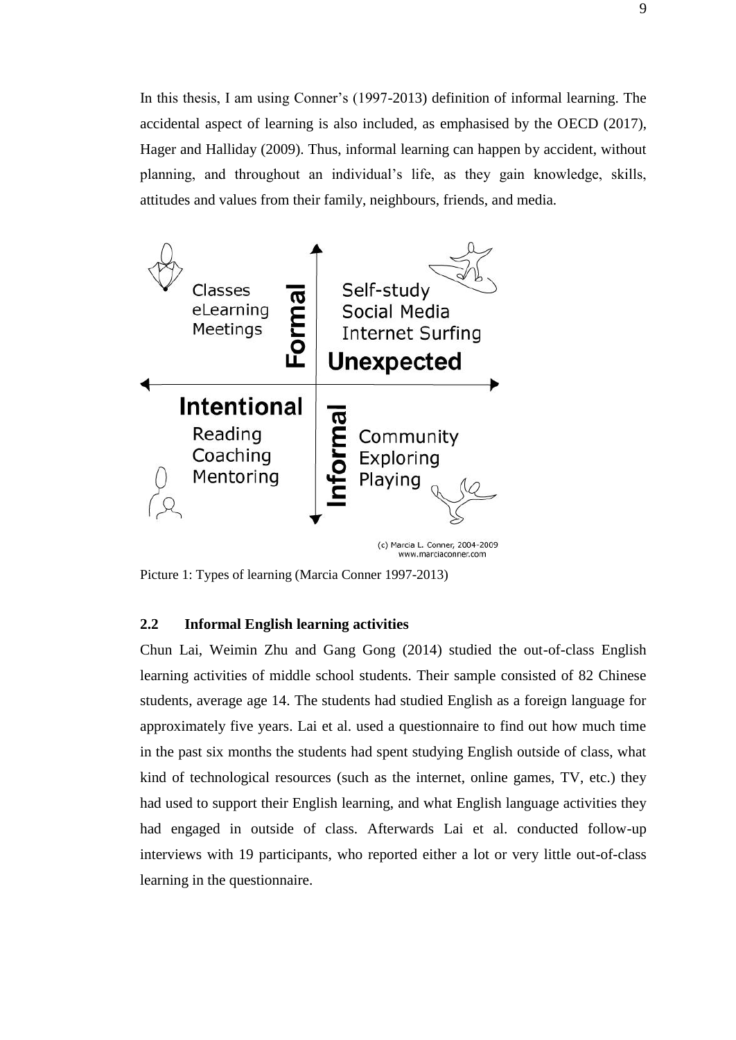In this thesis, I am using Conner's (1997-2013) definition of informal learning. The accidental aspect of learning is also included, as emphasised by the OECD (2017), Hager and Halliday (2009). Thus, informal learning can happen by accident, without planning, and throughout an individual's life, as they gain knowledge, skills, attitudes and values from their family, neighbours, friends, and media.

Picture 1: Types of learning (Marcia Conner 1997-2013)

### 2.2 Informal English learning activities

Chun Lai, Weimin Zhu and Gang Gong (2014) studied the out-of-class English learning activities of middle school students. Their sample consisted of 82 Chinese students, average age 14. The students had studied English as a foreign language for approximately five years. Lai et al. used a questionnaire to find out how much time in the past six months the students had spent studying English outside of class, what kind of technological resources (such as the internet, online games, TV, etc.) they had used to support their English learning, and what English language activities they had engaged in outside of class. Afterwards Lai et al. conducted follow-up interviews with 19 participants, who reported either a lot or very little out-of-class learning in the questionnaire.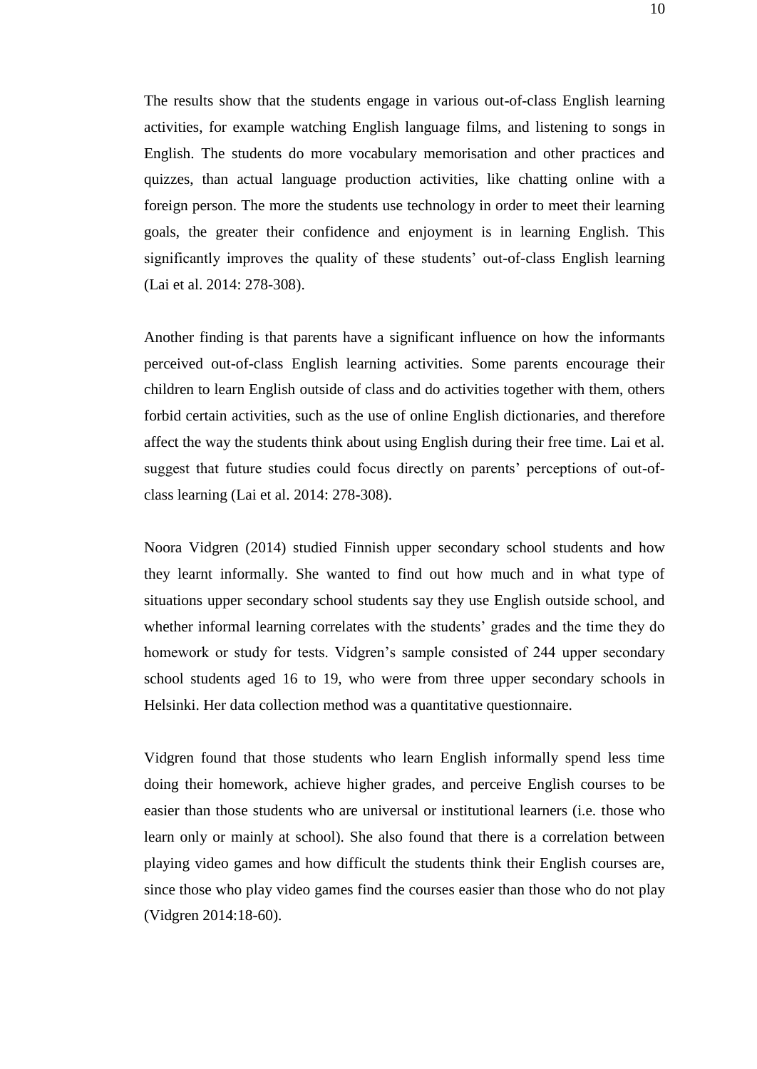The results show that the students engage in various out-of-class English learning activities, for example watching English language films, and listening to songs in English. The students do more vocabulary memorisation and other practices and quizzes, than actual language production activities, like chatting online with a foreign person. The more the students use technology in order to meet their learning goals, the greater their confidence and enjoyment is in learning English. This significantly improves the quality of these students' out-of-class English learning (Lai et al. 2014: 278-308).

Another finding is that parents have a significant influence on how the informants perceived out-of-class English learning activities. Some parents encourage their children to learn English outside of class and do activities together with them, others forbid certain activities, such as the use of online English dictionaries, and therefore affect the way the students think about using English during their free time. Lai et al. suggest that future studies could focus directly on parents' perceptions of out-of-class learning (Lai et al. 2014: 278-308).

Noora Vidgren (2014) studied Finnish upper secondary school students and how they learnt informally. She wanted to find out how much and in what type of situations upper secondary school students say they use English outside school, and whether informal learning correlates with the students' grades and the time they do homework or study for tests. Vidgren's sample consisted of 244 upper secondary school students aged 16 to 19, who were from three upper secondary schools in Helsinki. Her data collection method was a quantitative questionnaire.

Vidgren found that those students who learn English informally spend less time doing their homework, achieve higher grades, and perceive English courses to be easier than those students who are universal or institutional learners (i.e. those who learn only or mainly at school). She also found that there is a correlation between playing video games and how difficult the students think their English courses are, since those who play video games find the courses easier than those who do not play (Vidgren 2014:18-60).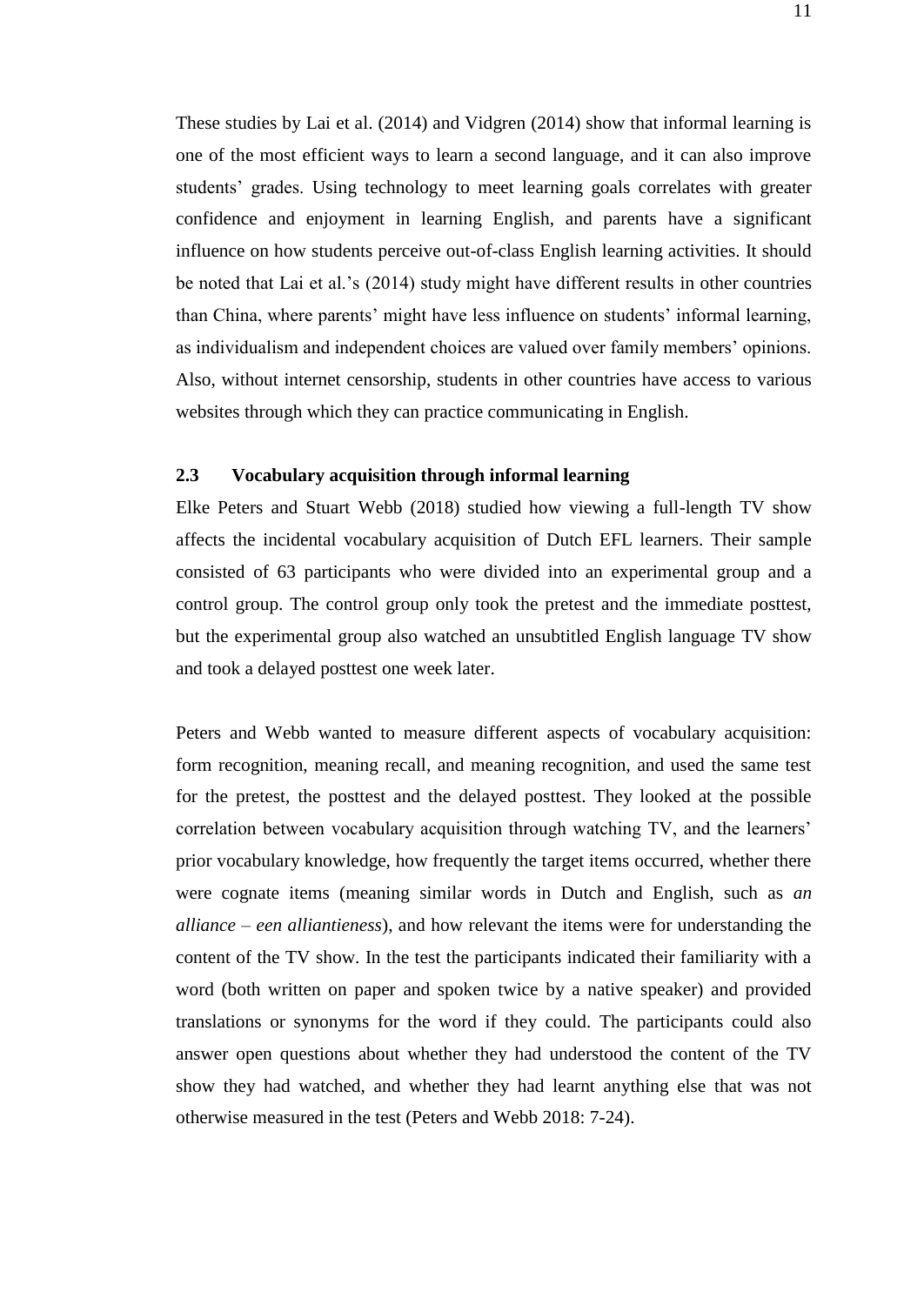These studies by Lai et al. (2014) and Vidgren (2014) show that informal learning is one of the most efficient ways to learn a second language, and it can also improve students' grades. Using technology to meet learning goals correlates with greater confidence and enjoyment in learning English, and parents have a significant influence on how students perceive out-of-class English learning activities. It should be noted that Lai et al.'s (2014) study might have different results in other countries than China, where parents' might have less influence on students' informal learning, as individualism and independent choices are valued over family members' opinions. Also, without internet censorship, students in other countries have access to various websites through which they can practice communicating in English.

### 2.3 Vocabulary acquisition through informal learning

Elke Peters and Stuart Webb (2018) studied how viewing a full-length TV show affects the incidental vocabulary acquisition of Dutch EFL learners. Their sample consisted of 63 participants who were divided into an experimental group and a control group. The control group only took the pretest and the immediate posttest, but the experimental group also watched an unsubtitled English language TV show and took a delayed posttest one week later.

Peters and Webb wanted to measure different aspects of vocabulary acquisition: form recognition, meaning recall, and meaning recognition, and used the same test for the pretest, the posttest and the delayed posttest. They looked at the possible correlation between vocabulary acquisition through watching TV, and the learners' prior vocabulary knowledge, how frequently the target items occurred, whether there were cognate items (meaning similar words in Dutch and English, such as *an alliance – een alliantieness*), and how relevant the items were for understanding the content of the TV show. In the test the participants indicated their familiarity with a word (both written on paper and spoken twice by a native speaker) and provided translations or synonyms for the word if they could. The participants could also answer open questions about whether they had understood the content of the TV show they had watched, and whether they had learnt anything else that was not otherwise measured in the test (Peters and Webb 2018: 7-24).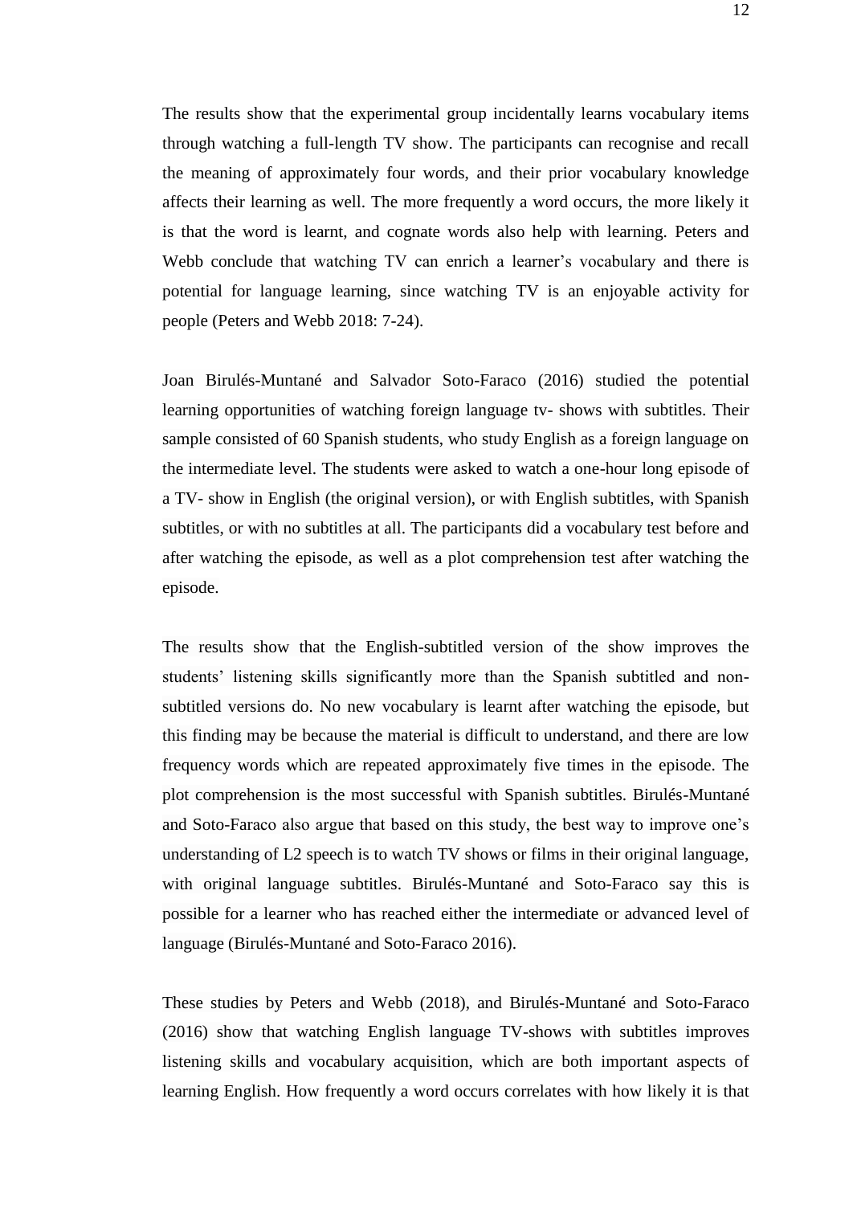The results show that the experimental group incidentally learns vocabulary items through watching a full-length TV show. The participants can recognise and recall the meaning of approximately four words, and their prior vocabulary knowledge affects their learning as well. The more frequently a word occurs, the more likely it is that the word is learnt, and cognate words also help with learning. Peters and Webb conclude that watching TV can enrich a learner's vocabulary and there is potential for language learning, since watching TV is an enjoyable activity for people (Peters and Webb 2018: 7-24).

Joan Birulés-Muntané and Salvador Soto-Faraco (2016) studied the potential learning opportunities of watching foreign language tv- shows with subtitles. Their sample consisted of 60 Spanish students, who study English as a foreign language on the intermediate level. The students were asked to watch a one-hour long episode of a TV- show in English (the original version), or with English subtitles, with Spanish subtitles, or with no subtitles at all. The participants did a vocabulary test before and after watching the episode, as well as a plot comprehension test after watching the episode.

The results show that the English-subtitled version of the show improves the students' listening skills significantly more than the Spanish subtitled and non-subtitled versions do. No new vocabulary is learnt after watching the episode, but this finding may be because the material is difficult to understand, and there are low frequency words which are repeated approximately five times in the episode. The plot comprehension is the most successful with Spanish subtitles. Birulés-Muntané and Soto-Faraco also argue that based on this study, the best way to improve one's understanding of L2 speech is to watch TV shows or films in their original language, with original language subtitles. Birulés-Muntané and Soto-Faraco say this is possible for a learner who has reached either the intermediate or advanced level of language (Birulés-Muntané and Soto-Faraco 2016).

These studies by Peters and Webb (2018), and Birulés-Muntané and Soto-Faraco (2016) show that watching English language TV-shows with subtitles improves listening skills and vocabulary acquisition, which are both important aspects of learning English. How frequently a word occurs correlates with how likely it is that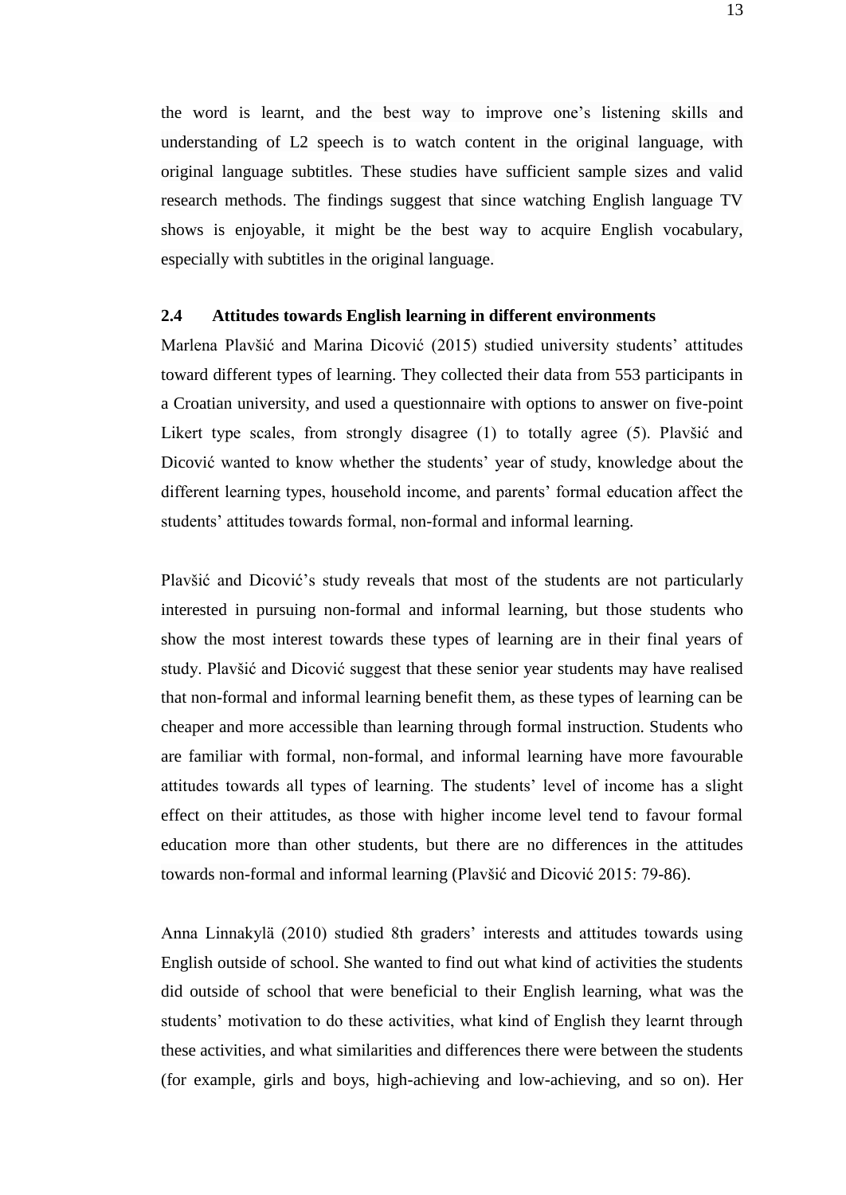the word is learnt, and the best way to improve one's listening skills and understanding of L2 speech is to watch content in the original language, with original language subtitles. These studies have sufficient sample sizes and valid research methods. The findings suggest that since watching English language TV shows is enjoyable, it might be the best way to acquire English vocabulary, especially with subtitles in the original language.

### 2.4 Attitudes towards English learning in different environments

Marlena Plavšić and Marina Dicović (2015) studied university students' attitudes toward different types of learning. They collected their data from 553 participants in a Croatian university, and used a questionnaire with options to answer on five-point Likert type scales, from strongly disagree (1) to totally agree (5). Plavšić and Dicović wanted to know whether the students' year of study, knowledge about the different learning types, household income, and parents' formal education affect the students' attitudes towards formal, non-formal and informal learning.

Plavšić and Dicović's study reveals that most of the students are not particularly interested in pursuing non-formal and informal learning, but those students who show the most interest towards these types of learning are in their final years of study. Plavšić and Dicović suggest that these senior year students may have realised that non-formal and informal learning benefit them, as these types of learning can be cheaper and more accessible than learning through formal instruction. Students who are familiar with formal, non-formal, and informal learning have more favourable attitudes towards all types of learning. The students' level of income has a slight effect on their attitudes, as those with higher income level tend to favour formal education more than other students, but there are no differences in the attitudes towards non-formal and informal learning (Plavšić and Dicović 2015: 79-86).

Anna Linnakylä (2010) studied 8th graders' interests and attitudes towards using English outside of school. She wanted to find out what kind of activities the students did outside of school that were beneficial to their English learning, what was the students' motivation to do these activities, what kind of English they learnt through these activities, and what similarities and differences there were between the students (for example, girls and boys, high-achieving and low-achieving, and so on). Her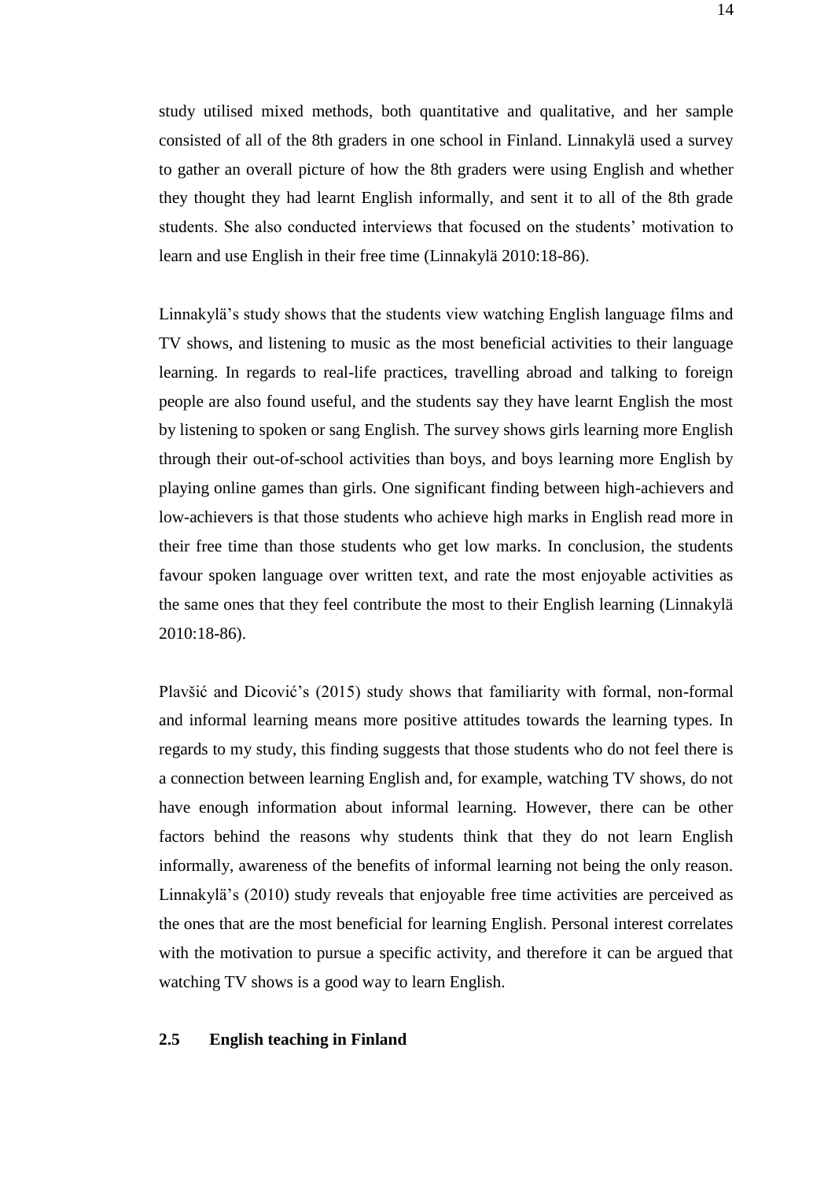study utilised mixed methods, both quantitative and qualitative, and her sample consisted of all of the 8th graders in one school in Finland. Linnakylä used a survey to gather an overall picture of how the 8th graders were using English and whether they thought they had learnt English informally, and sent it to all of the 8th grade students. She also conducted interviews that focused on the students' motivation to learn and use English in their free time (Linnakylä 2010:18-86).

Linnakylä's study shows that the students view watching English language films and TV shows, and listening to music as the most beneficial activities to their language learning. In regards to real-life practices, travelling abroad and talking to foreign people are also found useful, and the students say they have learnt English the most by listening to spoken or sang English. The survey shows girls learning more English through their out-of-school activities than boys, and boys learning more English by playing online games than girls. One significant finding between high-achievers and low-achievers is that those students who achieve high marks in English read more in their free time than those students who get low marks. In conclusion, the students favour spoken language over written text, and rate the most enjoyable activities as the same ones that they feel contribute the most to their English learning (Linnakylä 2010:18-86).

Plavšić and Dicović's (2015) study shows that familiarity with formal, non-formal and informal learning means more positive attitudes towards the learning types. In regards to my study, this finding suggests that those students who do not feel there is a connection between learning English and, for example, watching TV shows, do not have enough information about informal learning. However, there can be other factors behind the reasons why students think that they do not learn English informally, awareness of the benefits of informal learning not being the only reason. Linnakylä's (2010) study reveals that enjoyable free time activities are perceived as the ones that are the most beneficial for learning English. Personal interest correlates with the motivation to pursue a specific activity, and therefore it can be argued that watching TV shows is a good way to learn English.

### 2.5 English teaching in Finland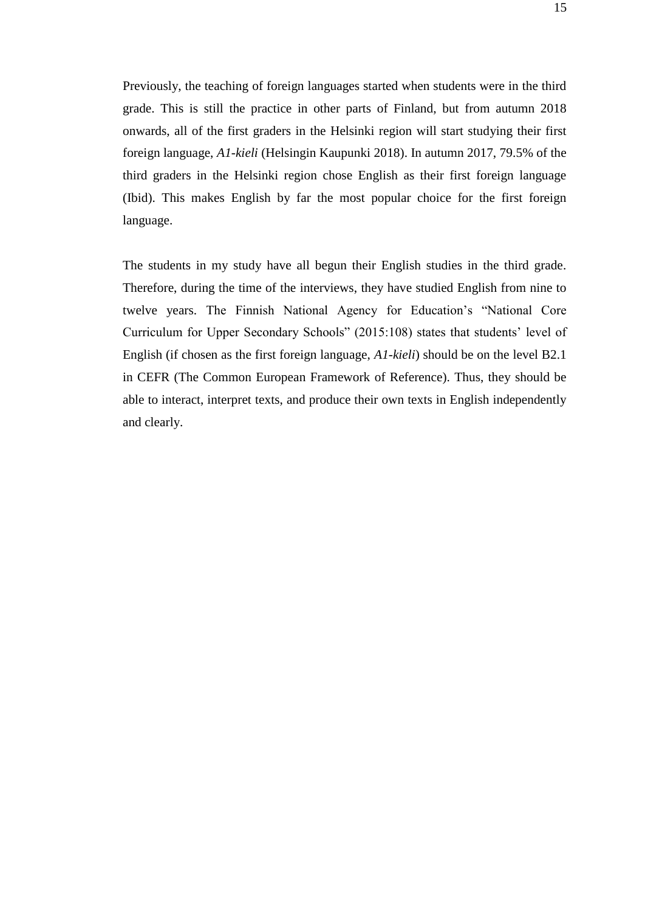Previously, the teaching of foreign languages started when students were in the third grade. This is still the practice in other parts of Finland, but from autumn 2018 onwards, all of the first graders in the Helsinki region will start studying their first foreign language, *A1-kieli* (Helsingin Kaupunki 2018). In autumn 2017, 79.5% of the third graders in the Helsinki region chose English as their first foreign language (Ibid). This makes English by far the most popular choice for the first foreign language.

The students in my study have all begun their English studies in the third grade. Therefore, during the time of the interviews, they have studied English from nine to twelve years. The Finnish National Agency for Education's "National Core Curriculum for Upper Secondary Schools" (2015:108) states that students' level of English (if chosen as the first foreign language, *A1-kieli*) should be on the level B2.1 in CEFR (The Common European Framework of Reference). Thus, they should be able to interact, interpret texts, and produce their own texts in English independently and clearly.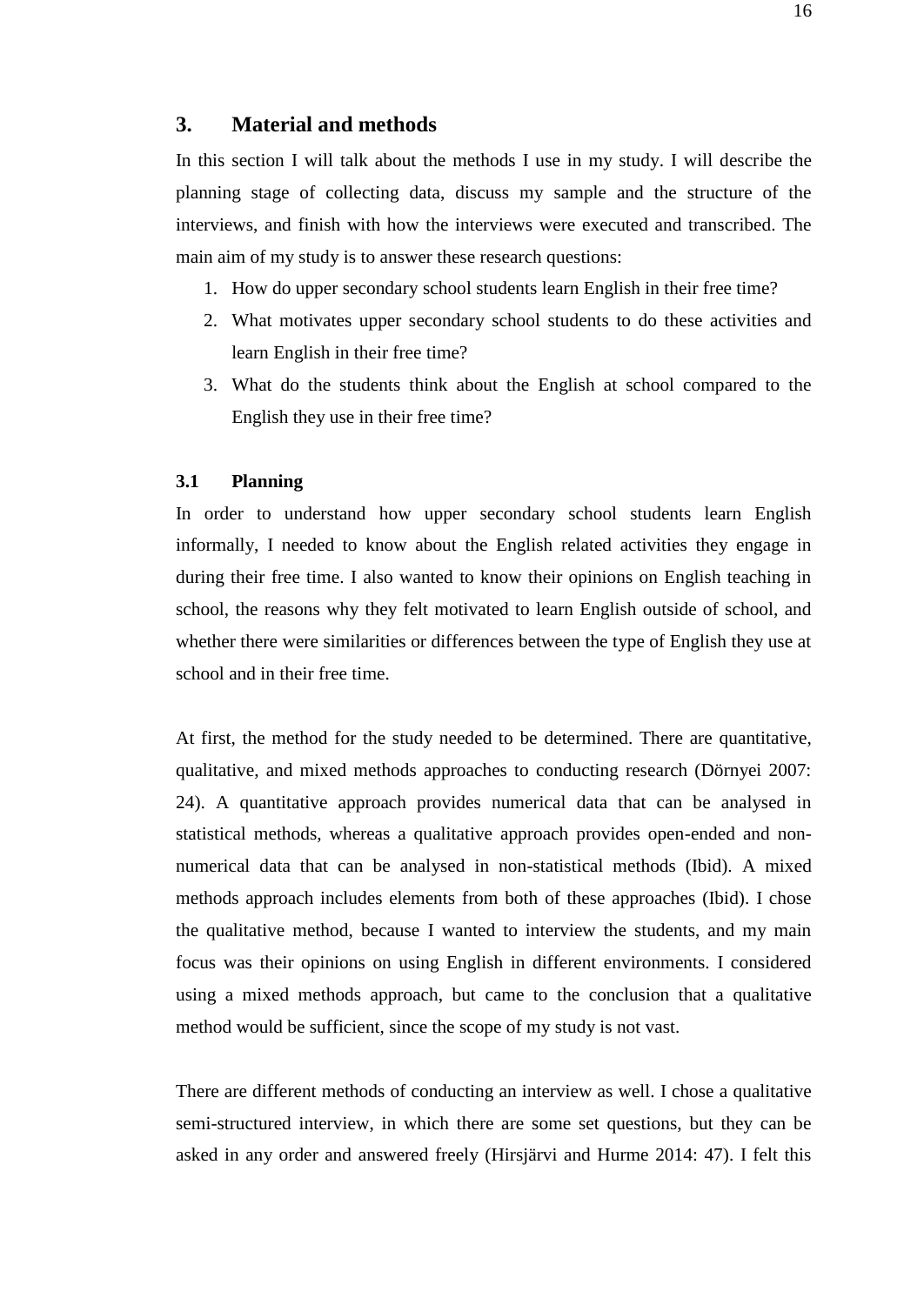# 3. Material and methods

In this section I will talk about the methods I use in my study. I will describe the planning stage of collecting data, discuss my sample and the structure of the interviews, and finish with how the interviews were executed and transcribed. The main aim of my study is to answer these research questions:

1. How do upper secondary school students learn English in their free time?
2. What motivates upper secondary school students to do these activities and learn English in their free time?
3. What do the students think about the English at school compared to the English they use in their free time?

## 3.1 Planning

In order to understand how upper secondary school students learn English informally, I needed to know about the English related activities they engage in during their free time. I also wanted to know their opinions on English teaching in school, the reasons why they felt motivated to learn English outside of school, and whether there were similarities or differences between the type of English they use at school and in their free time.

At first, the method for the study needed to be determined. There are quantitative, qualitative, and mixed methods approaches to conducting research (Dörnyei 2007: 24). A quantitative approach provides numerical data that can be analysed in statistical methods, whereas a qualitative approach provides open-ended and non-numerical data that can be analysed in non-statistical methods (Ibid). A mixed methods approach includes elements from both of these approaches (Ibid). I chose the qualitative method, because I wanted to interview the students, and my main focus was their opinions on using English in different environments. I considered using a mixed methods approach, but came to the conclusion that a qualitative method would be sufficient, since the scope of my study is not vast.

There are different methods of conducting an interview as well. I chose a qualitative semi-structured interview, in which there are some set questions, but they can be asked in any order and answered freely (Hirsjärvi and Hurme 2014: 47). I felt this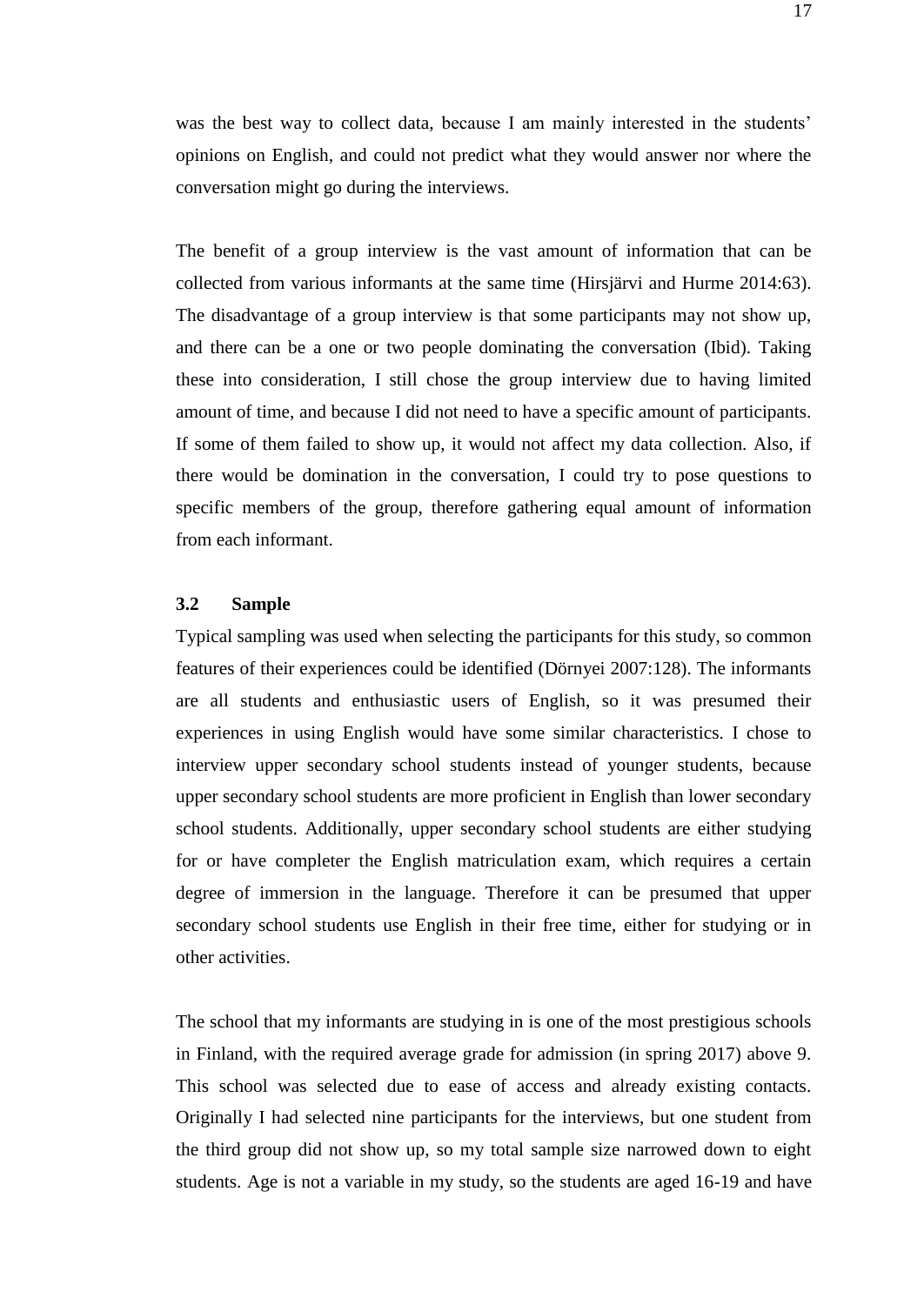was the best way to collect data, because I am mainly interested in the students' opinions on English, and could not predict what they would answer nor where the conversation might go during the interviews.

The benefit of a group interview is the vast amount of information that can be collected from various informants at the same time (Hirsjärvi and Hurme 2014:63). The disadvantage of a group interview is that some participants may not show up, and there can be a one or two people dominating the conversation (Ibid). Taking these into consideration, I still chose the group interview due to having limited amount of time, and because I did not need to have a specific amount of participants. If some of them failed to show up, it would not affect my data collection. Also, if there would be domination in the conversation, I could try to pose questions to specific members of the group, therefore gathering equal amount of information from each informant.

### 3.2 Sample

Typical sampling was used when selecting the participants for this study, so common features of their experiences could be identified (Dörnyei 2007:128). The informants are all students and enthusiastic users of English, so it was presumed their experiences in using English would have some similar characteristics. I chose to interview upper secondary school students instead of younger students, because upper secondary school students are more proficient in English than lower secondary school students. Additionally, upper secondary school students are either studying for or have completer the English matriculation exam, which requires a certain degree of immersion in the language. Therefore it can be presumed that upper secondary school students use English in their free time, either for studying or in other activities.

The school that my informants are studying in is one of the most prestigious schools in Finland, with the required average grade for admission (in spring 2017) above 9. This school was selected due to ease of access and already existing contacts. Originally I had selected nine participants for the interviews, but one student from the third group did not show up, so my total sample size narrowed down to eight students. Age is not a variable in my study, so the students are aged 16-19 and have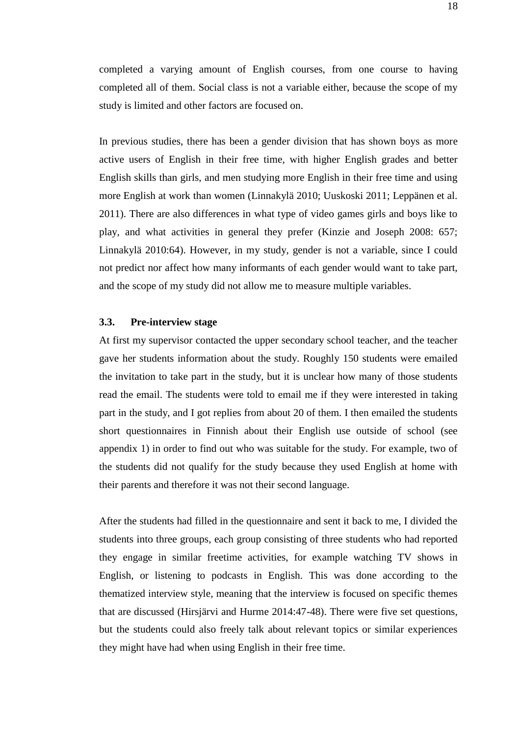completed a varying amount of English courses, from one course to having completed all of them. Social class is not a variable either, because the scope of my study is limited and other factors are focused on.

In previous studies, there has been a gender division that has shown boys as more active users of English in their free time, with higher English grades and better English skills than girls, and men studying more English in their free time and using more English at work than women (Linnakylä 2010; Uuskoski 2011; Leppänen et al. 2011). There are also differences in what type of video games girls and boys like to play, and what activities in general they prefer (Kinzie and Joseph 2008: 657; Linnakylä 2010:64). However, in my study, gender is not a variable, since I could not predict nor affect how many informants of each gender would want to take part, and the scope of my study did not allow me to measure multiple variables.

### 3.3. Pre-interview stage

At first my supervisor contacted the upper secondary school teacher, and the teacher gave her students information about the study. Roughly 150 students were emailed the invitation to take part in the study, but it is unclear how many of those students read the email. The students were told to email me if they were interested in taking part in the study, and I got replies from about 20 of them. I then emailed the students short questionnaires in Finnish about their English use outside of school (see appendix 1) in order to find out who was suitable for the study. For example, two of the students did not qualify for the study because they used English at home with their parents and therefore it was not their second language.

After the students had filled in the questionnaire and sent it back to me, I divided the students into three groups, each group consisting of three students who had reported they engage in similar freetime activities, for example watching TV shows in English, or listening to podcasts in English. This was done according to the thematized interview style, meaning that the interview is focused on specific themes that are discussed (Hirsjärvi and Hurme 2014:47-48). There were five set questions, but the students could also freely talk about relevant topics or similar experiences they might have had when using English in their free time.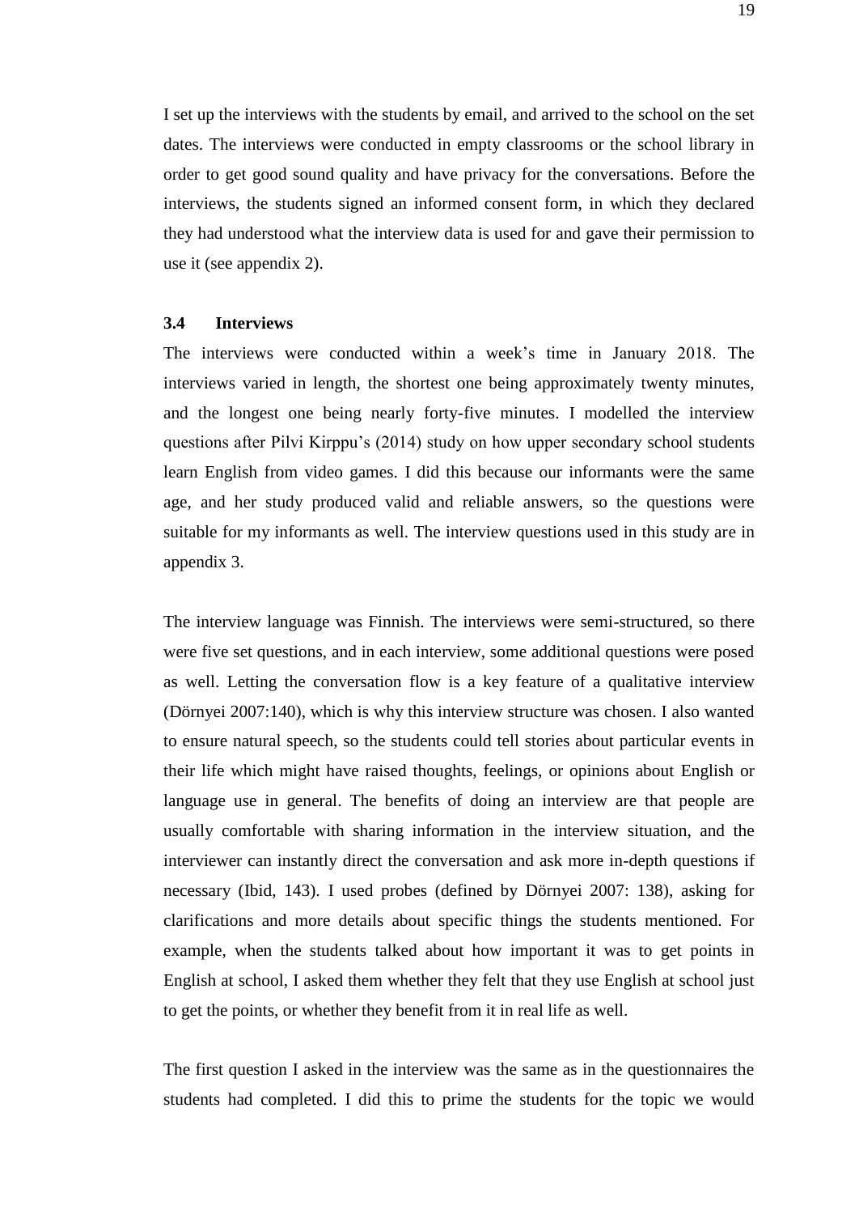I set up the interviews with the students by email, and arrived to the school on the set dates. The interviews were conducted in empty classrooms or the school library in order to get good sound quality and have privacy for the conversations. Before the interviews, the students signed an informed consent form, in which they declared they had understood what the interview data is used for and gave their permission to use it (see appendix 2).

### 3.4 Interviews

The interviews were conducted within a week's time in January 2018. The interviews varied in length, the shortest one being approximately twenty minutes, and the longest one being nearly forty-five minutes. I modelled the interview questions after Pilvi Kirppu's (2014) study on how upper secondary school students learn English from video games. I did this because our informants were the same age, and her study produced valid and reliable answers, so the questions were suitable for my informants as well. The interview questions used in this study are in appendix 3.

The interview language was Finnish. The interviews were semi-structured, so there were five set questions, and in each interview, some additional questions were posed as well. Letting the conversation flow is a key feature of a qualitative interview (Dörnyei 2007:140), which is why this interview structure was chosen. I also wanted to ensure natural speech, so the students could tell stories about particular events in their life which might have raised thoughts, feelings, or opinions about English or language use in general. The benefits of doing an interview are that people are usually comfortable with sharing information in the interview situation, and the interviewer can instantly direct the conversation and ask more in-depth questions if necessary (Ibid, 143). I used probes (defined by Dörnyei 2007: 138), asking for clarifications and more details about specific things the students mentioned. For example, when the students talked about how important it was to get points in English at school, I asked them whether they felt that they use English at school just to get the points, or whether they benefit from it in real life as well.

The first question I asked in the interview was the same as in the questionnaires the students had completed. I did this to prime the students for the topic we would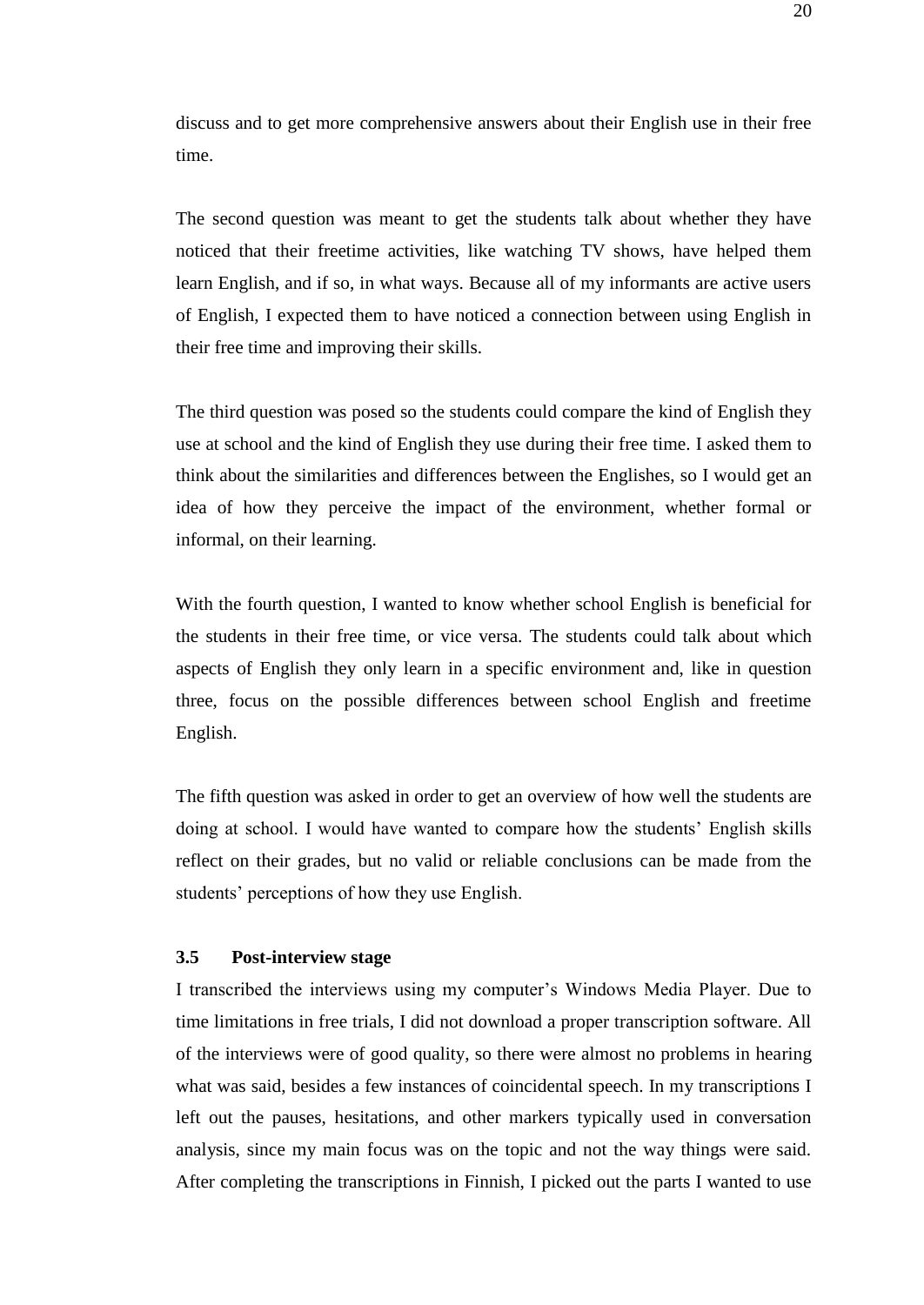discuss and to get more comprehensive answers about their English use in their free time.

The second question was meant to get the students talk about whether they have noticed that their freetime activities, like watching TV shows, have helped them learn English, and if so, in what ways. Because all of my informants are active users of English, I expected them to have noticed a connection between using English in their free time and improving their skills.

The third question was posed so the students could compare the kind of English they use at school and the kind of English they use during their free time. I asked them to think about the similarities and differences between the Englishes, so I would get an idea of how they perceive the impact of the environment, whether formal or informal, on their learning.

With the fourth question, I wanted to know whether school English is beneficial for the students in their free time, or vice versa. The students could talk about which aspects of English they only learn in a specific environment and, like in question three, focus on the possible differences between school English and freetime English.

The fifth question was asked in order to get an overview of how well the students are doing at school. I would have wanted to compare how the students' English skills reflect on their grades, but no valid or reliable conclusions can be made from the students' perceptions of how they use English.

### 3.5 Post-interview stage

I transcribed the interviews using my computer's Windows Media Player. Due to time limitations in free trials, I did not download a proper transcription software. All of the interviews were of good quality, so there were almost no problems in hearing what was said, besides a few instances of coincidental speech. In my transcriptions I left out the pauses, hesitations, and other markers typically used in conversation analysis, since my main focus was on the topic and not the way things were said. After completing the transcriptions in Finnish, I picked out the parts I wanted to use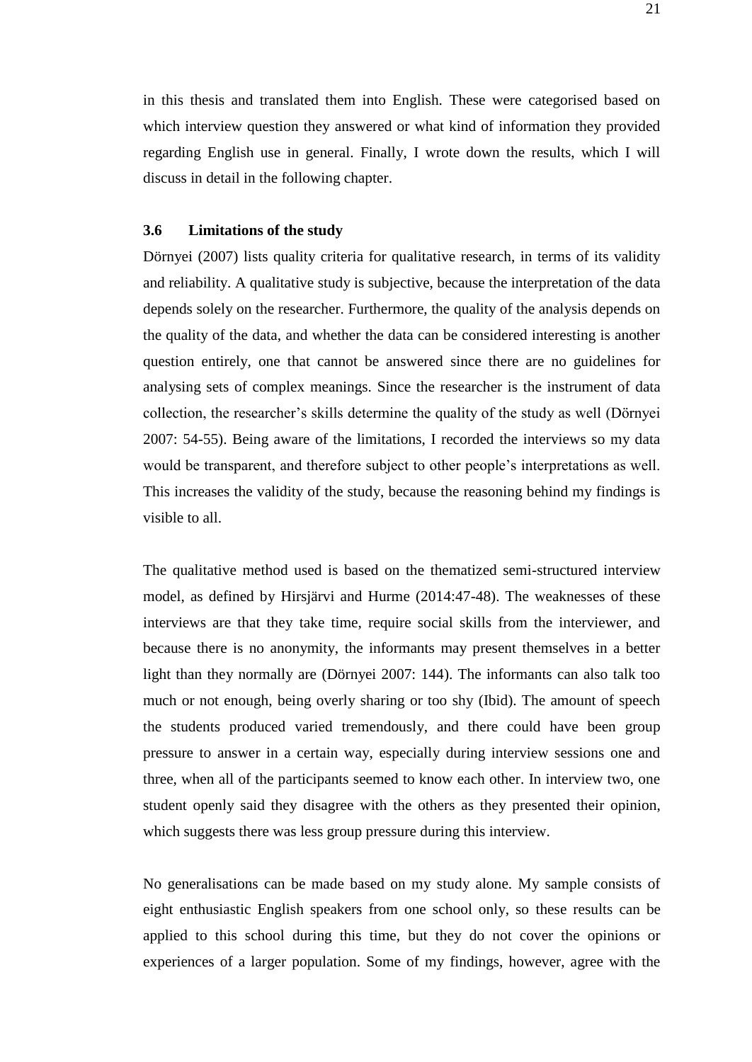in this thesis and translated them into English. These were categorised based on which interview question they answered or what kind of information they provided regarding English use in general. Finally, I wrote down the results, which I will discuss in detail in the following chapter.

### 3.6 Limitations of the study

Dörnyei (2007) lists quality criteria for qualitative research, in terms of its validity and reliability. A qualitative study is subjective, because the interpretation of the data depends solely on the researcher. Furthermore, the quality of the analysis depends on the quality of the data, and whether the data can be considered interesting is another question entirely, one that cannot be answered since there are no guidelines for analysing sets of complex meanings. Since the researcher is the instrument of data collection, the researcher's skills determine the quality of the study as well (Dörnyei 2007: 54-55). Being aware of the limitations, I recorded the interviews so my data would be transparent, and therefore subject to other people's interpretations as well. This increases the validity of the study, because the reasoning behind my findings is visible to all.

The qualitative method used is based on the thematized semi-structured interview model, as defined by Hirsjärvi and Hurme (2014:47-48). The weaknesses of these interviews are that they take time, require social skills from the interviewer, and because there is no anonymity, the informants may present themselves in a better light than they normally are (Dörnyei 2007: 144). The informants can also talk too much or not enough, being overly sharing or too shy (Ibid). The amount of speech the students produced varied tremendously, and there could have been group pressure to answer in a certain way, especially during interview sessions one and three, when all of the participants seemed to know each other. In interview two, one student openly said they disagree with the others as they presented their opinion, which suggests there was less group pressure during this interview.

No generalisations can be made based on my study alone. My sample consists of eight enthusiastic English speakers from one school only, so these results can be applied to this school during this time, but they do not cover the opinions or experiences of a larger population. Some of my findings, however, agree with the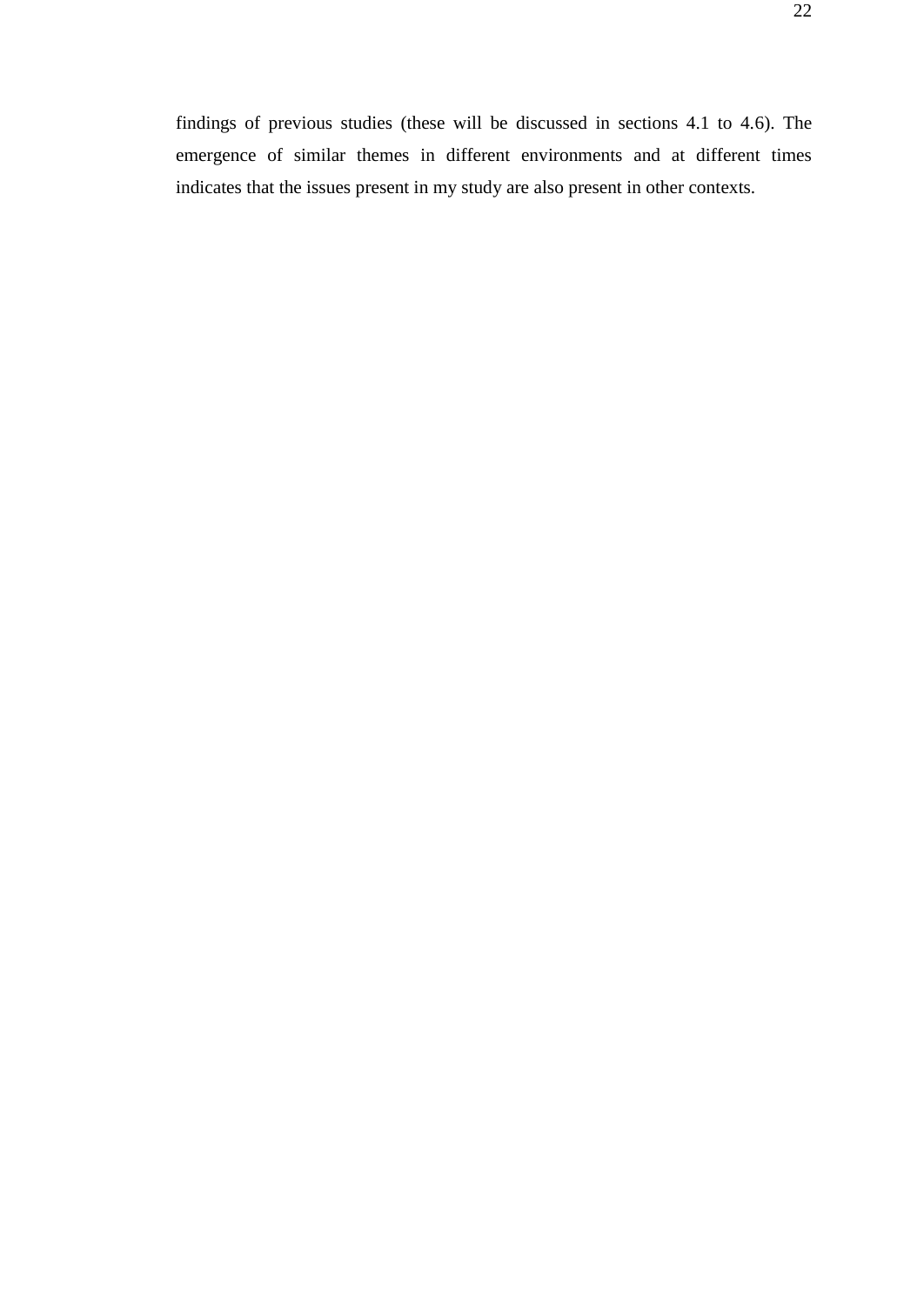findings of previous studies (these will be discussed in sections 4.1 to 4.6). The emergence of similar themes in different environments and at different times indicates that the issues present in my study are also present in other contexts.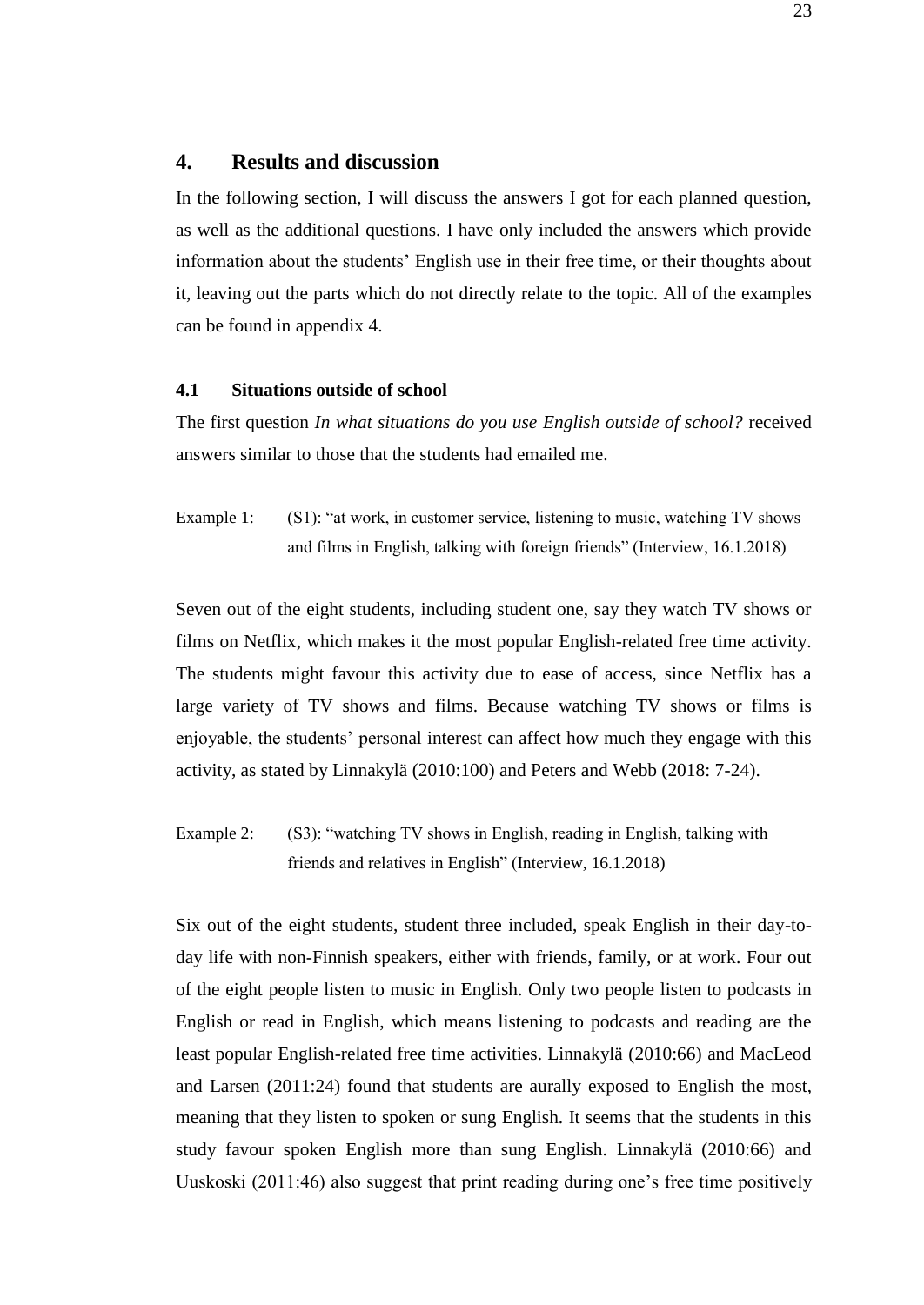## 4. Results and discussion

In the following section, I will discuss the answers I got for each planned question, as well as the additional questions. I have only included the answers which provide information about the students' English use in their free time, or their thoughts about it, leaving out the parts which do not directly relate to the topic. All of the examples can be found in appendix 4.

### 4.1 Situations outside of school

The first question *In what situations do you use English outside of school?* received answers similar to those that the students had emailed me.

Example 1: (S1): "at work, in customer service, listening to music, watching TV shows and films in English, talking with foreign friends" (Interview, 16.1.2018)

Seven out of the eight students, including student one, say they watch TV shows or films on Netflix, which makes it the most popular English-related free time activity. The students might favour this activity due to ease of access, since Netflix has a large variety of TV shows and films. Because watching TV shows or films is enjoyable, the students' personal interest can affect how much they engage with this activity, as stated by Linnakylä (2010:100) and Peters and Webb (2018: 7-24).

Example 2: (S3): "watching TV shows in English, reading in English, talking with friends and relatives in English" (Interview, 16.1.2018)

Six out of the eight students, student three included, speak English in their day-to-day life with non-Finnish speakers, either with friends, family, or at work. Four out of the eight people listen to music in English. Only two people listen to podcasts in English or read in English, which means listening to podcasts and reading are the least popular English-related free time activities. Linnakylä (2010:66) and MacLeod and Larsen (2011:24) found that students are aurally exposed to English the most, meaning that they listen to spoken or sung English. It seems that the students in this study favour spoken English more than sung English. Linnakylä (2010:66) and Uuskoski (2011:46) also suggest that print reading during one's free time positively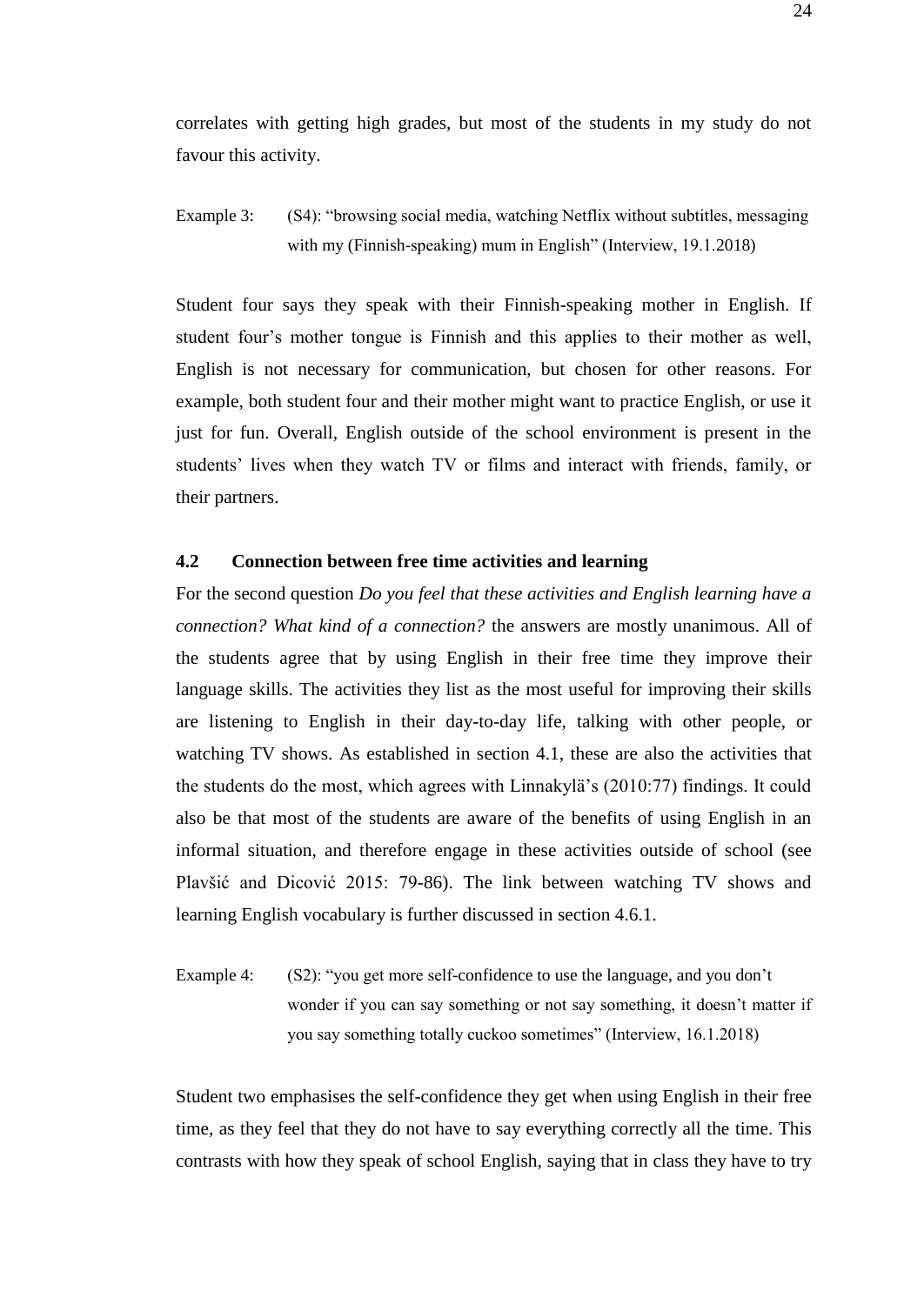correlates with getting high grades, but most of the students in my study do not favour this activity.

Example 3: (S4): "browsing social media, watching Netflix without subtitles, messaging with my (Finnish-speaking) mum in English" (Interview, 19.1.2018)

Student four says they speak with their Finnish-speaking mother in English. If student four's mother tongue is Finnish and this applies to their mother as well, English is not necessary for communication, but chosen for other reasons. For example, both student four and their mother might want to practice English, or use it just for fun. Overall, English outside of the school environment is present in the students' lives when they watch TV or films and interact with friends, family, or their partners.

### 4.2 Connection between free time activities and learning

For the second question *Do you feel that these activities and English learning have a connection? What kind of a connection?* the answers are mostly unanimous. All of the students agree that by using English in their free time they improve their language skills. The activities they list as the most useful for improving their skills are listening to English in their day-to-day life, talking with other people, or watching TV shows. As established in section 4.1, these are also the activities that the students do the most, which agrees with Linnakylä's (2010:77) findings. It could also be that most of the students are aware of the benefits of using English in an informal situation, and therefore engage in these activities outside of school (see Plavšić and Dicović 2015: 79-86). The link between watching TV shows and learning English vocabulary is further discussed in section 4.6.1.

Example 4: (S2): "you get more self-confidence to use the language, and you don't wonder if you can say something or not say something, it doesn't matter if you say something totally cuckoo sometimes" (Interview, 16.1.2018)

Student two emphasises the self-confidence they get when using English in their free time, as they feel that they do not have to say everything correctly all the time. This contrasts with how they speak of school English, saying that in class they have to try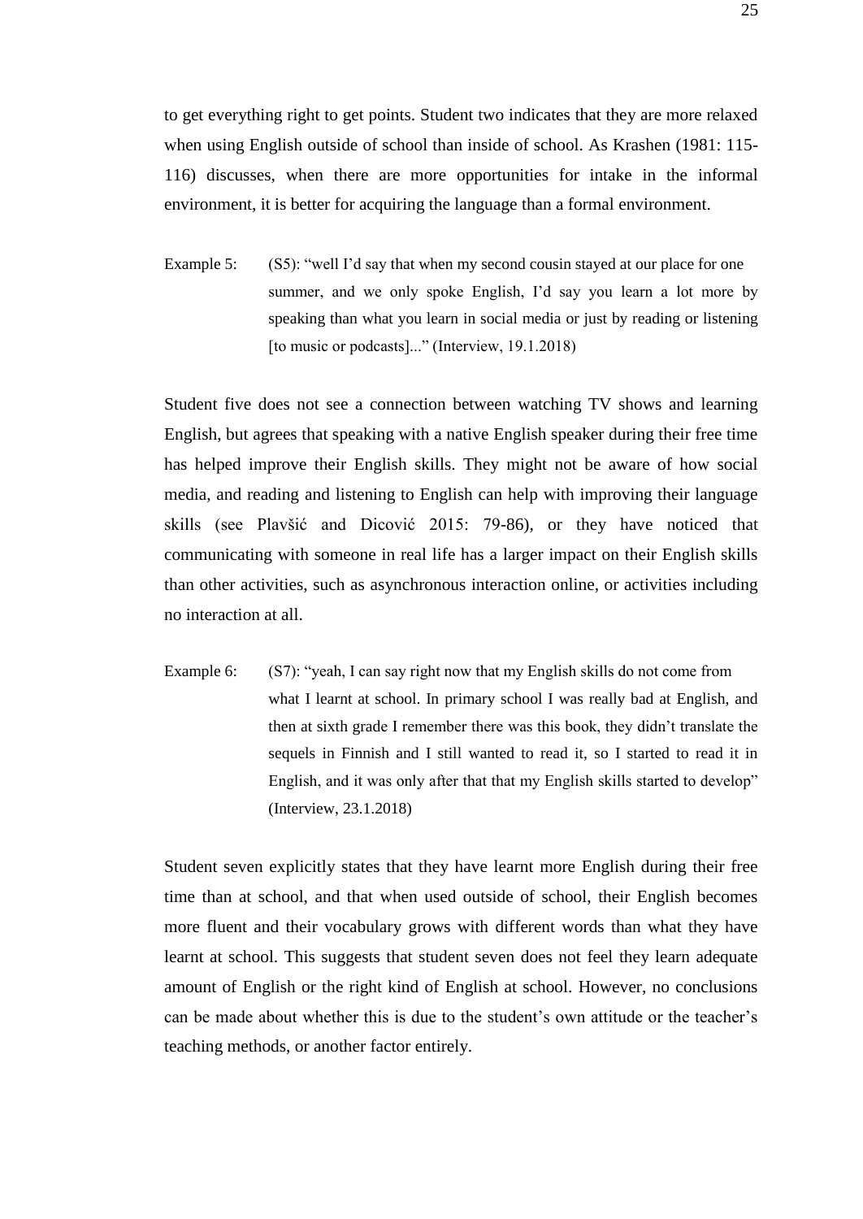to get everything right to get points. Student two indicates that they are more relaxed when using English outside of school than inside of school. As Krashen (1981: 115-116) discusses, when there are more opportunities for intake in the informal environment, it is better for acquiring the language than a formal environment.

> Example 5: (S5): "well I'd say that when my second cousin stayed at our place for one summer, and we only spoke English, I'd say you learn a lot more by speaking than what you learn in social media or just by reading or listening [to music or podcasts]..." (Interview, 19.1.2018)

Student five does not see a connection between watching TV shows and learning English, but agrees that speaking with a native English speaker during their free time has helped improve their English skills. They might not be aware of how social media, and reading and listening to English can help with improving their language skills (see Plavšić and Dicović 2015: 79-86), or they have noticed that communicating with someone in real life has a larger impact on their English skills than other activities, such as asynchronous interaction online, or activities including no interaction at all.

> Example 6: (S7): "yeah, I can say right now that my English skills do not come from what I learnt at school. In primary school I was really bad at English, and then at sixth grade I remember there was this book, they didn't translate the sequels in Finnish and I still wanted to read it, so I started to read it in English, and it was only after that that my English skills started to develop" (Interview, 23.1.2018)

Student seven explicitly states that they have learnt more English during their free time than at school, and that when used outside of school, their English becomes more fluent and their vocabulary grows with different words than what they have learnt at school. This suggests that student seven does not feel they learn adequate amount of English or the right kind of English at school. However, no conclusions can be made about whether this is due to the student's own attitude or the teacher's teaching methods, or another factor entirely.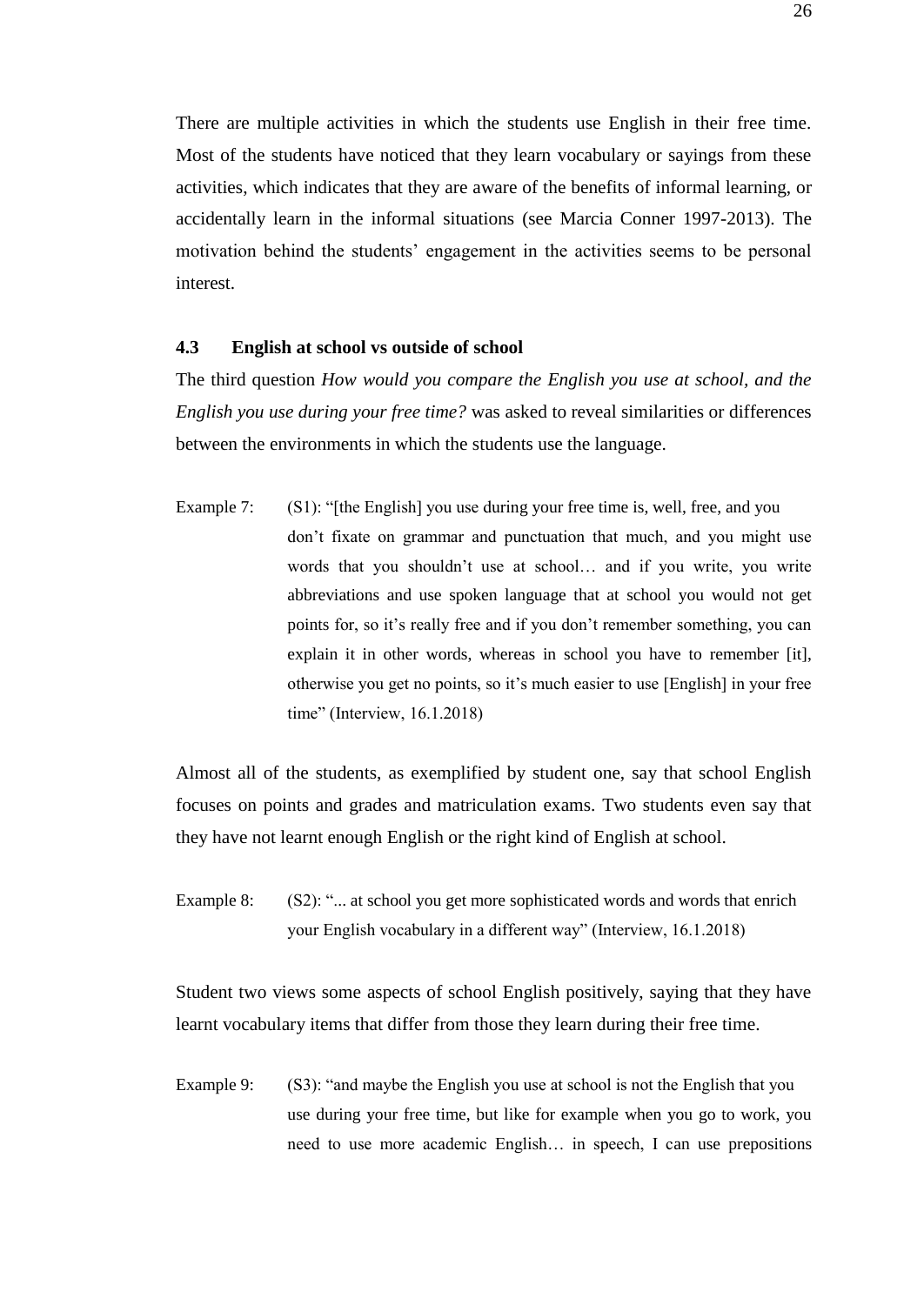There are multiple activities in which the students use English in their free time. Most of the students have noticed that they learn vocabulary or sayings from these activities, which indicates that they are aware of the benefits of informal learning, or accidentally learn in the informal situations (see Marcia Conner 1997-2013). The motivation behind the students' engagement in the activities seems to be personal interest.

### 4.3 English at school vs outside of school

The third question *How would you compare the English you use at school, and the English you use during your free time?* was asked to reveal similarities or differences between the environments in which the students use the language.

Example 7: (S1): "[the English] you use during your free time is, well, free, and you don't fixate on grammar and punctuation that much, and you might use words that you shouldn't use at school… and if you write, you write abbreviations and use spoken language that at school you would not get points for, so it's really free and if you don't remember something, you can explain it in other words, whereas in school you have to remember [it], otherwise you get no points, so it's much easier to use [English] in your free time" (Interview, 16.1.2018)

Almost all of the students, as exemplified by student one, say that school English focuses on points and grades and matriculation exams. Two students even say that they have not learnt enough English or the right kind of English at school.

Example 8: (S2): "... at school you get more sophisticated words and words that enrich your English vocabulary in a different way" (Interview, 16.1.2018)

Student two views some aspects of school English positively, saying that they have learnt vocabulary items that differ from those they learn during their free time.

Example 9: (S3): "and maybe the English you use at school is not the English that you use during your free time, but like for example when you go to work, you need to use more academic English… in speech, I can use prepositions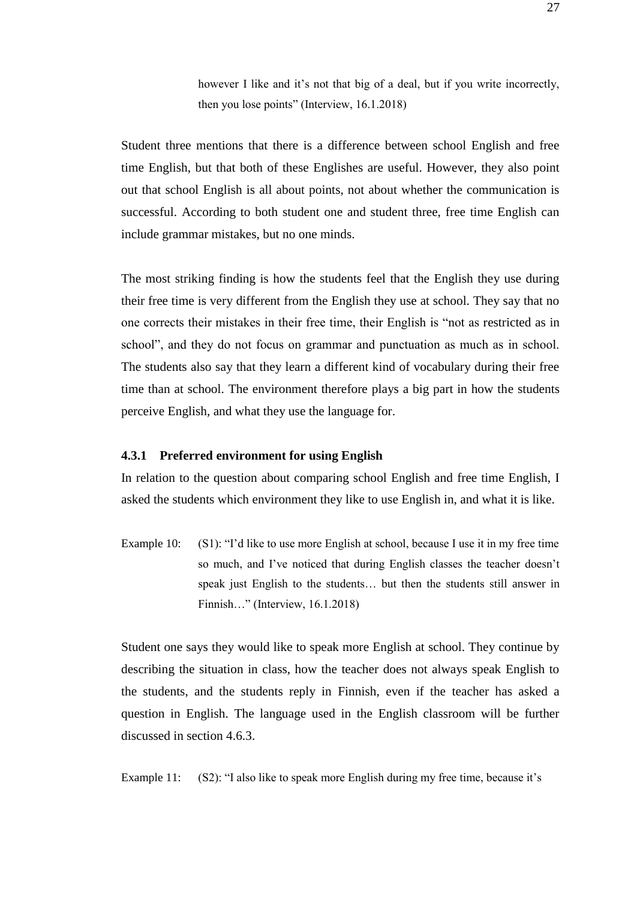however I like and it's not that big of a deal, but if you write incorrectly, then you lose points" (Interview, 16.1.2018)

Student three mentions that there is a difference between school English and free time English, but that both of these Englishes are useful. However, they also point out that school English is all about points, not about whether the communication is successful. According to both student one and student three, free time English can include grammar mistakes, but no one minds.

The most striking finding is how the students feel that the English they use during their free time is very different from the English they use at school. They say that no one corrects their mistakes in their free time, their English is "not as restricted as in school", and they do not focus on grammar and punctuation as much as in school. The students also say that they learn a different kind of vocabulary during their free time than at school. The environment therefore plays a big part in how the students perceive English, and what they use the language for.

### 4.3.1 Preferred environment for using English

In relation to the question about comparing school English and free time English, I asked the students which environment they like to use English in, and what it is like.

Example 10: (S1): "I'd like to use more English at school, because I use it in my free time so much, and I've noticed that during English classes the teacher doesn't speak just English to the students… but then the students still answer in Finnish…" (Interview, 16.1.2018)

Student one says they would like to speak more English at school. They continue by describing the situation in class, how the teacher does not always speak English to the students, and the students reply in Finnish, even if the teacher has asked a question in English. The language used in the English classroom will be further discussed in section 4.6.3.

Example 11: (S2): "I also like to speak more English during my free time, because it's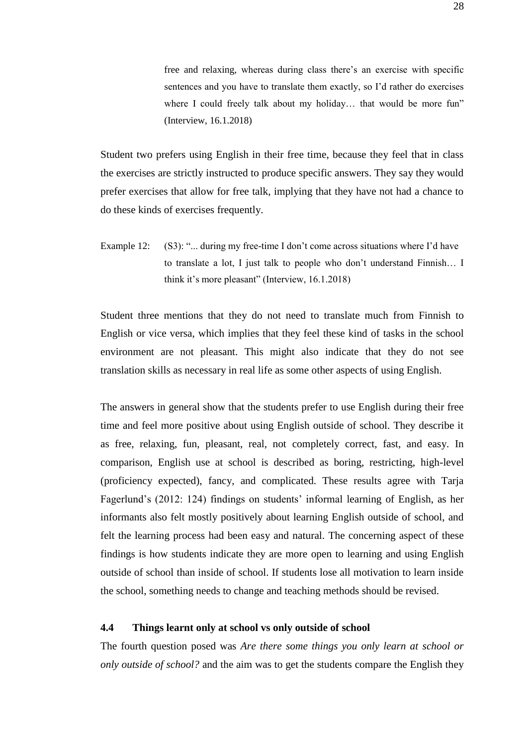free and relaxing, whereas during class there's an exercise with specific sentences and you have to translate them exactly, so I'd rather do exercises where I could freely talk about my holiday… that would be more fun" (Interview, 16.1.2018)

Student two prefers using English in their free time, because they feel that in class the exercises are strictly instructed to produce specific answers. They say they would prefer exercises that allow for free talk, implying that they have not had a chance to do these kinds of exercises frequently.

Example 12: (S3): "... during my free-time I don't come across situations where I'd have to translate a lot, I just talk to people who don't understand Finnish… I think it's more pleasant" (Interview, 16.1.2018)

Student three mentions that they do not need to translate much from Finnish to English or vice versa, which implies that they feel these kind of tasks in the school environment are not pleasant. This might also indicate that they do not see translation skills as necessary in real life as some other aspects of using English.

The answers in general show that the students prefer to use English during their free time and feel more positive about using English outside of school. They describe it as free, relaxing, fun, pleasant, real, not completely correct, fast, and easy. In comparison, English use at school is described as boring, restricting, high-level (proficiency expected), fancy, and complicated. These results agree with Tarja Fagerlund's (2012: 124) findings on students' informal learning of English, as her informants also felt mostly positively about learning English outside of school, and felt the learning process had been easy and natural. The concerning aspect of these findings is how students indicate they are more open to learning and using English outside of school than inside of school. If students lose all motivation to learn inside the school, something needs to change and teaching methods should be revised.

### 4.4 Things learnt only at school vs only outside of school

The fourth question posed was *Are there some things you only learn at school or only outside of school?* and the aim was to get the students compare the English they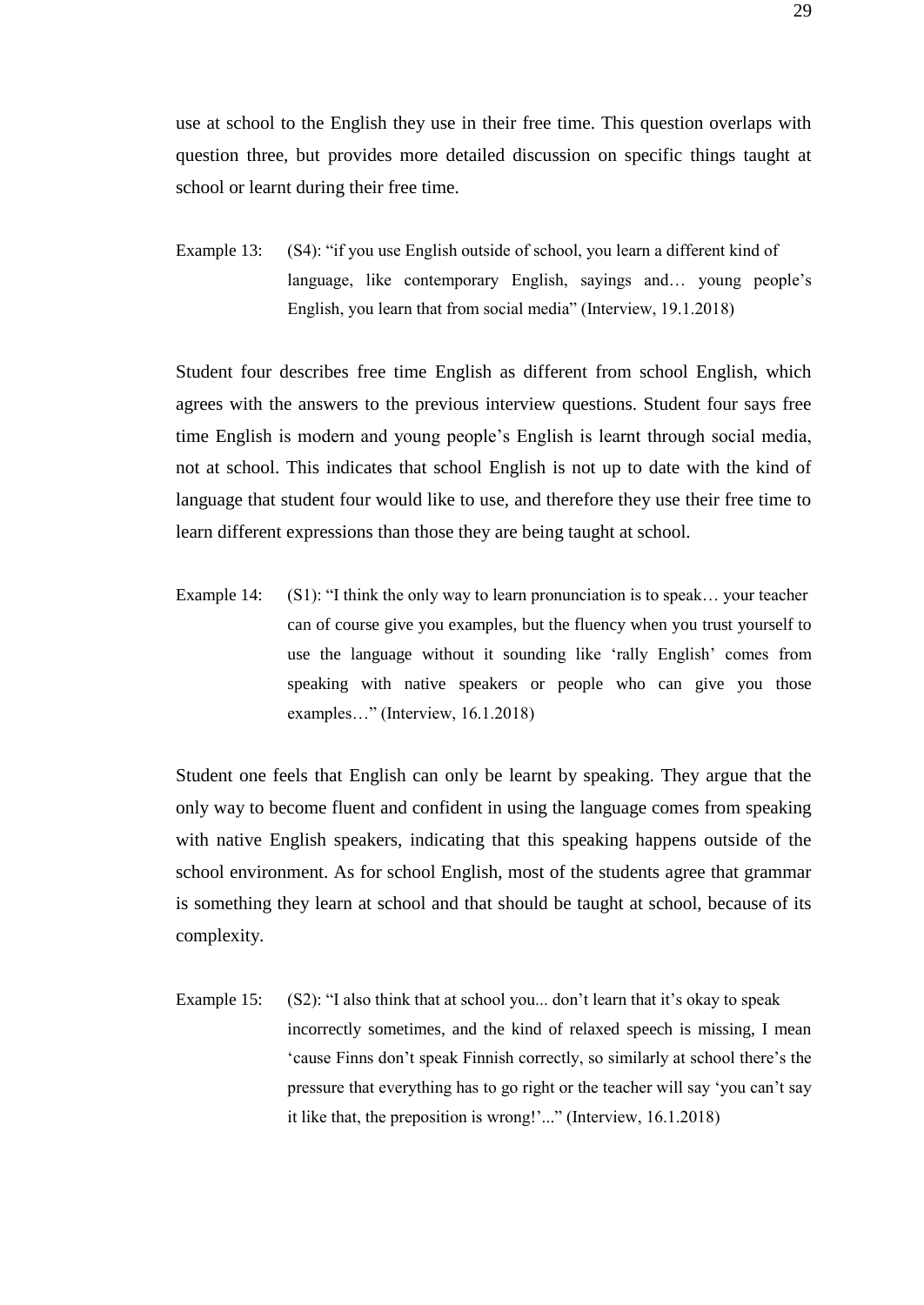use at school to the English they use in their free time. This question overlaps with question three, but provides more detailed discussion on specific things taught at school or learnt during their free time.

Example 13: (S4): "if you use English outside of school, you learn a different kind of language, like contemporary English, sayings and… young people's English, you learn that from social media" (Interview, 19.1.2018)

Student four describes free time English as different from school English, which agrees with the answers to the previous interview questions. Student four says free time English is modern and young people's English is learnt through social media, not at school. This indicates that school English is not up to date with the kind of language that student four would like to use, and therefore they use their free time to learn different expressions than those they are being taught at school.

Example 14: (S1): "I think the only way to learn pronunciation is to speak… your teacher can of course give you examples, but the fluency when you trust yourself to use the language without it sounding like 'rally English' comes from speaking with native speakers or people who can give you those examples…" (Interview, 16.1.2018)

Student one feels that English can only be learnt by speaking. They argue that the only way to become fluent and confident in using the language comes from speaking with native English speakers, indicating that this speaking happens outside of the school environment. As for school English, most of the students agree that grammar is something they learn at school and that should be taught at school, because of its complexity.

Example 15: (S2): "I also think that at school you... don't learn that it's okay to speak incorrectly sometimes, and the kind of relaxed speech is missing, I mean 'cause Finns don't speak Finnish correctly, so similarly at school there's the pressure that everything has to go right or the teacher will say 'you can't say it like that, the preposition is wrong!'..." (Interview, 16.1.2018)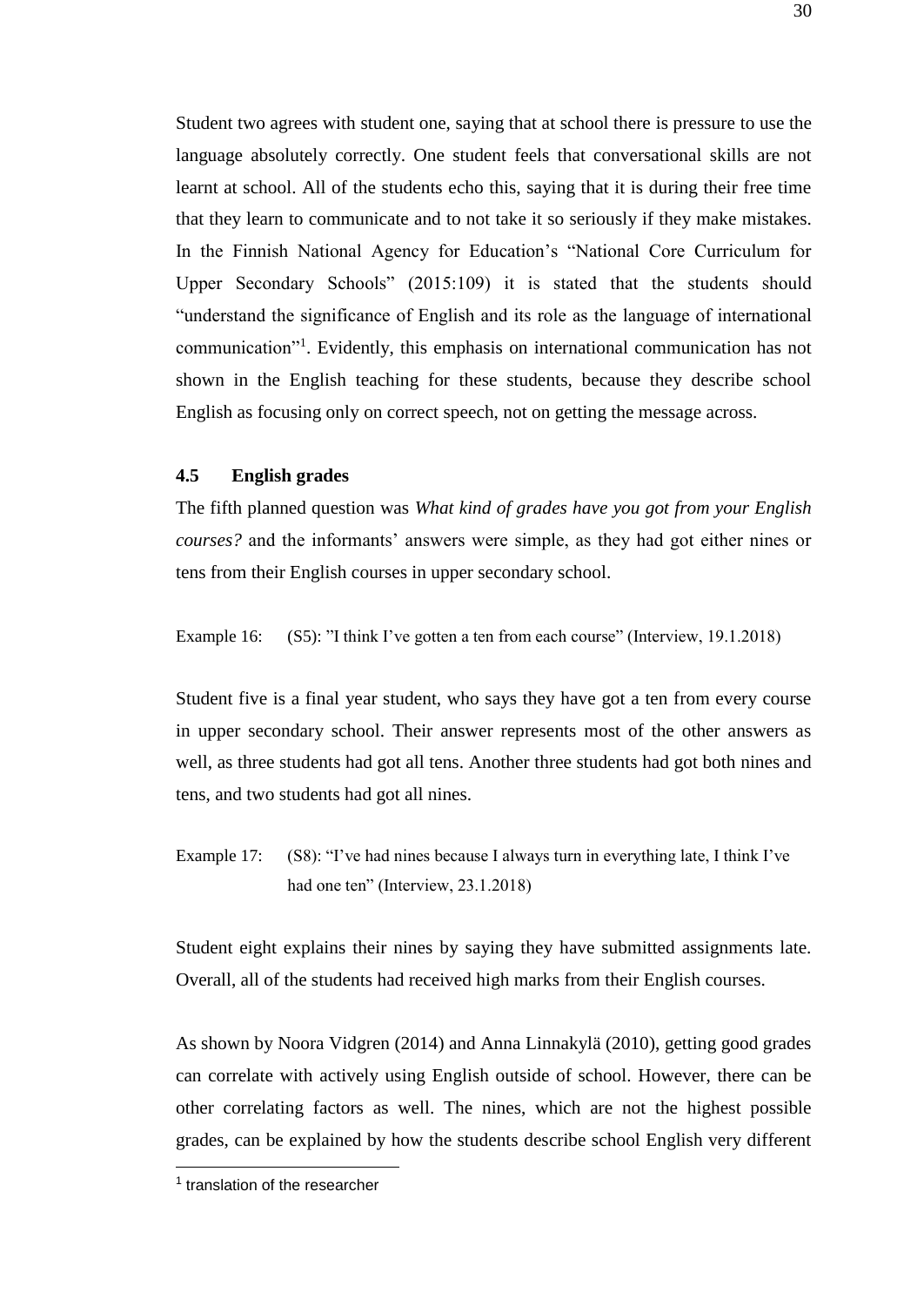Student two agrees with student one, saying that at school there is pressure to use the language absolutely correctly. One student feels that conversational skills are not learnt at school. All of the students echo this, saying that it is during their free time that they learn to communicate and to not take it so seriously if they make mistakes. In the Finnish National Agency for Education's "National Core Curriculum for Upper Secondary Schools" (2015:109) it is stated that the students should "understand the significance of English and its role as the language of international communication"[1]. Evidently, this emphasis on international communication has not shown in the English teaching for these students, because they describe school English as focusing only on correct speech, not on getting the message across.

### 4.5 English grades

The fifth planned question was *What kind of grades have you got from your English courses?* and the informants' answers were simple, as they had got either nines or tens from their English courses in upper secondary school.

Example 16: (S5): "I think I've gotten a ten from each course" (Interview, 19.1.2018)

Student five is a final year student, who says they have got a ten from every course in upper secondary school. Their answer represents most of the other answers as well, as three students had got all tens. Another three students had got both nines and tens, and two students had got all nines.

Example 17: (S8): "I've had nines because I always turn in everything late, I think I've had one ten" (Interview, 23.1.2018)

Student eight explains their nines by saying they have submitted assignments late. Overall, all of the students had received high marks from their English courses.

As shown by Noora Vidgren (2014) and Anna Linnakylä (2010), getting good grades can correlate with actively using English outside of school. However, there can be other correlating factors as well. The nines, which are not the highest possible grades, can be explained by how the students describe school English very different

[1] translation of the researcher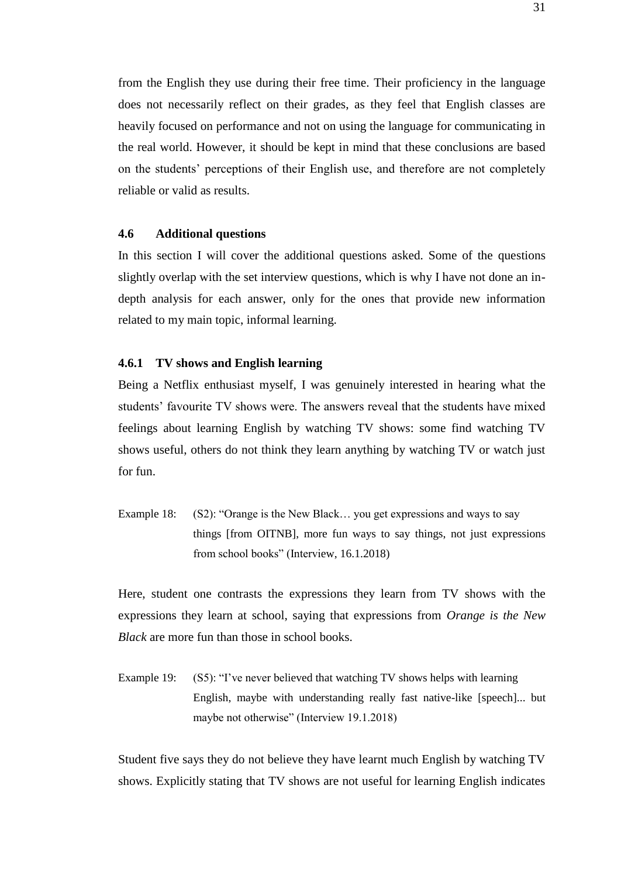from the English they use during their free time. Their proficiency in the language does not necessarily reflect on their grades, as they feel that English classes are heavily focused on performance and not on using the language for communicating in the real world. However, it should be kept in mind that these conclusions are based on the students' perceptions of their English use, and therefore are not completely reliable or valid as results.

### 4.6 Additional questions

In this section I will cover the additional questions asked. Some of the questions slightly overlap with the set interview questions, which is why I have not done an in-depth analysis for each answer, only for the ones that provide new information related to my main topic, informal learning.

#### 4.6.1 TV shows and English learning

Being a Netflix enthusiast myself, I was genuinely interested in hearing what the students' favourite TV shows were. The answers reveal that the students have mixed feelings about learning English by watching TV shows: some find watching TV shows useful, others do not think they learn anything by watching TV or watch just for fun.

Example 18: (S2): "Orange is the New Black… you get expressions and ways to say things [from OITNB], more fun ways to say things, not just expressions from school books" (Interview, 16.1.2018)

Here, student one contrasts the expressions they learn from TV shows with the expressions they learn at school, saying that expressions from *Orange is the New Black* are more fun than those in school books.

Example 19: (S5): "I've never believed that watching TV shows helps with learning English, maybe with understanding really fast native-like [speech]... but maybe not otherwise" (Interview 19.1.2018)

Student five says they do not believe they have learnt much English by watching TV shows. Explicitly stating that TV shows are not useful for learning English indicates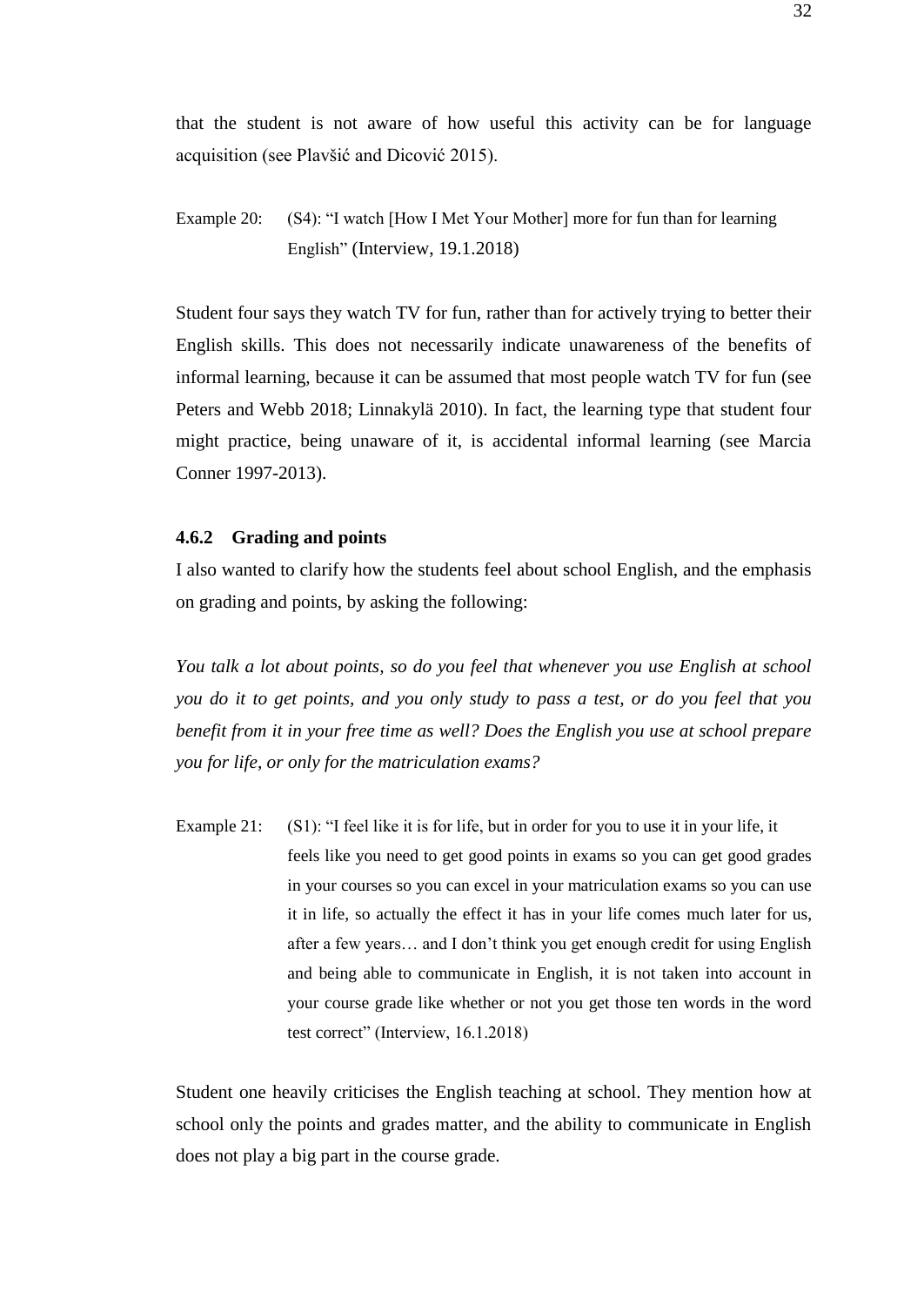that the student is not aware of how useful this activity can be for language acquisition (see Plavšić and Dicović 2015).

Example 20: (S4): "I watch [How I Met Your Mother] more for fun than for learning English" (Interview, 19.1.2018)

Student four says they watch TV for fun, rather than for actively trying to better their English skills. This does not necessarily indicate unawareness of the benefits of informal learning, because it can be assumed that most people watch TV for fun (see Peters and Webb 2018; Linnakylä 2010). In fact, the learning type that student four might practice, being unaware of it, is accidental informal learning (see Marcia Conner 1997-2013).

### 4.6.2 Grading and points

I also wanted to clarify how the students feel about school English, and the emphasis on grading and points, by asking the following:

*You talk a lot about points, so do you feel that whenever you use English at school you do it to get points, and you only study to pass a test, or do you feel that you benefit from it in your free time as well? Does the English you use at school prepare you for life, or only for the matriculation exams?*

Example 21: (S1): "I feel like it is for life, but in order for you to use it in your life, it feels like you need to get good points in exams so you can get good grades in your courses so you can excel in your matriculation exams so you can use it in life, so actually the effect it has in your life comes much later for us, after a few years… and I don't think you get enough credit for using English and being able to communicate in English, it is not taken into account in your course grade like whether or not you get those ten words in the word test correct" (Interview, 16.1.2018)

Student one heavily criticises the English teaching at school. They mention how at school only the points and grades matter, and the ability to communicate in English does not play a big part in the course grade.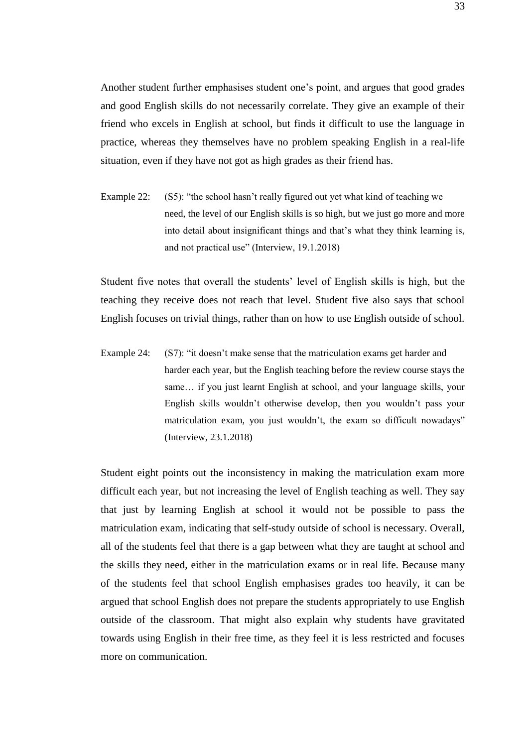Another student further emphasises student one's point, and argues that good grades and good English skills do not necessarily correlate. They give an example of their friend who excels in English at school, but finds it difficult to use the language in practice, whereas they themselves have no problem speaking English in a real-life situation, even if they have not got as high grades as their friend has.

Example 22: (S5): "the school hasn't really figured out yet what kind of teaching we need, the level of our English skills is so high, but we just go more and more into detail about insignificant things and that's what they think learning is, and not practical use" (Interview, 19.1.2018)

Student five notes that overall the students' level of English skills is high, but the teaching they receive does not reach that level. Student five also says that school English focuses on trivial things, rather than on how to use English outside of school.

Example 24: (S7): "it doesn't make sense that the matriculation exams get harder and harder each year, but the English teaching before the review course stays the same… if you just learnt English at school, and your language skills, your English skills wouldn't otherwise develop, then you wouldn't pass your matriculation exam, you just wouldn't, the exam so difficult nowadays" (Interview, 23.1.2018)

Student eight points out the inconsistency in making the matriculation exam more difficult each year, but not increasing the level of English teaching as well. They say that just by learning English at school it would not be possible to pass the matriculation exam, indicating that self-study outside of school is necessary. Overall, all of the students feel that there is a gap between what they are taught at school and the skills they need, either in the matriculation exams or in real life. Because many of the students feel that school English emphasises grades too heavily, it can be argued that school English does not prepare the students appropriately to use English outside of the classroom. That might also explain why students have gravitated towards using English in their free time, as they feel it is less restricted and focuses more on communication.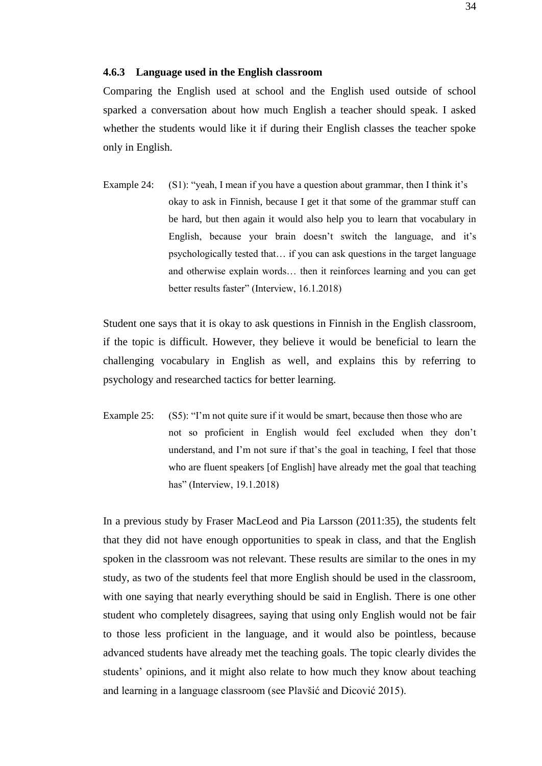### 4.6.3 Language used in the English classroom

Comparing the English used at school and the English used outside of school sparked a conversation about how much English a teacher should speak. I asked whether the students would like it if during their English classes the teacher spoke only in English.

Example 24: (S1): "yeah, I mean if you have a question about grammar, then I think it's okay to ask in Finnish, because I get it that some of the grammar stuff can be hard, but then again it would also help you to learn that vocabulary in English, because your brain doesn't switch the language, and it's psychologically tested that… if you can ask questions in the target language and otherwise explain words… then it reinforces learning and you can get better results faster" (Interview, 16.1.2018)

Student one says that it is okay to ask questions in Finnish in the English classroom, if the topic is difficult. However, they believe it would be beneficial to learn the challenging vocabulary in English as well, and explains this by referring to psychology and researched tactics for better learning.

Example 25: (S5): "I'm not quite sure if it would be smart, because then those who are not so proficient in English would feel excluded when they don't understand, and I'm not sure if that's the goal in teaching, I feel that those who are fluent speakers [of English] have already met the goal that teaching has" (Interview, 19.1.2018)

In a previous study by Fraser MacLeod and Pia Larsson (2011:35), the students felt that they did not have enough opportunities to speak in class, and that the English spoken in the classroom was not relevant. These results are similar to the ones in my study, as two of the students feel that more English should be used in the classroom, with one saying that nearly everything should be said in English. There is one other student who completely disagrees, saying that using only English would not be fair to those less proficient in the language, and it would also be pointless, because advanced students have already met the teaching goals. The topic clearly divides the students' opinions, and it might also relate to how much they know about teaching and learning in a language classroom (see Plavšić and Dicović 2015).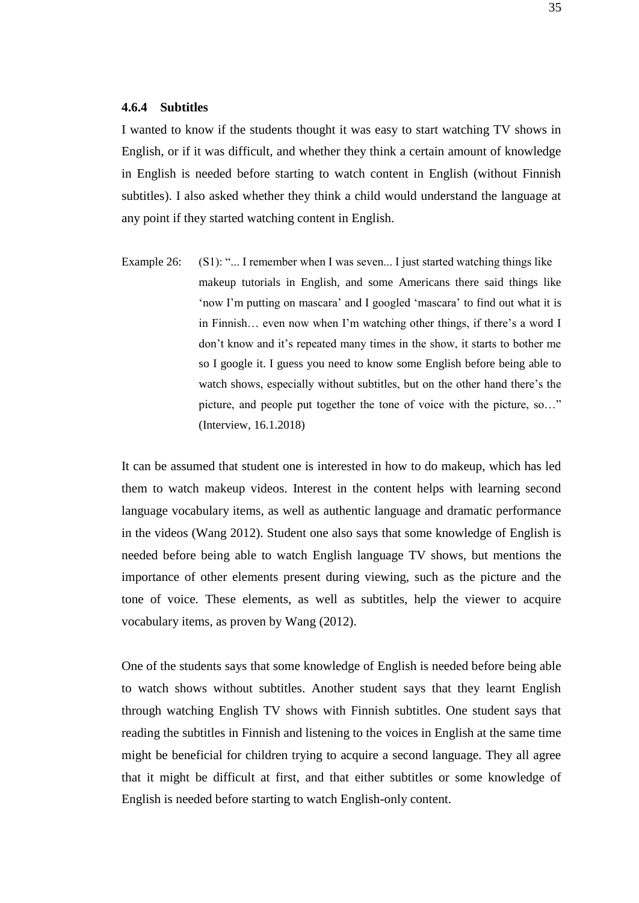### 4.6.4 Subtitles

I wanted to know if the students thought it was easy to start watching TV shows in English, or if it was difficult, and whether they think a certain amount of knowledge in English is needed before starting to watch content in English (without Finnish subtitles). I also asked whether they think a child would understand the language at any point if they started watching content in English.

Example 26: (S1): "... I remember when I was seven... I just started watching things like makeup tutorials in English, and some Americans there said things like 'now I'm putting on mascara' and I googled 'mascara' to find out what it is in Finnish… even now when I'm watching other things, if there's a word I don't know and it's repeated many times in the show, it starts to bother me so I google it. I guess you need to know some English before being able to watch shows, especially without subtitles, but on the other hand there's the picture, and people put together the tone of voice with the picture, so…" (Interview, 16.1.2018)

It can be assumed that student one is interested in how to do makeup, which has led them to watch makeup videos. Interest in the content helps with learning second language vocabulary items, as well as authentic language and dramatic performance in the videos (Wang 2012). Student one also says that some knowledge of English is needed before being able to watch English language TV shows, but mentions the importance of other elements present during viewing, such as the picture and the tone of voice. These elements, as well as subtitles, help the viewer to acquire vocabulary items, as proven by Wang (2012).

One of the students says that some knowledge of English is needed before being able to watch shows without subtitles. Another student says that they learnt English through watching English TV shows with Finnish subtitles. One student says that reading the subtitles in Finnish and listening to the voices in English at the same time might be beneficial for children trying to acquire a second language. They all agree that it might be difficult at first, and that either subtitles or some knowledge of English is needed before starting to watch English-only content.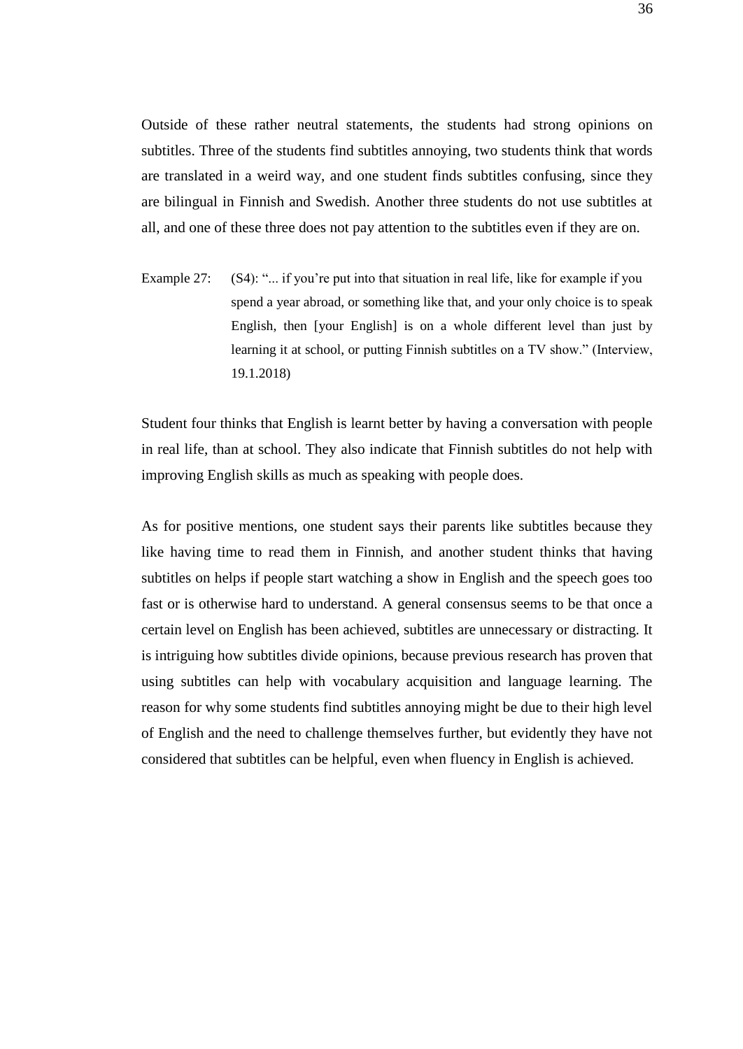Outside of these rather neutral statements, the students had strong opinions on subtitles. Three of the students find subtitles annoying, two students think that words are translated in a weird way, and one student finds subtitles confusing, since they are bilingual in Finnish and Swedish. Another three students do not use subtitles at all, and one of these three does not pay attention to the subtitles even if they are on.

Example 27: (S4): "... if you're put into that situation in real life, like for example if you spend a year abroad, or something like that, and your only choice is to speak English, then [your English] is on a whole different level than just by learning it at school, or putting Finnish subtitles on a TV show." (Interview, 19.1.2018)

Student four thinks that English is learnt better by having a conversation with people in real life, than at school. They also indicate that Finnish subtitles do not help with improving English skills as much as speaking with people does.

As for positive mentions, one student says their parents like subtitles because they like having time to read them in Finnish, and another student thinks that having subtitles on helps if people start watching a show in English and the speech goes too fast or is otherwise hard to understand. A general consensus seems to be that once a certain level on English has been achieved, subtitles are unnecessary or distracting. It is intriguing how subtitles divide opinions, because previous research has proven that using subtitles can help with vocabulary acquisition and language learning. The reason for why some students find subtitles annoying might be due to their high level of English and the need to challenge themselves further, but evidently they have not considered that subtitles can be helpful, even when fluency in English is achieved.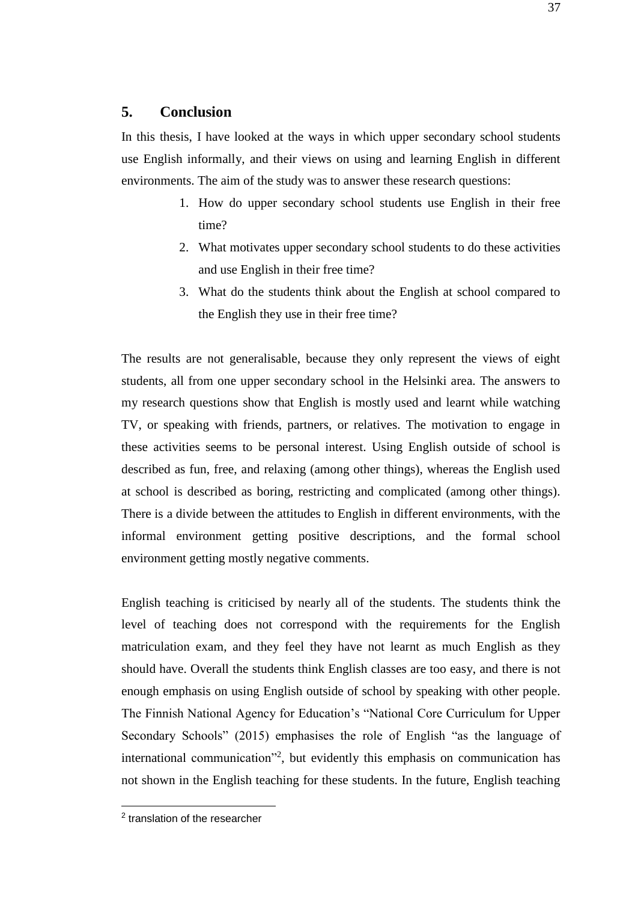## 5. Conclusion

In this thesis, I have looked at the ways in which upper secondary school students use English informally, and their views on using and learning English in different environments. The aim of the study was to answer these research questions:

1. How do upper secondary school students use English in their free time?
2. What motivates upper secondary school students to do these activities and use English in their free time?
3. What do the students think about the English at school compared to the English they use in their free time?

The results are not generalisable, because they only represent the views of eight students, all from one upper secondary school in the Helsinki area. The answers to my research questions show that English is mostly used and learnt while watching TV, or speaking with friends, partners, or relatives. The motivation to engage in these activities seems to be personal interest. Using English outside of school is described as fun, free, and relaxing (among other things), whereas the English used at school is described as boring, restricting and complicated (among other things). There is a divide between the attitudes to English in different environments, with the informal environment getting positive descriptions, and the formal school environment getting mostly negative comments.

English teaching is criticised by nearly all of the students. The students think the level of teaching does not correspond with the requirements for the English matriculation exam, and they feel they have not learnt as much English as they should have. Overall the students think English classes are too easy, and there is not enough emphasis on using English outside of school by speaking with other people. The Finnish National Agency for Education's "National Core Curriculum for Upper Secondary Schools" (2015) emphasises the role of English "as the language of international communication"[2], but evidently this emphasis on communication has not shown in the English teaching for these students. In the future, English teaching

[2] translation of the researcher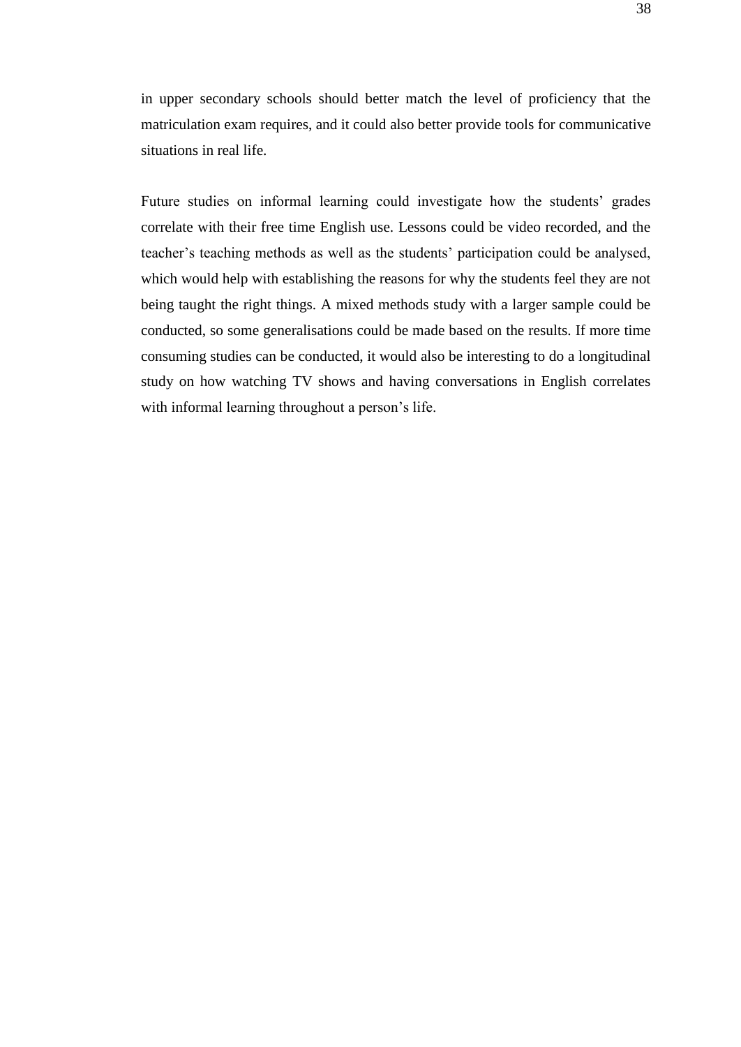in upper secondary schools should better match the level of proficiency that the matriculation exam requires, and it could also better provide tools for communicative situations in real life.

Future studies on informal learning could investigate how the students' grades correlate with their free time English use. Lessons could be video recorded, and the teacher's teaching methods as well as the students' participation could be analysed, which would help with establishing the reasons for why the students feel they are not being taught the right things. A mixed methods study with a larger sample could be conducted, so some generalisations could be made based on the results. If more time consuming studies can be conducted, it would also be interesting to do a longitudinal study on how watching TV shows and having conversations in English correlates with informal learning throughout a person's life.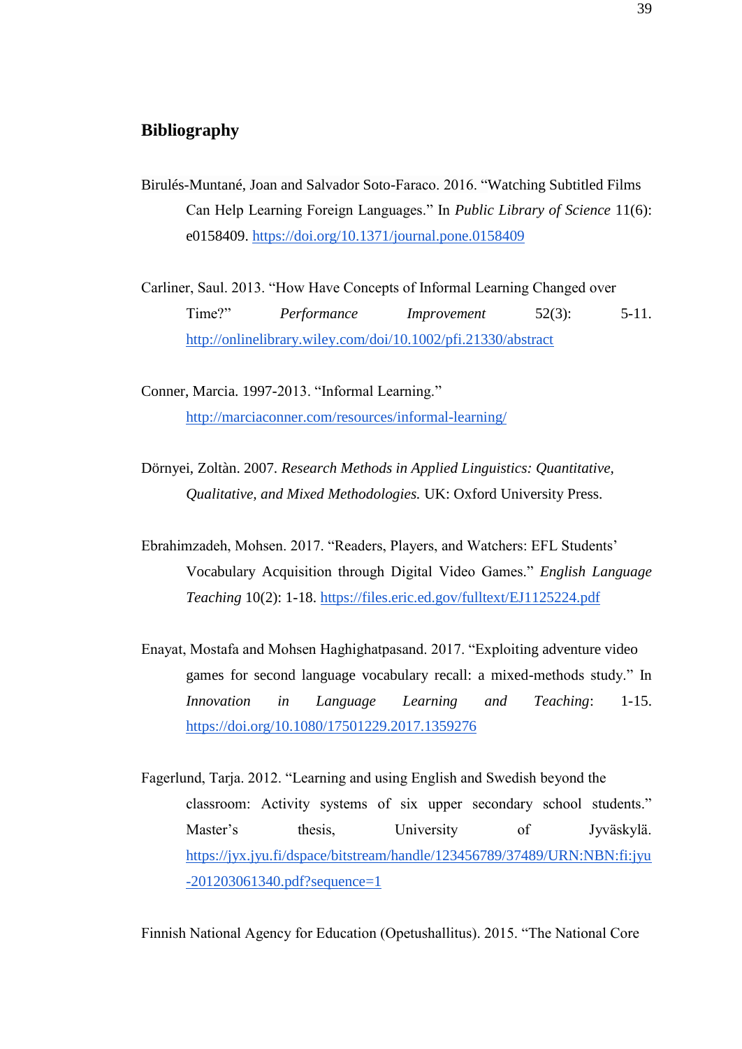## Bibliography

Birulés-Muntané, Joan and Salvador Soto-Faraco. 2016. “Watching Subtitled Films Can Help Learning Foreign Languages.” In *Public Library of Science* 11(6): e0158409. https://doi.org/10.1371/journal.pone.0158409

Carliner, Saul. 2013. “How Have Concepts of Informal Learning Changed over Time?” *Performance Improvement* 52(3): 5-11. http://onlinelibrary.wiley.com/doi/10.1002/pfi.21330/abstract

Conner, Marcia. 1997-2013. “Informal Learning.” http://marciaconner.com/resources/informal-learning/

Dörnyei, Zoltàn. 2007. *Research Methods in Applied Linguistics: Quantitative, Qualitative, and Mixed Methodologies.* UK: Oxford University Press.

Ebrahimzadeh, Mohsen. 2017. “Readers, Players, and Watchers: EFL Students’ Vocabulary Acquisition through Digital Video Games.” *English Language Teaching* 10(2): 1-18. https://files.eric.ed.gov/fulltext/EJ1125224.pdf

Enayat, Mostafa and Mohsen Haghighatpasand. 2017. “Exploiting adventure video games for second language vocabulary recall: a mixed-methods study.” In *Innovation in Language Learning and Teaching*: 1-15. https://doi.org/10.1080/17501229.2017.1359276

Fagerlund, Tarja. 2012. “Learning and using English and Swedish beyond the classroom: Activity systems of six upper secondary school students.” Master’s thesis, University of Jyväskylä. https://jyx.jyu.fi/dspace/bitstream/handle/123456789/37489/URN:NBN:fi:jyu-201203061340.pdf?sequence=1

Finnish National Agency for Education (Opetushallitus). 2015. “The National Core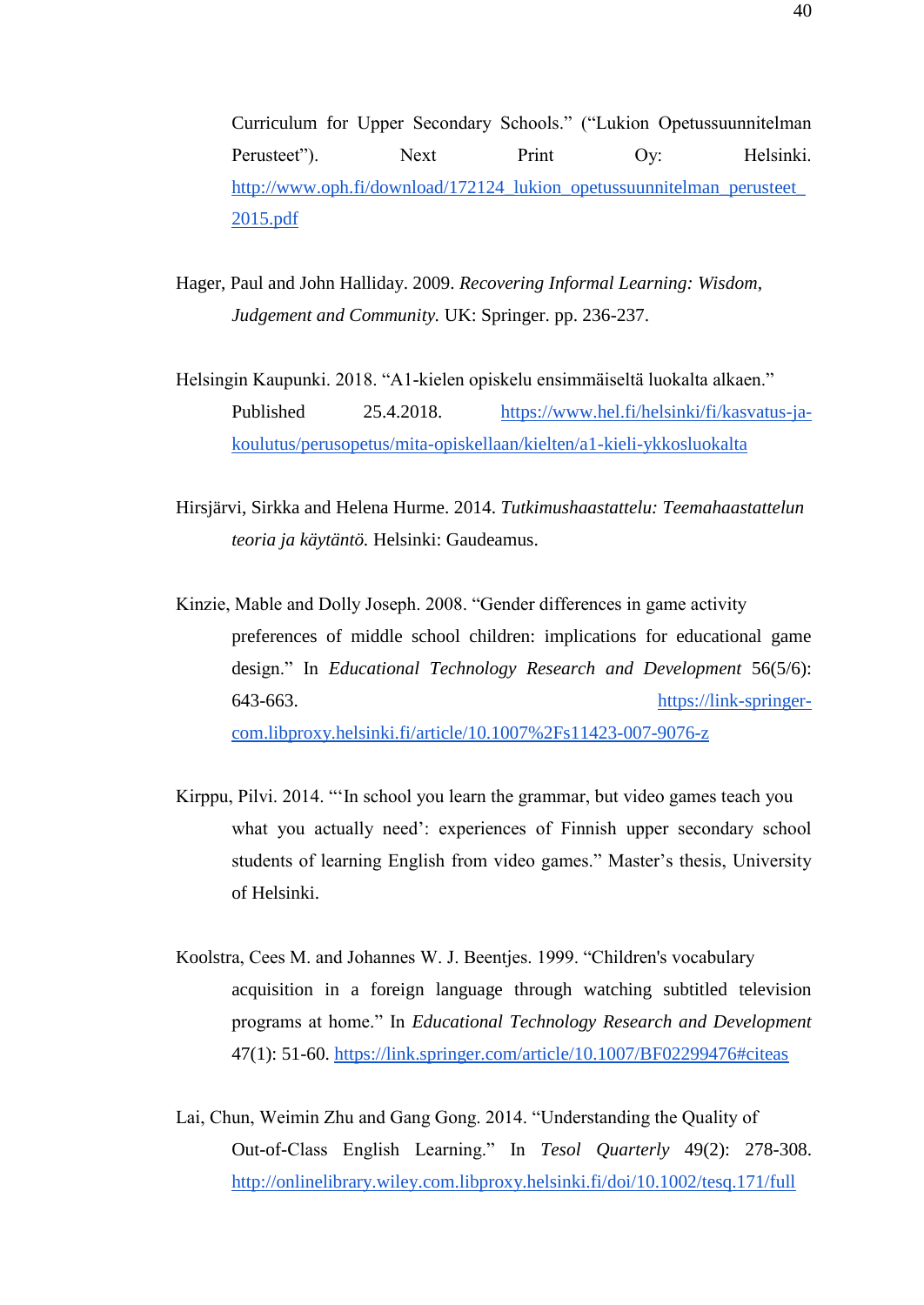Curriculum for Upper Secondary Schools." ("Lukion Opetussuunnitelman Perusteet"). Next Print Oy: Helsinki. http://www.oph.fi/download/172124_lukion_opetussuunnitelman_perusteet_2015.pdf

Hager, Paul and John Halliday. 2009. *Recovering Informal Learning: Wisdom, Judgement and Community.* UK: Springer. pp. 236-237.

Helsingin Kaupunki. 2018. "A1-kielen opiskelu ensimmäiseltä luokalta alkaen." Published 25.4.2018. https://www.hel.fi/helsinki/fi/kasvatus-ja-koulutus/perusopetus/mita-opiskellaan/kielten/a1-kieli-ykkosluokalta

Hirsjärvi, Sirkka and Helena Hurme. 2014. *Tutkimushaastattelu: Teemahaastattelun teoria ja käytäntö.* Helsinki: Gaudeamus.

Kinzie, Mable and Dolly Joseph. 2008. "Gender differences in game activity preferences of middle school children: implications for educational game design." In *Educational Technology Research and Development* 56(5/6): 643-663. https://link-springer-com.libproxy.helsinki.fi/article/10.1007%2Fs11423-007-9076-z

Kirppu, Pilvi. 2014. "'In school you learn the grammar, but video games teach you what you actually need': experiences of Finnish upper secondary school students of learning English from video games." Master's thesis, University of Helsinki.

Koolstra, Cees M. and Johannes W. J. Beentjes. 1999. "Children's vocabulary acquisition in a foreign language through watching subtitled television programs at home." In *Educational Technology Research and Development* 47(1): 51-60. https://link.springer.com/article/10.1007/BF02299476#citeas

Lai, Chun, Weimin Zhu and Gang Gong. 2014. "Understanding the Quality of Out-of-Class English Learning." In *Tesol Quarterly* 49(2): 278-308. http://onlinelibrary.wiley.com.libproxy.helsinki.fi/doi/10.1002/tesq.171/full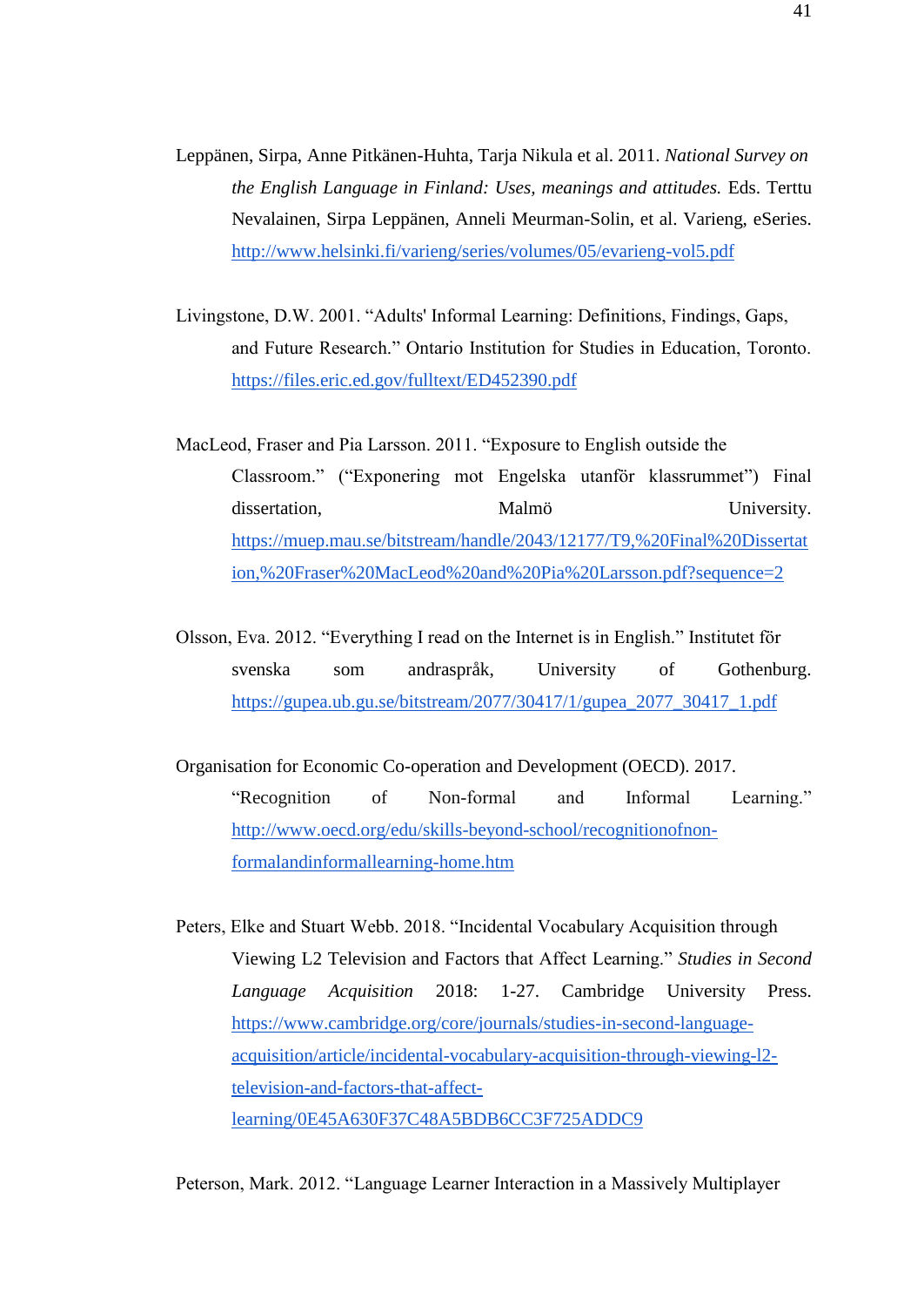Leppänen, Sirpa, Anne Pitkänen-Huhta, Tarja Nikula et al. 2011. *National Survey on the English Language in Finland: Uses, meanings and attitudes.* Eds. Terttu Nevalainen, Sirpa Leppänen, Anneli Meurman-Solin, et al. Varieng, eSeries. http://www.helsinki.fi/varieng/series/volumes/05/evarieng-vol5.pdf

Livingstone, D.W. 2001. "Adults' Informal Learning: Definitions, Findings, Gaps, and Future Research." Ontario Institution for Studies in Education, Toronto. https://files.eric.ed.gov/fulltext/ED452390.pdf

MacLeod, Fraser and Pia Larsson. 2011. "Exposure to English outside the Classroom." ("Exponering mot Engelska utanför klassrummet") Final dissertation, Malmö University. https://muep.mau.se/bitstream/handle/2043/12177/T9,%20Final%20Dissertation,%20Fraser%20MacLeod%20and%20Pia%20Larsson.pdf?sequence=2

Olsson, Eva. 2012. "Everything I read on the Internet is in English." Institutet för svenska som andraspråk, University of Gothenburg. https://gupea.ub.gu.se/bitstream/2077/30417/1/gupea_2077_30417_1.pdf

Organisation for Economic Co-operation and Development (OECD). 2017. "Recognition of Non-formal and Informal Learning." http://www.oecd.org/edu/skills-beyond-school/recognitionofnon-formalandinformallearning-home.htm

Peters, Elke and Stuart Webb. 2018. "Incidental Vocabulary Acquisition through Viewing L2 Television and Factors that Affect Learning." *Studies in Second Language Acquisition* 2018: 1-27. Cambridge University Press. https://www.cambridge.org/core/journals/studies-in-second-language-acquisition/article/incidental-vocabulary-acquisition-through-viewing-l2-television-and-factors-that-affect-learning/0E45A630F37C48A5BDB6CC3F725ADDC9

Peterson, Mark. 2012. "Language Learner Interaction in a Massively Multiplayer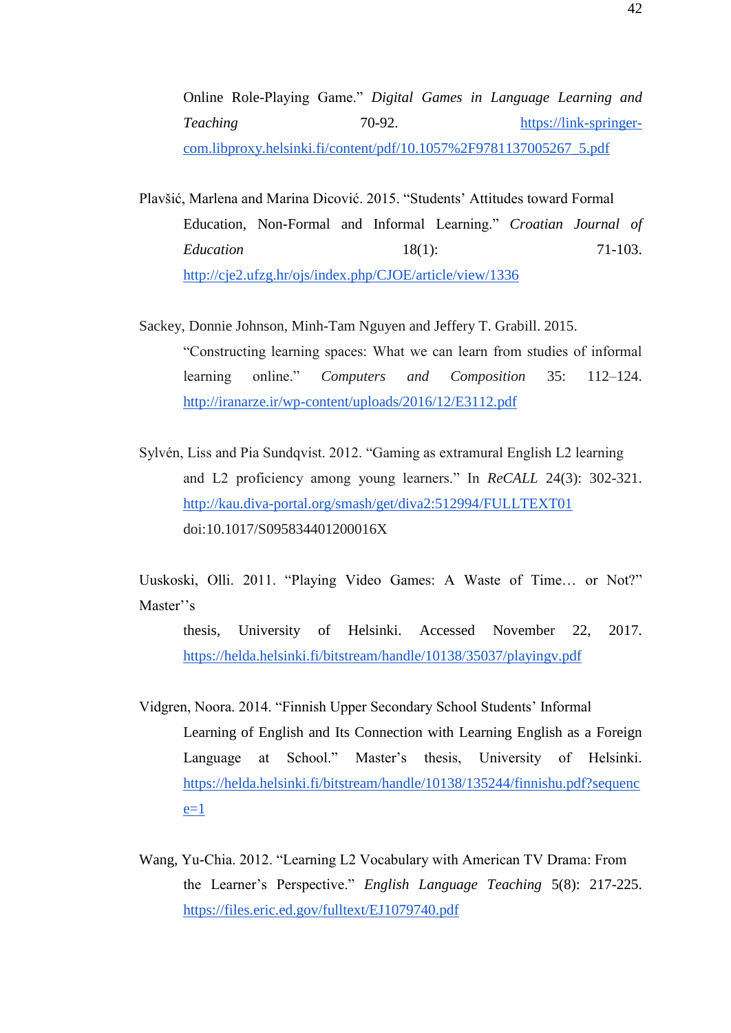Online Role-Playing Game." *Digital Games in Language Learning and Teaching* 70-92. https://link-springer-com.libproxy.helsinki.fi/content/pdf/10.1057%2F9781137005267_5.pdf

Plavšić, Marlena and Marina Dicović. 2015. "Students' Attitudes toward Formal Education, Non-Formal and Informal Learning." *Croatian Journal of Education* 18(1): 71-103. http://cje2.ufzg.hr/ojs/index.php/CJOE/article/view/1336

Sackey, Donnie Johnson, Minh-Tam Nguyen and Jeffery T. Grabill. 2015. "Constructing learning spaces: What we can learn from studies of informal learning online." *Computers and Composition* 35: 112–124. http://iranarze.ir/wp-content/uploads/2016/12/E3112.pdf

Sylvén, Liss and Pia Sundqvist. 2012. "Gaming as extramural English L2 learning and L2 proficiency among young learners." In *ReCALL* 24(3): 302-321. http://kau.diva-portal.org/smash/get/diva2:512994/FULLTEXT01 doi:10.1017/S095834401200016X

Uuskoski, Olli. 2011. "Playing Video Games: A Waste of Time… or Not?" Master''s thesis, University of Helsinki. Accessed November 22, 2017. https://helda.helsinki.fi/bitstream/handle/10138/35037/playingv.pdf

Vidgren, Noora. 2014. "Finnish Upper Secondary School Students' Informal Learning of English and Its Connection with Learning English as a Foreign Language at School." Master's thesis, University of Helsinki. https://helda.helsinki.fi/bitstream/handle/10138/135244/finnishu.pdf?sequence=1

Wang, Yu-Chia. 2012. "Learning L2 Vocabulary with American TV Drama: From the Learner's Perspective." *English Language Teaching* 5(8): 217-225. https://files.eric.ed.gov/fulltext/EJ1079740.pdf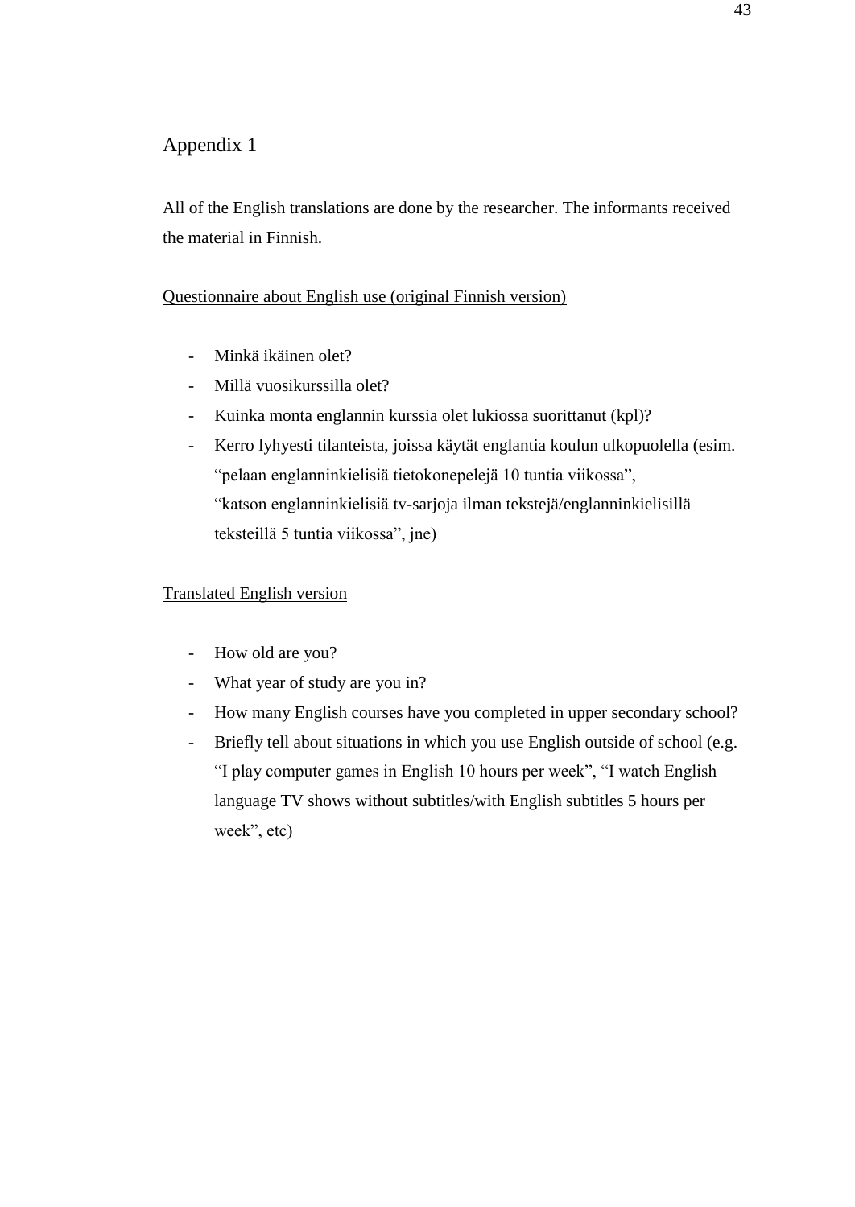# Appendix 1

All of the English translations are done by the researcher. The informants received the material in Finnish.

<u>Questionnaire about English use (original Finnish version)</u>

- Minkä ikäinen olet?
- Millä vuosikurssilla olet?
- Kuinka monta englannin kurssia olet lukiossa suorittanut (kpl)?
- Kerro lyhyesti tilanteista, joissa käytät englantia koulun ulkopuolella (esim. "pelaan englanninkielisiä tietokonepelejä 10 tuntia viikossa", "katson englanninkielisiä tv-sarjoja ilman tekstejä/englanninkielisillä teksteillä 5 tuntia viikossa", jne)

<u>Translated English version</u>

- How old are you?
- What year of study are you in?
- How many English courses have you completed in upper secondary school?
- Briefly tell about situations in which you use English outside of school (e.g. "I play computer games in English 10 hours per week", "I watch English language TV shows without subtitles/with English subtitles 5 hours per week", etc)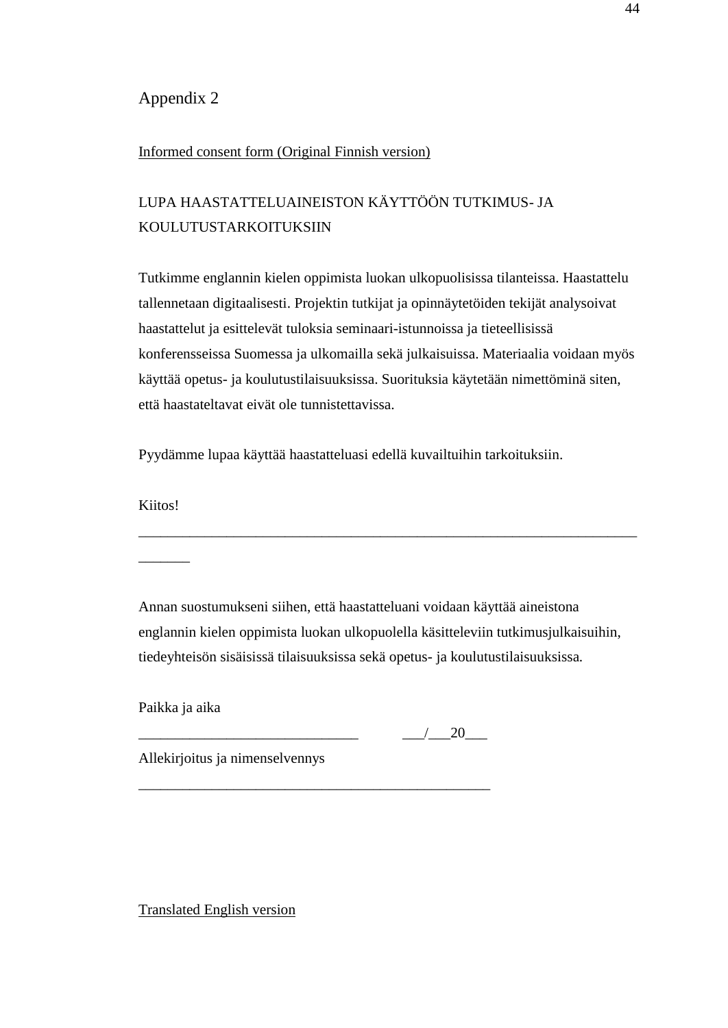## Appendix 2

Informed consent form (Original Finnish version)

LUPA HAASTATTELUAINEISTON KÄYTTÖÖN TUTKIMUS- JA KOULUTUSTARKOITUKSIIN

Tutkimme englannin kielen oppimista luokan ulkopuolisissa tilanteissa. Haastattelu tallennetaan digitaalisesti. Projektin tutkijat ja opinnäytetöiden tekijät analysoivat haastattelut ja esittelevät tuloksia seminaari-istunnoissa ja tieteellisissä konferensseissa Suomessa ja ulkomailla sekä julkaisuissa. Materiaalia voidaan myös käyttää opetus- ja koulutustilaisuuksissa. Suorituksia käytetään nimettöminä siten, että haastateltavat eivät ole tunnistettavissa.

Pyydämme lupaa käyttää haastatteluasi edellä kuvailtuihin tarkoituksiin.

Kiitos!

_______________________________________________________________________________

Annan suostumukseni siihen, että haastatteluani voidaan käyttää aineistona englannin kielen oppimista luokan ulkopuolella käsitteleviin tutkimusjulkaisuihin, tiedeyhteisön sisäisissä tilaisuuksissa sekä opetus- ja koulutustilaisuuksissa.

Paikka ja aika

______________________________ ___/___20___

Allekirjoitus ja nimenselvennys

________________________________________________

Translated English version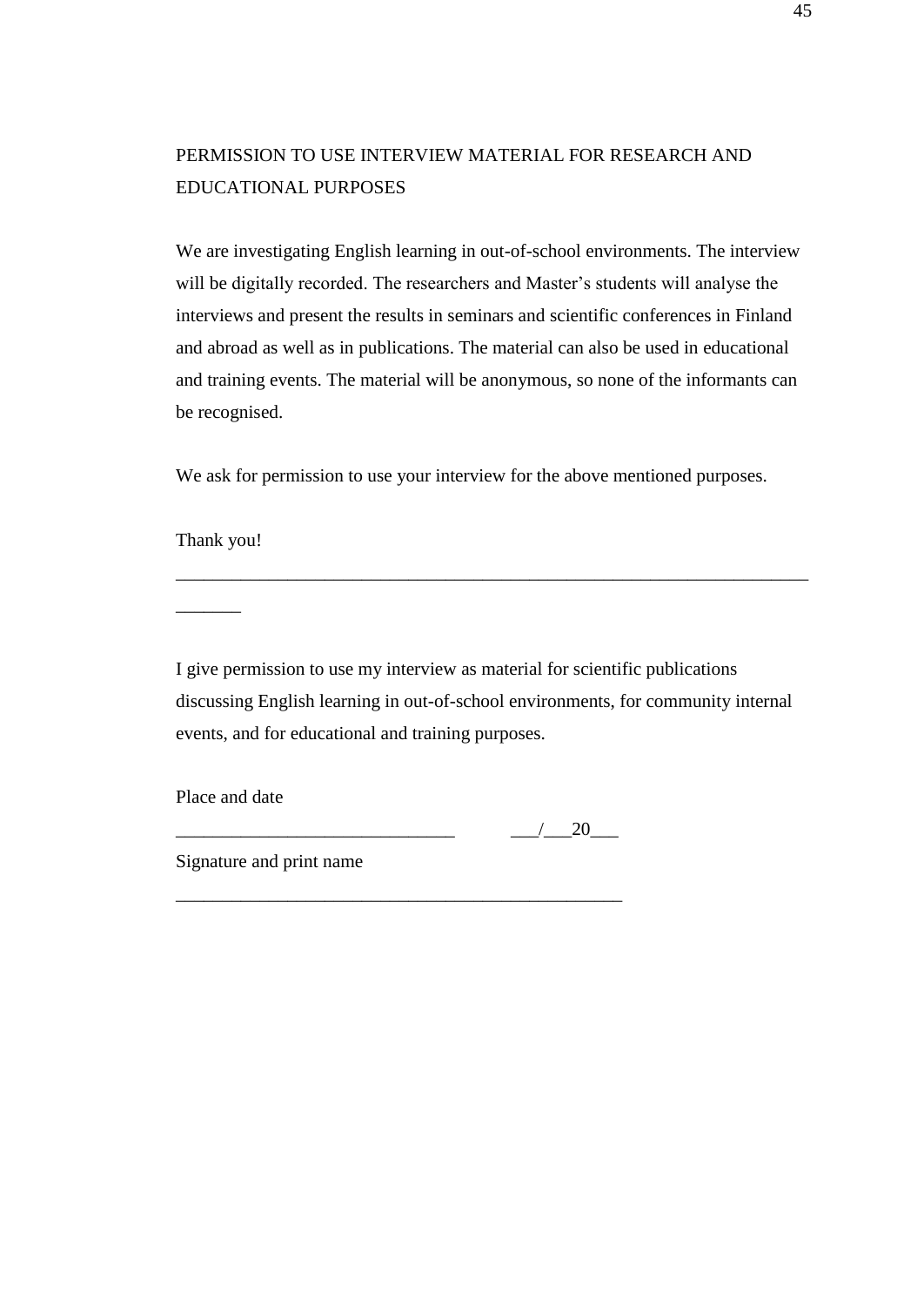PERMISSION TO USE INTERVIEW MATERIAL FOR RESEARCH AND EDUCATIONAL PURPOSES

We are investigating English learning in out-of-school environments. The interview will be digitally recorded. The researchers and Master's students will analyse the interviews and present the results in seminars and scientific conferences in Finland and abroad as well as in publications. The material can also be used in educational and training events. The material will be anonymous, so none of the informants can be recognised.

We ask for permission to use your interview for the above mentioned purposes.

Thank you!

---

I give permission to use my interview as material for scientific publications discussing English learning in out-of-school environments, for community internal events, and for educational and training purposes.

Place and date

_____________________________ \_\_\_/\_\_\_20\_\_\_

Signature and print name

_______________________________________________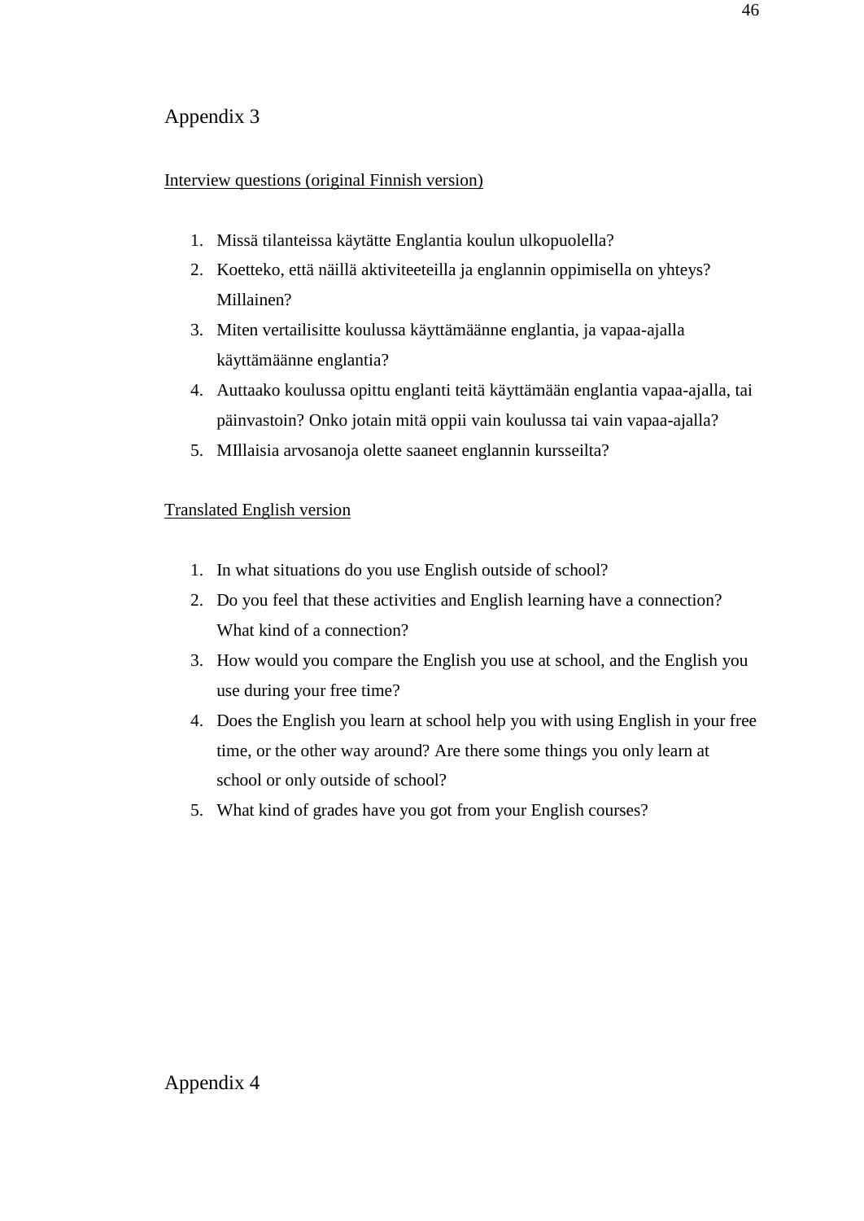# Appendix 3

<u>Interview questions (original Finnish version)</u>

1. Missä tilanteissa käytätte Englantia koulun ulkopuolella?
2. Koetteko, että näillä aktiviteeteilla ja englannin oppimisella on yhteys? Millainen?
3. Miten vertailisitte koulussa käyttämäänne englantia, ja vapaa-ajalla käyttämäänne englantia?
4. Auttaako koulussa opittu englanti teitä käyttämään englantia vapaa-ajalla, tai päinvastoin? Onko jotain mitä oppii vain koulussa tai vain vapaa-ajalla?
5. MIllaisia arvosanoja olette saaneet englannin kursseilta?

<u>Translated English version</u>

1. In what situations do you use English outside of school?
2. Do you feel that these activities and English learning have a connection? What kind of a connection?
3. How would you compare the English you use at school, and the English you use during your free time?
4. Does the English you learn at school help you with using English in your free time, or the other way around? Are there some things you only learn at school or only outside of school?
5. What kind of grades have you got from your English courses?

# Appendix 4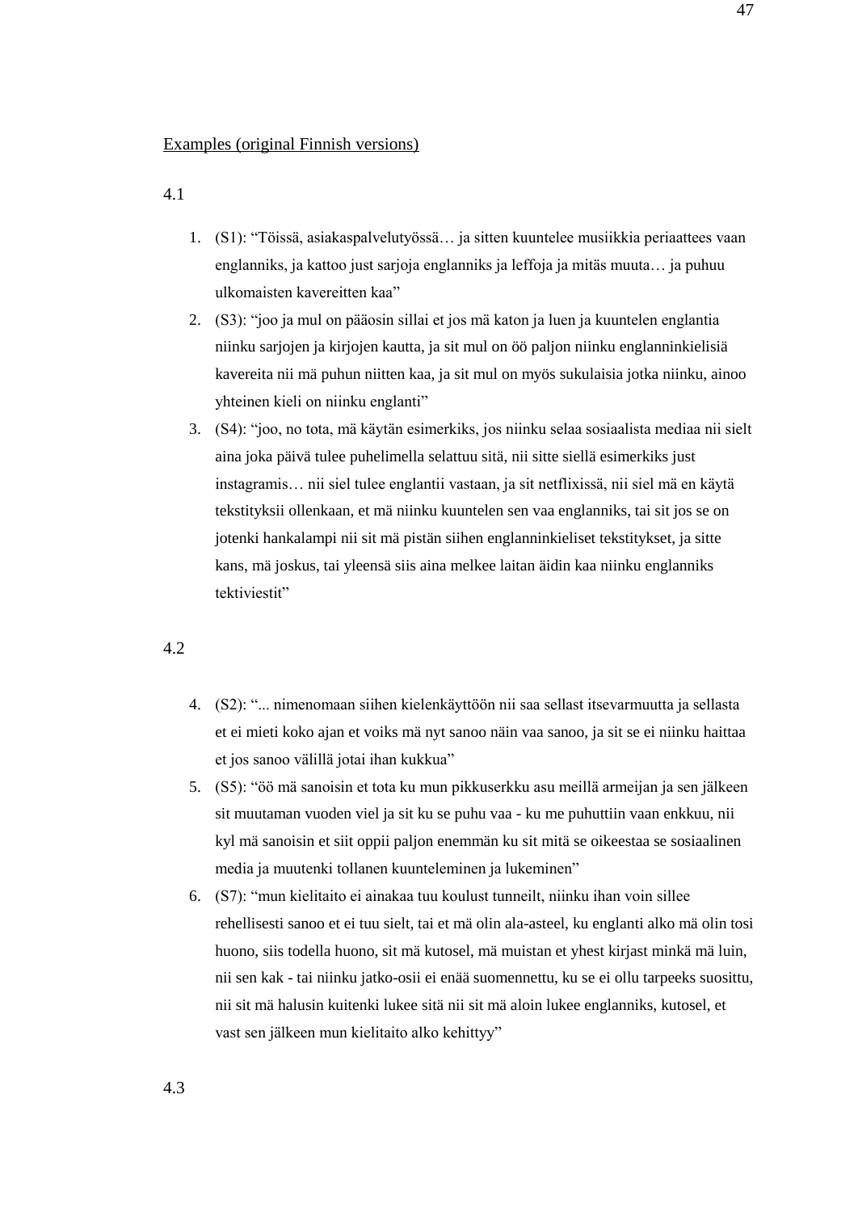Examples (original Finnish versions)

4.1

1. (S1): "Töissä, asiakaspalvelutyössä… ja sitten kuuntelee musiikkia periaattees vaan englanniks, ja kattoo just sarjoja englanniks ja leffoja ja mitäs muuta… ja puhuu ulkomaisten kavereitten kaa"
2. (S3): "joo ja mul on pääosin sillai et jos mä katon ja luen ja kuuntelen englantia niinku sarjojen ja kirjojen kautta, ja sit mul on öö paljon niinku englanninkielisiä kavereita nii mä puhun niitten kaa, ja sit mul on myös sukulaisia jotka niinku, ainoo yhteinen kieli on niinku englanti"
3. (S4): "joo, no tota, mä käytän esimerkiks, jos niinku selaa sosiaalista mediaa nii sielt aina joka päivä tulee puhelimella selattuu sitä, nii sitte siellä esimerkiks just instagramis… nii siel tulee englantii vastaan, ja sit netflixissä, nii siel mä en käytä tekstityksii ollenkaan, et mä niinku kuuntelen sen vaa englanniks, tai sit jos se on jotenki hankalampi nii sit mä pistän siihen englanninkieliset tekstitykset, ja sitte kans, mä joskus, tai yleensä siis aina melkee laitan äidin kaa niinku englanniks tektiviestit"

4.2

4. (S2): "... nimenomaan siihen kielenkäyttöön nii saa sellast itsevarmuutta ja sellasta et ei mieti koko ajan et voiks mä nyt sanoo näin vaa sanoo, ja sit se ei niinku haittaa et jos sanoo välillä jotai ihan kukkua"
5. (S5): "öö mä sanoisin et tota ku mun pikkuserkku asu meillä armeijan ja sen jälkeen sit muutaman vuoden viel ja sit ku se puhu vaa - ku me puhuttiin vaan enkkuu, nii kyl mä sanoisin et siit oppii paljon enemmän ku sit mitä se oikeestaa se sosiaalinen media ja muutenki tollanen kuunteleminen ja lukeminen"
6. (S7): "mun kielitaito ei ainakaa tuu koulust tunneilt, niinku ihan voin sillee rehellisesti sanoo et ei tuu sielt, tai et mä olin ala-asteel, ku englanti alko mä olin tosi huono, siis todella huono, sit mä kutosel, mä muistan et yhest kirjast minkä mä luin, nii sen kak - tai niinku jatko-osii ei enää suomennettu, ku se ei ollu tarpeeks suosittu, nii sit mä halusin kuitenki lukee sitä nii sit mä aloin lukee englanniks, kutosel, et vast sen jälkeen mun kielitaito alko kehittyy"

4.3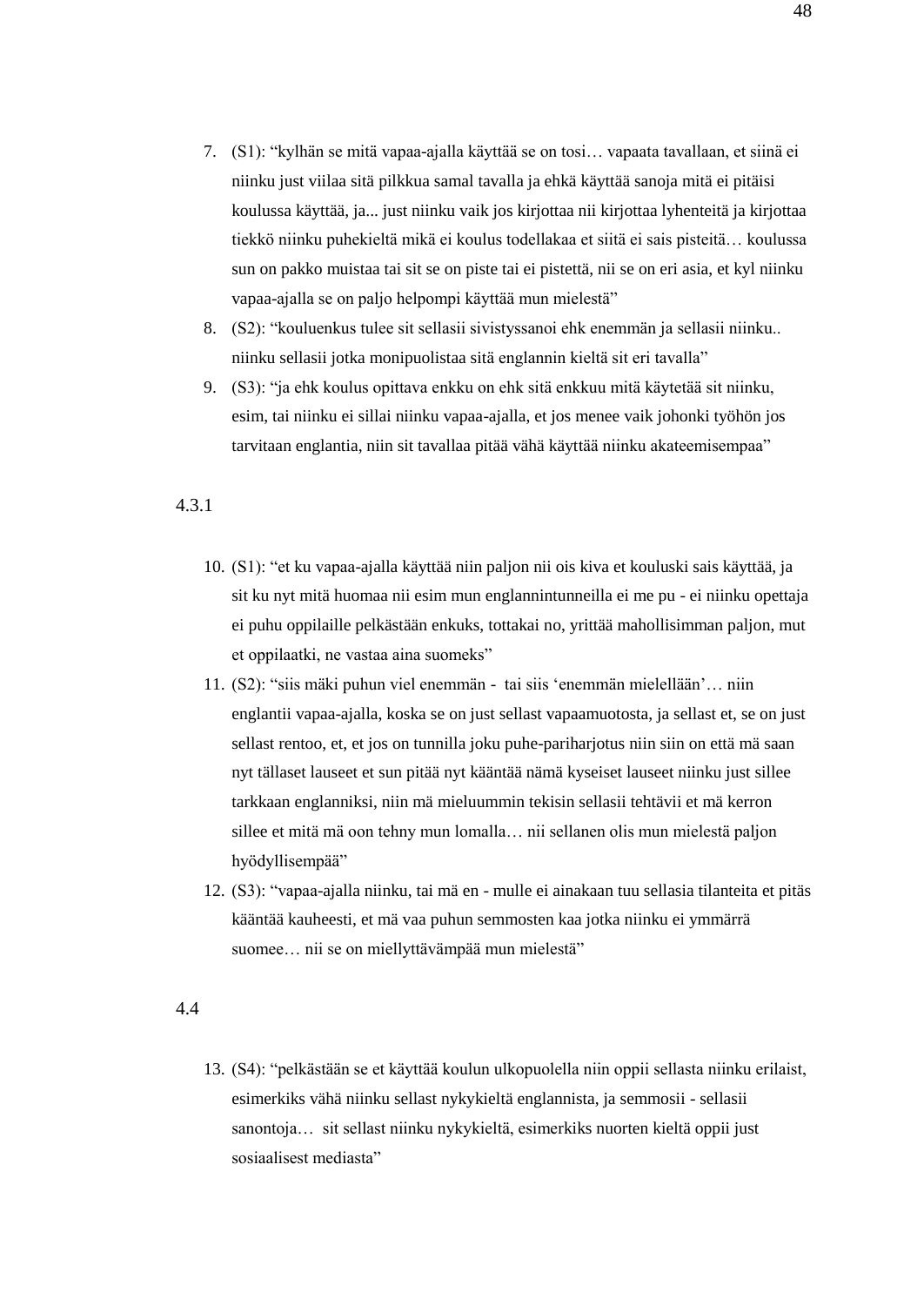7. (S1): “kylhän se mitä vapaa-ajalla käyttää se on tosi… vapaata tavallaan, et siinä ei niinku just viilaa sitä pilkkua samal tavalla ja ehkä käyttää sanoja mitä ei pitäisi koulussa käyttää, ja... just niinku vaik jos kirjottaa nii kirjottaa lyhenteitä ja kirjottaa tiekkö niinku puhekieltä mikä ei koulus todellakaa et siitä ei sais pisteitä… koulussa sun on pakko muistaa tai sit se on piste tai ei pistettä, nii se on eri asia, et kyl niinku vapaa-ajalla se on paljo helpompi käyttää mun mielestä”
8. (S2): “kouluenkus tulee sit sellasii sivistyssanoi ehk enemmän ja sellasii niinku.. niinku sellasii jotka monipuolistaa sitä englannin kieltä sit eri tavalla”
9. (S3): “ja ehk koulus opittava enkku on ehk sitä enkkuu mitä käytetää sit niinku, esim, tai niinku ei sillai niinku vapaa-ajalla, et jos menee vaik johonki työhön jos tarvitaan englantia, niin sit tavallaa pitää vähä käyttää niinku akateemisempaa”

4.3.1

10. (S1): “et ku vapaa-ajalla käyttää niin paljon nii ois kiva et kouluski sais käyttää, ja sit ku nyt mitä huomaa nii esim mun englannintunneilla ei me pu - ei niinku opettaja ei puhu oppilaille pelkästään enkuks, tottakai no, yrittää mahollisimman paljon, mut et oppilaatki, ne vastaa aina suomeks”
11. (S2): “siis mäki puhun viel enemmän - tai siis ‘enemmän mielellään’… niin englantii vapaa-ajalla, koska se on just sellast vapaamuotosta, ja sellast et, se on just sellast rentoo, et, et jos on tunnilla joku puhe-pariharjotus niin siin on että mä saan nyt tällaset lauseet et sun pitää nyt kääntää nämä kyseiset lauseet niinku just sillee tarkkaan englanniksi, niin mä mieluummin tekisin sellasii tehtävii et mä kerron sillee et mitä mä oon tehny mun lomalla… nii sellanen olis mun mielestä paljon hyödyllisempää”
12. (S3): “vapaa-ajalla niinku, tai mä en - mulle ei ainakaan tuu sellasia tilanteita et pitäs kääntää kauheesti, et mä vaa puhun semmosten kaa jotka niinku ei ymmärrä suomee… nii se on miellyttävämpää mun mielestä”

4.4

13. (S4): “pelkästään se et käyttää koulun ulkopuolella niin oppii sellasta niinku erilaist, esimerkiks vähä niinku sellast nykykieltä englannista, ja semmosii - sellasii sanontoja… sit sellast niinku nykykieltä, esimerkiks nuorten kieltä oppii just sosiaalisest mediasta”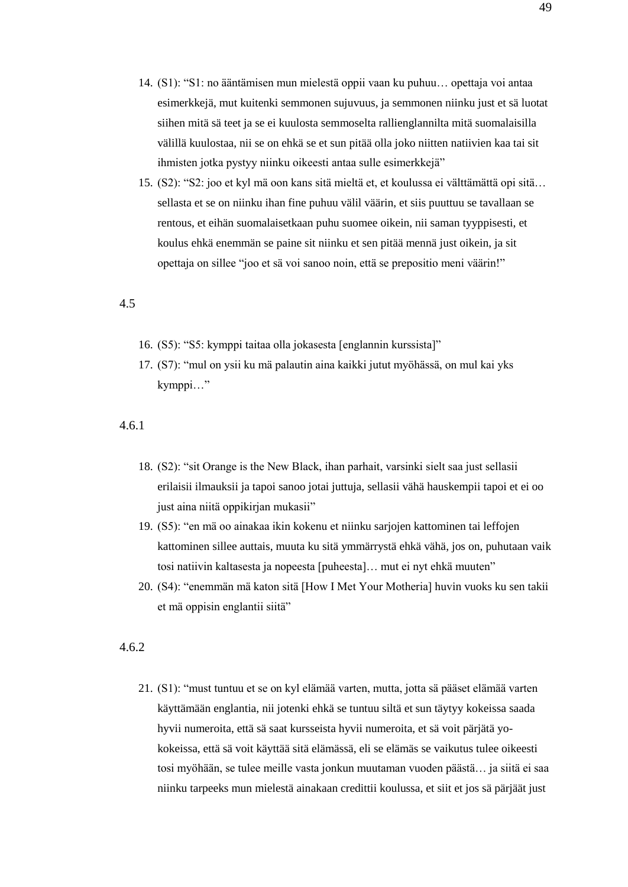14. (S1): “S1: no ääntämisen mun mielestä oppii vaan ku puhuu… opettaja voi antaa esimerkkejä, mut kuitenki semmonen sujuvuus, ja semmonen niinku just et sä luotat siihen mitä sä teet ja se ei kuulosta semmoselta rallienglannilta mitä suomalaisilla välillä kuulostaa, nii se on ehkä se et sun pitää olla joko niitten natiivien kaa tai sit ihmisten jotka pystyy niinku oikeesti antaa sulle esimerkkejä”
15. (S2): “S2: joo et kyl mä oon kans sitä mieltä et, et koulussa ei välttämättä opi sitä… sellasta et se on niinku ihan fine puhuu välil väärin, et siis puuttuu se tavallaan se rentous, et eihän suomalaisetkaan puhu suomee oikein, nii saman tyyppisesti, et koulus ehkä enemmän se paine sit niinku et sen pitää mennä just oikein, ja sit opettaja on sillee “joo et sä voi sanoo noin, että se prepositio meni väärin!”

4.5

16. (S5): “S5: kymppi taitaa olla jokasesta [englannin kurssista]”
17. (S7): “mul on ysii ku mä palautin aina kaikki jutut myöhässä, on mul kai yks kymppi…”

4.6.1

18. (S2): “sit Orange is the New Black, ihan parhait, varsinki sielt saa just sellasii erilaisii ilmauksii ja tapoi sanoo jotai juttuja, sellasii vähä hauskempii tapoi et ei oo just aina niitä oppikirjan mukasii”
19. (S5): “en mä oo ainakaa ikin kokenu et niinku sarjojen kattominen tai leffojen kattominen sillee auttais, muuta ku sitä ymmärrystä ehkä vähä, jos on, puhutaan vaik tosi natiivin kaltasesta ja nopeesta [puheesta]… mut ei nyt ehkä muuten”
20. (S4): “enemmän mä katon sitä [How I Met Your Motheria] huvin vuoks ku sen takii et mä oppisin englantii siitä”

4.6.2

21. (S1): “must tuntuu et se on kyl elämää varten, mutta, jotta sä pääset elämää varten käyttämään englantia, nii jotenki ehkä se tuntuu siltä et sun täytyy kokeissa saada hyvii numeroita, että sä saat kursseista hyvii numeroita, et sä voit pärjätä yo-kokeissa, että sä voit käyttää sitä elämässä, eli se elämäs se vaikutus tulee oikeesti tosi myöhään, se tulee meille vasta jonkun muutaman vuoden päästä… ja siitä ei saa niinku tarpeeks mun mielestä ainakaan credittii koulussa, et siit et jos sä pärjäät just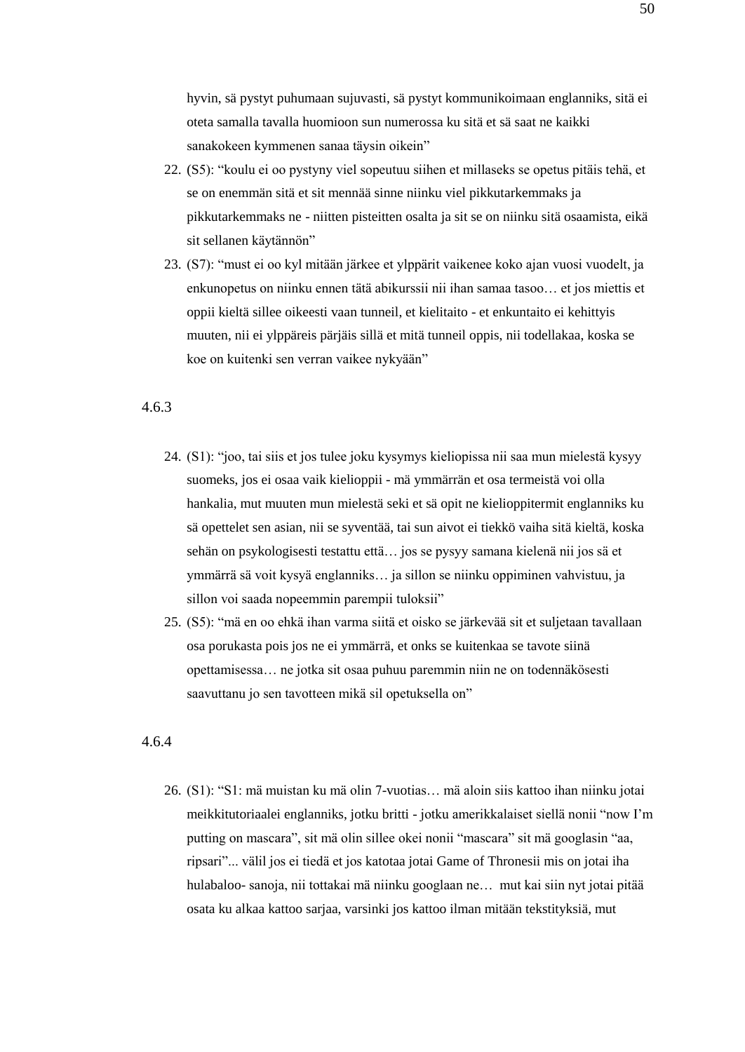hyvin, sä pystyt puhumaan sujuvasti, sä pystyt kommunikoimaan englanniks, sitä ei oteta samalla tavalla huomioon sun numerossa ku sitä et sä saat ne kaikki sanakokeen kymmenen sanaa täysin oikein"

22. (S5): "koulu ei oo pystyny viel sopeutuu siihen et millaseks se opetus pitäis tehä, et se on enemmän sitä et sit mennää sinne niinku viel pikkutarkemmaks ja pikkutarkemmaks ne - niitten pisteitten osalta ja sit se on niinku sitä osaamista, eikä sit sellanen käytännön"
23. (S7): "must ei oo kyl mitään järkee et ylppärit vaikenee koko ajan vuosi vuodelt, ja enkunopetus on niinku ennen tätä abikurssii nii ihan samaa tasoo… et jos miettis et oppii kieltä sillee oikeesti vaan tunneil, et kielitaito - et enkuntaito ei kehittyis muuten, nii ei ylppäreis pärjäis sillä et mitä tunneil oppis, nii todellakaa, koska se koe on kuitenki sen verran vaikee nykyään"

4.6.3

24. (S1): "joo, tai siis et jos tulee joku kysymys kieliopissa nii saa mun mielestä kysyy suomeks, jos ei osaa vaik kielioppii - mä ymmärrän et osa termeistä voi olla hankalia, mut muuten mun mielestä seki et sä opit ne kielioppitermit englanniks ku sä opettelet sen asian, nii se syventää, tai sun aivot ei tiekkö vaiha sitä kieltä, koska sehän on psykologisesti testattu että… jos se pysyy samana kielenä nii jos sä et ymmärrä sä voit kysyä englanniks… ja sillon se niinku oppiminen vahvistuu, ja sillon voi saada nopeemmin parempii tuloksii"
25. (S5): "mä en oo ehkä ihan varma siitä et oisko se järkevää sit et suljetaan tavallaan osa porukasta pois jos ne ei ymmärrä, et onks se kuitenkaa se tavote siinä opettamisessa… ne jotka sit osaa puhuu paremmin niin ne on todennäkösesti saavuttanu jo sen tavotteen mikä sil opetuksella on"

4.6.4

26. (S1): "S1: mä muistan ku mä olin 7-vuotias… mä aloin siis kattoo ihan niinku jotai meikkitutoriaalei englanniks, jotku britti - jotku amerikkalaiset siellä nonii "now I'm putting on mascara", sit mä olin sillee okei nonii "mascara" sit mä googlasin "aa, ripsari"... välil jos ei tiedä et jos katotaa jotai Game of Thronesii mis on jotai iha hulabaloo- sanoja, nii tottakai mä niinku googlaan ne… mut kai siin nyt jotai pitää osata ku alkaa kattoo sarjaa, varsinki jos kattoo ilman mitään tekstityksiä, mut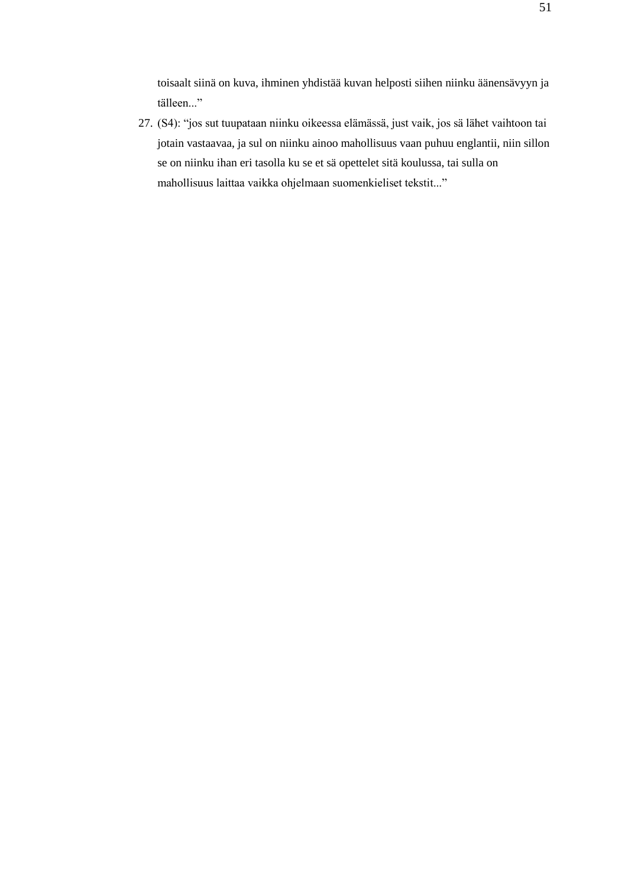toisaalt siinä on kuva, ihminen yhdistää kuvan helposti siihen niinku äänensävyyn ja tälleen...”

27. (S4): “jos sut tuupataan niinku oikeessa elämässä, just vaik, jos sä lähet vaihtoon tai jotain vastaavaa, ja sul on niinku ainoo mahollisuus vaan puhuu englantii, niin sillon se on niinku ihan eri tasolla ku se et sä opettelet sitä koulussa, tai sulla on mahollisuus laittaa vaikka ohjelmaan suomenkieliset tekstit...”